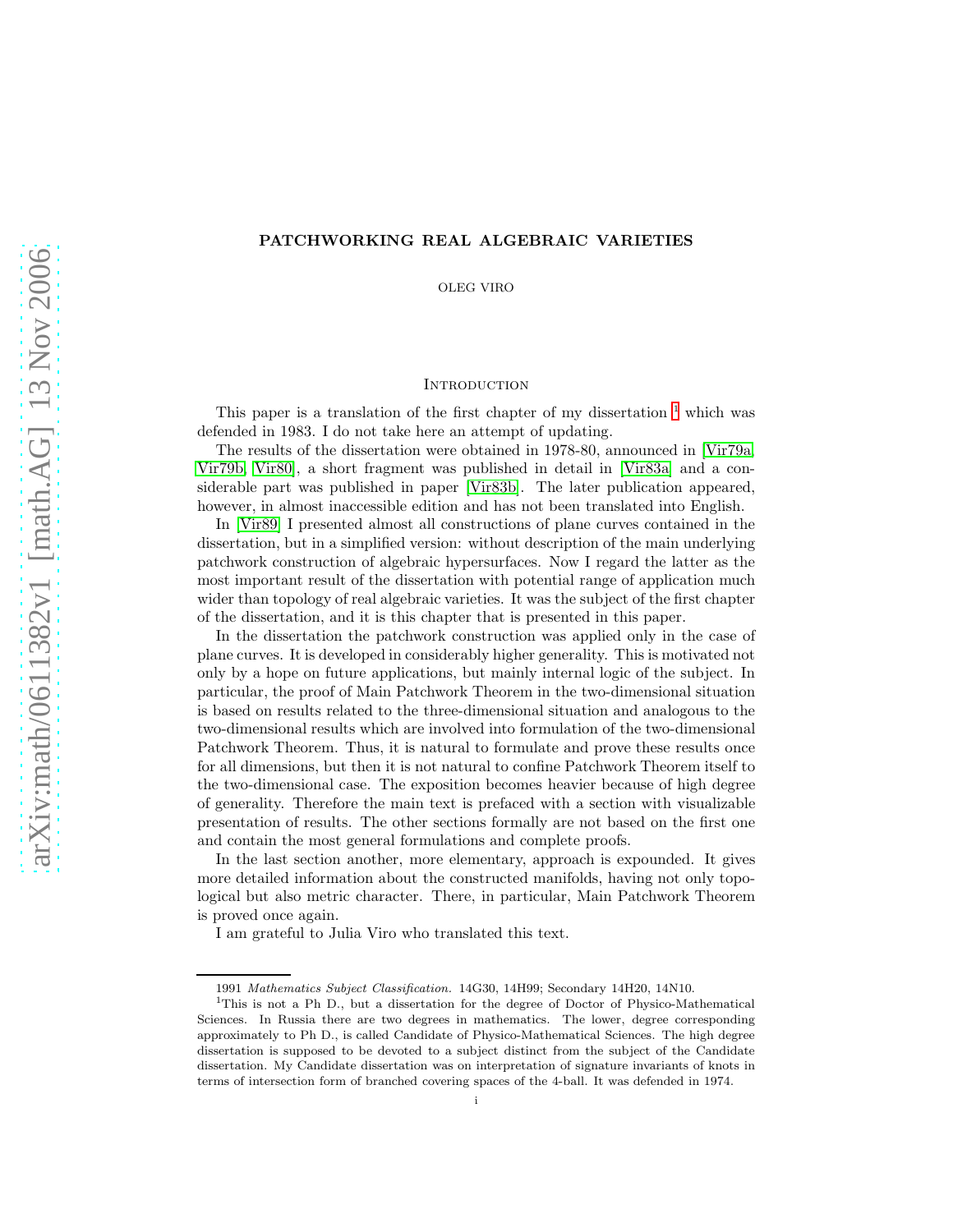# PATCHWORKING REAL ALGEBRAIC VARIETIES

OLEG VIRO

## Introduction

This paper is a translation of the first chapter of my dissertation [1] which was defended in 1983. I do not take here an attempt of updating.

The results of the dissertation were obtained in 1978-80, announced in [Vir79a, Vir79b, Vir80], a short fragment was published in detail in [Vir83a] and a considerable part was published in paper [Vir83b]. The later publication appeared, however, in almost inaccessible edition and has not been translated into English.

In [Vir89] I presented almost all constructions of plane curves contained in the dissertation, but in a simplified version: without description of the main underlying patchwork construction of algebraic hypersurfaces. Now I regard the latter as the most important result of the dissertation with potential range of application much wider than topology of real algebraic varieties. It was the subject of the first chapter of the dissertation, and it is this chapter that is presented in this paper.

In the dissertation the patchwork construction was applied only in the case of plane curves. It is developed in considerably higher generality. This is motivated not only by a hope on future applications, but mainly internal logic of the subject. In particular, the proof of Main Patchwork Theorem in the two-dimensional situation is based on results related to the three-dimensional situation and analogous to the two-dimensional results which are involved into formulation of the two-dimensional Patchwork Theorem. Thus, it is natural to formulate and prove these results once for all dimensions, but then it is not natural to confine Patchwork Theorem itself to the two-dimensional case. The exposition becomes heavier because of high degree of generality. Therefore the main text is prefaced with a section with visualizable presentation of results. The other sections formally are not based on the first one and contain the most general formulations and complete proofs.

In the last section another, more elementary, approach is expounded. It gives more detailed information about the constructed manifolds, having not only topological but also metric character. There, in particular, Main Patchwork Theorem is proved once again.

I am grateful to Julia Viro who translated this text.

---

1991 *Mathematics Subject Classification.* 14G30, 14H99; Secondary 14H20, 14N10.

[1] This is not a Ph D., but a dissertation for the degree of Doctor of Physico-Mathematical Sciences. In Russia there are two degrees in mathematics. The lower, degree corresponding approximately to Ph D., is called Candidate of Physico-Mathematical Sciences. The high degree dissertation is supposed to be devoted to a subject distinct from the subject of the Candidate dissertation. My Candidate dissertation was on interpretation of signature invariants of knots in terms of intersection form of branched covering spaces of the 4-ball. It was defended in 1974.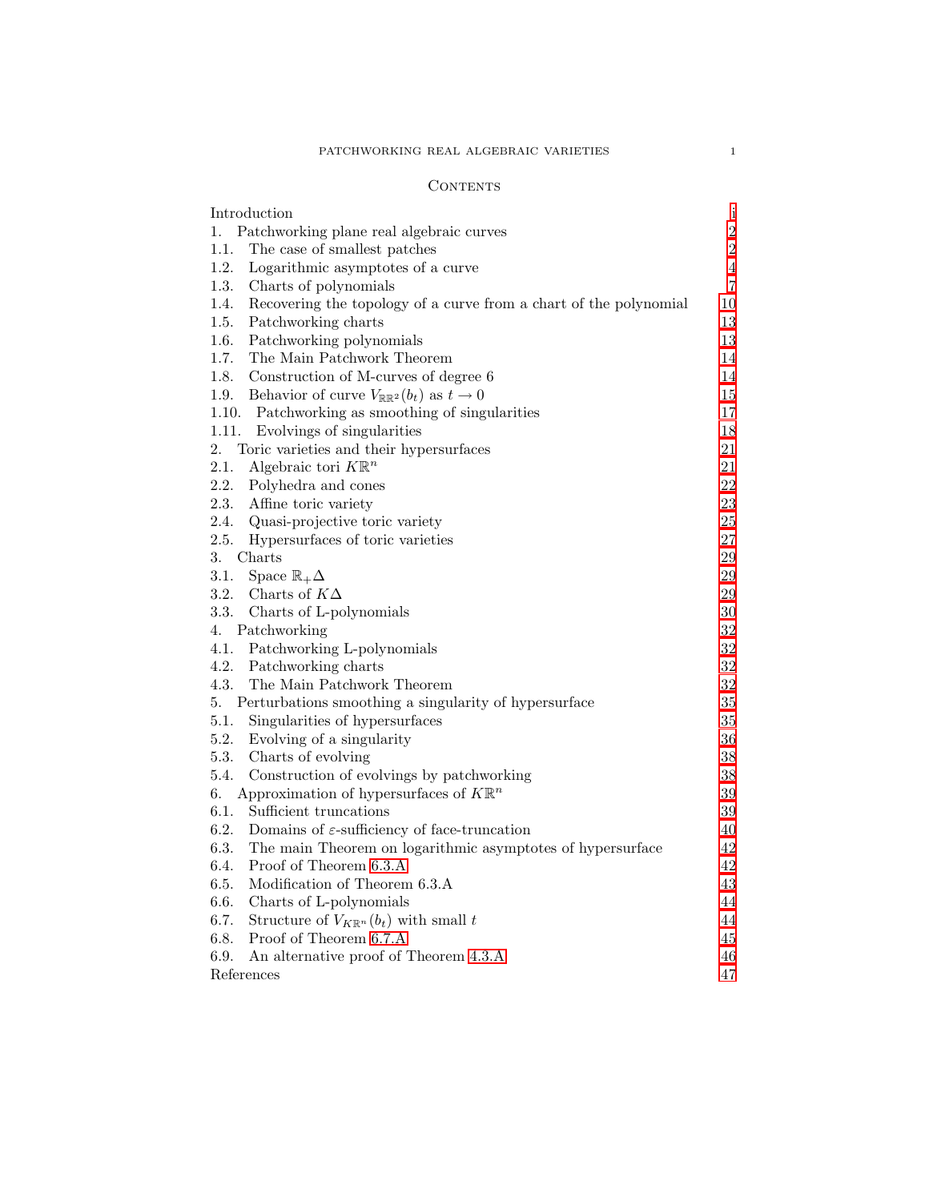# Contents

| | |
|---|---|
| Introduction | i |
| 1. Patchworking plane real algebraic curves | 2 |
| 1.1. The case of smallest patches | 2 |
| 1.2. Logarithmic asymptotes of a curve | 4 |
| 1.3. Charts of polynomials | 7 |
| 1.4. Recovering the topology of a curve from a chart of the polynomial | 10 |
| 1.5. Patchworking charts | 13 |
| 1.6. Patchworking polynomials | 13 |
| 1.7. The Main Patchwork Theorem | 14 |
| 1.8. Construction of M-curves of degree 6 | 14 |
| 1.9. Behavior of curve $V_{\mathbb{RR}^2}(b_t)$ as $t \to 0$ | 15 |
| 1.10. Patchworking as smoothing of singularities | 17 |
| 1.11. Evolvings of singularities | 18 |
| 2. Toric varieties and their hypersurfaces | 21 |
| 2.1. Algebraic tori $K\mathbb{R}^n$ | 21 |
| 2.2. Polyhedra and cones | 22 |
| 2.3. Affine toric variety | 23 |
| 2.4. Quasi-projective toric variety | 25 |
| 2.5. Hypersurfaces of toric varieties | 27 |
| 3. Charts | 29 |
| 3.1. Space $\mathbb{R}_+\Delta$ | 29 |
| 3.2. Charts of $K\Delta$ | 29 |
| 3.3. Charts of L-polynomials | 30 |
| 4. Patchworking | 32 |
| 4.1. Patchworking L-polynomials | 32 |
| 4.2. Patchworking charts | 32 |
| 4.3. The Main Patchwork Theorem | 32 |
| 5. Perturbations smoothing a singularity of hypersurface | 35 |
| 5.1. Singularities of hypersurfaces | 35 |
| 5.2. Evolving of a singularity | 36 |
| 5.3. Charts of evolving | 38 |
| 5.4. Construction of evolvings by patchworking | 38 |
| 6. Approximation of hypersurfaces of $K\mathbb{R}^n$ | 39 |
| 6.1. Sufficient truncations | 39 |
| 6.2. Domains of $\varepsilon$-sufficiency of face-truncation | 40 |
| 6.3. The main Theorem on logarithmic asymptotes of hypersurface | 42 |
| 6.4. Proof of Theorem 6.3.A | 42 |
| 6.5. Modification of Theorem 6.3.A | 43 |
| 6.6. Charts of L-polynomials | 44 |
| 6.7. Structure of $V_{K\mathbb{R}^n}(b_t)$ with small $t$ | 44 |
| 6.8. Proof of Theorem 6.7.A | 45 |
| 6.9. An alternative proof of Theorem 4.3.A | 46 |
| References | 47 |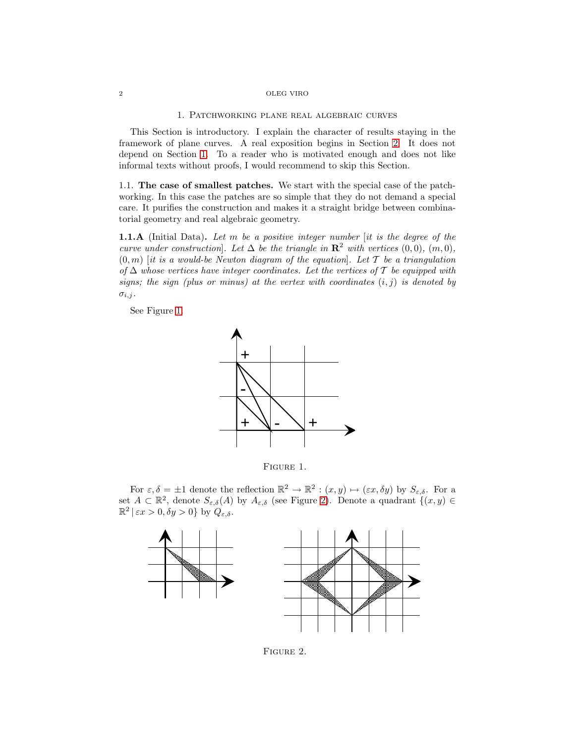## 1. Patchworking plane real algebraic curves

This Section is introductory. I explain the character of results staying in the framework of plane curves. A real exposition begins in Section 2. It does not depend on Section 1. To a reader who is motivated enough and does not like informal texts without proofs, I would recommend to skip this Section.

### 1.1. The case of smallest patches.

We start with the special case of the patchworking. In this case the patches are so simple that they do not demand a special care. It purifies the construction and makes it a straight bridge between combinatorial geometry and real algebraic geometry.

**1.1.A** (Initial Data)**.** *Let $m$ be a positive integer number* [*it is the degree of the curve under construction*]*. Let $\Delta$ be the triangle in $\mathbf{R}^2$ with vertices $(0,0)$, $(m,0)$, $(0,m)$* [*it is a would-be Newton diagram of the equation*]*. Let $\mathcal{T}$ be a triangulation of $\Delta$ whose vertices have integer coordinates. Let the vertices of $\mathcal{T}$ be equipped with signs; the sign (plus or minus) at the vertex with coordinates $(i,j)$ is denoted by $\sigma_{i,j}$.*

See Figure 1.

Figure 1.

For $\varepsilon, \delta = \pm 1$ denote the reflection $\mathbb{R}^2 \to \mathbb{R}^2 : (x,y) \mapsto (\varepsilon x, \delta y)$ by $S_{\varepsilon,\delta}$. For a set $A \subset \mathbb{R}^2$, denote $S_{\varepsilon,\delta}(A)$ by $A_{\varepsilon,\delta}$ (see Figure 2). Denote a quadrant $\{(x,y) \in \mathbb{R}^2 \mid \varepsilon x > 0, \delta y > 0\}$ by $Q_{\varepsilon,\delta}$.

Figure 2.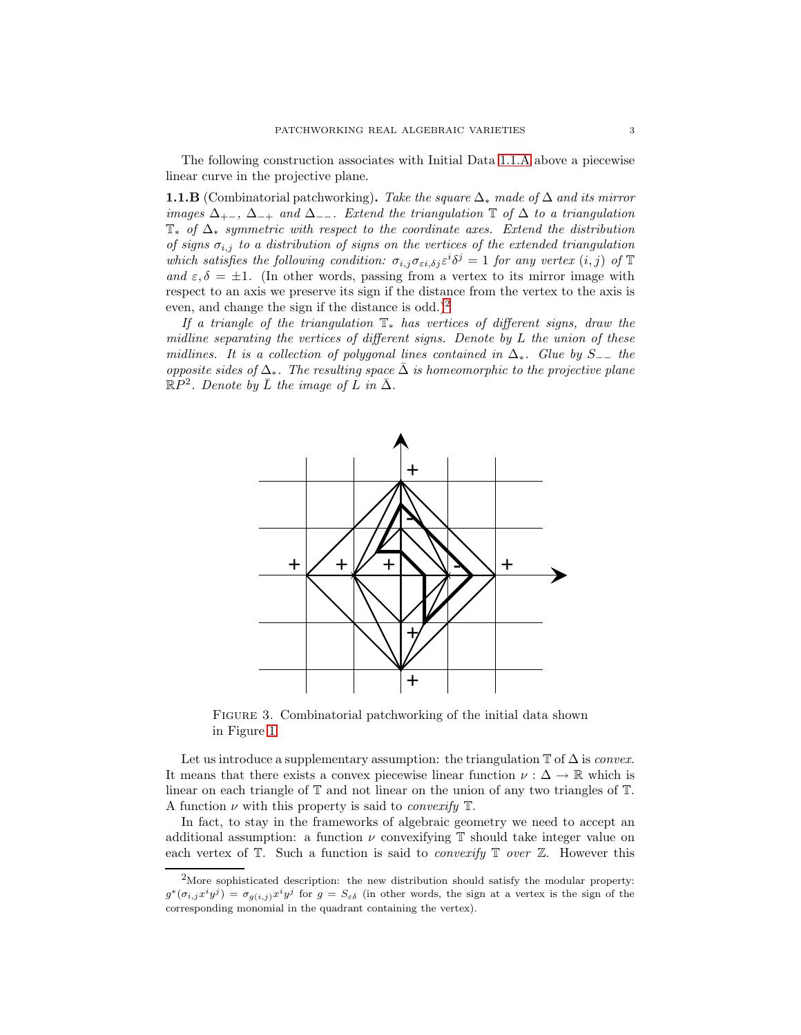The following construction associates with Initial Data 1.1.A above a piecewise linear curve in the projective plane.

**1.1.B** (Combinatorial patchworking)**.** *Take the square $\Delta_*$ made of $\Delta$ and its mirror images $\Delta_{+-}$, $\Delta_{-+}$ and $\Delta_{--}$. Extend the triangulation $\mathbb{T}$ of $\Delta$ to a triangulation $\mathbb{T}_*$ of $\Delta_*$ symmetric with respect to the coordinate axes. Extend the distribution of signs $\sigma_{i,j}$ to a distribution of signs on the vertices of the extended triangulation which satisfies the following condition: $\sigma_{i,j}\sigma_{\varepsilon i,\delta j}\varepsilon^i\delta^j = 1$ for any vertex $(i,j)$ of $\mathbb{T}$ and $\varepsilon,\delta = \pm 1$.* (In other words, passing from a vertex to its mirror image with respect to an axis we preserve its sign if the distance from the vertex to the axis is even, and change the sign if the distance is odd.)[2]

*If a triangle of the triangulation $\mathbb{T}_*$ has vertices of different signs, draw the midline separating the vertices of different signs. Denote by $L$ the union of these midlines. It is a collection of polygonal lines contained in $\Delta_*$. Glue by $S_{--}$ the opposite sides of $\Delta_*$. The resulting space $\bar{\Delta}$ is homeomorphic to the projective plane $\mathbb{R}P^2$. Denote by $\bar{L}$ the image of $L$ in $\bar{\Delta}$.*

FIGURE 3. Combinatorial patchworking of the initial data shown in Figure 1.

Let us introduce a supplementary assumption: the triangulation $\mathbb{T}$ of $\Delta$ is *convex*. It means that there exists a convex piecewise linear function $\nu : \Delta \to \mathbb{R}$ which is linear on each triangle of $\mathbb{T}$ and not linear on the union of any two triangles of $\mathbb{T}$. A function $\nu$ with this property is said to *convexify* $\mathbb{T}$.

In fact, to stay in the frameworks of algebraic geometry we need to accept an additional assumption: a function $\nu$ convexifying $\mathbb{T}$ should take integer value on each vertex of $\mathbb{T}$. Such a function is said to *convexify* $\mathbb{T}$ *over* $\mathbb{Z}$. However this

[2] More sophisticated description: the new distribution should satisfy the modular property: $g^*(\sigma_{i,j}x^iy^j) = \sigma_{g(i,j)}x^iy^j$ for $g = S_{\varepsilon\delta}$ (in other words, the sign at a vertex is the sign of the corresponding monomial in the quadrant containing the vertex).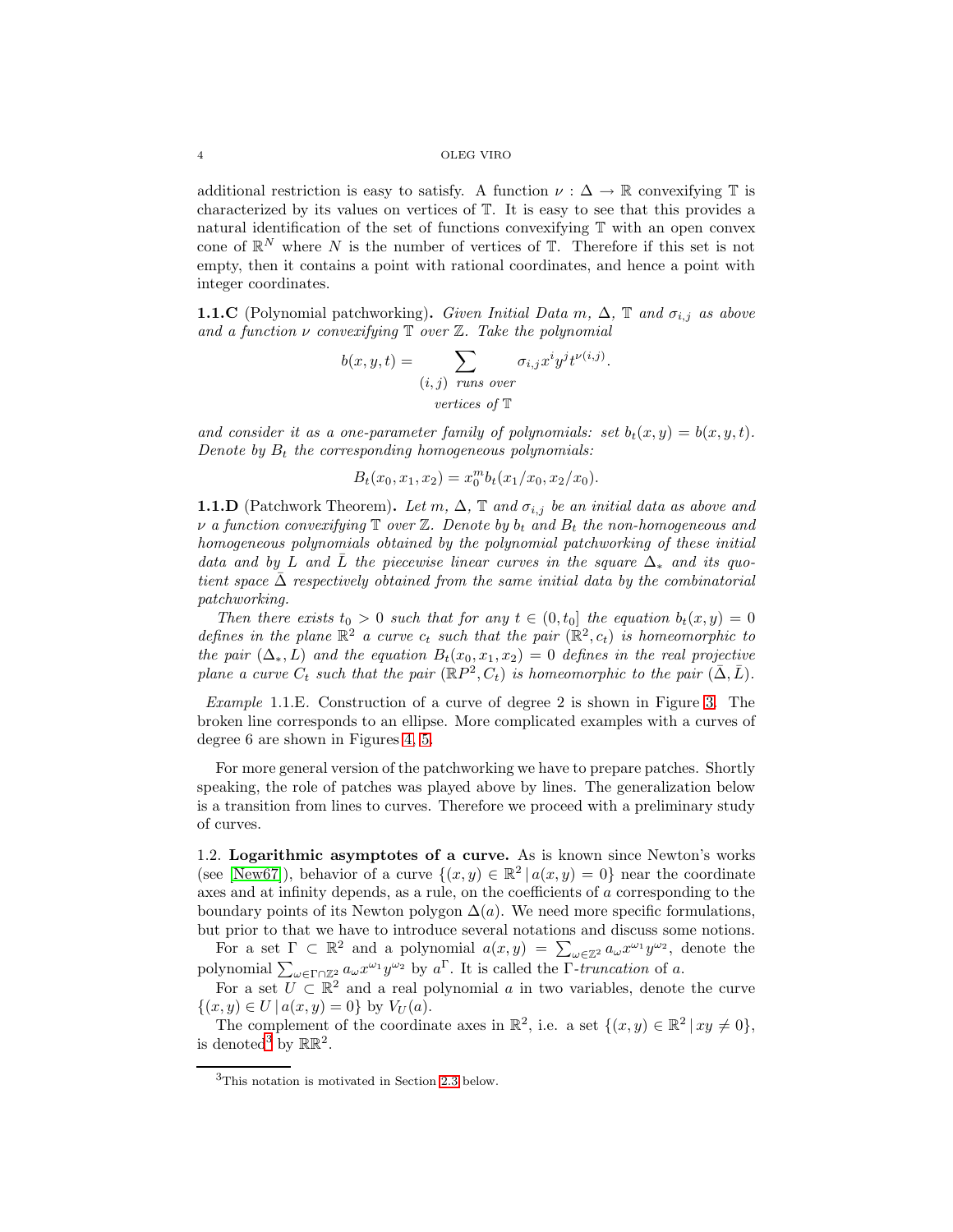additional restriction is easy to satisfy. A function $\nu : \Delta \to \mathbb{R}$ convexifying $\mathbb{T}$ is characterized by its values on vertices of $\mathbb{T}$. It is easy to see that this provides a natural identification of the set of functions convexifying $\mathbb{T}$ with an open convex cone of $\mathbb{R}^N$ where $N$ is the number of vertices of $\mathbb{T}$. Therefore if this set is not empty, then it contains a point with rational coordinates, and hence a point with integer coordinates.

**1.1.C** (Polynomial patchworking)**.** *Given Initial Data $m$, $\Delta$, $\mathbb{T}$ and $\sigma_{i,j}$ as above and a function $\nu$ convexifying $\mathbb{T}$ over $\mathbb{Z}$. Take the polynomial*

$$b(x, y, t) = \sum_{\substack{(i,j) \text{ runs over} \\ \text{vertices of } \mathbb{T}}} \sigma_{i,j} x^i y^j t^{\nu(i,j)}.$$

*and consider it as a one-parameter family of polynomials: set $b_t(x, y) = b(x, y, t)$. Denote by $B_t$ the corresponding homogeneous polynomials:*

$$B_t(x_0, x_1, x_2) = x_0^m b_t(x_1/x_0, x_2/x_0).$$

**1.1.D** (Patchwork Theorem)**.** *Let $m$, $\Delta$, $\mathbb{T}$ and $\sigma_{i,j}$ be an initial data as above and $\nu$ a function convexifying $\mathbb{T}$ over $\mathbb{Z}$. Denote by $b_t$ and $B_t$ the non-homogeneous and homogeneous polynomials obtained by the polynomial patchworking of these initial data and by $L$ and $\bar{L}$ the piecewise linear curves in the square $\Delta_*$ and its quotient space $\bar{\Delta}$ respectively obtained from the same initial data by the combinatorial patchworking.*

*Then there exists $t_0 > 0$ such that for any $t \in (0, t_0]$ the equation $b_t(x, y) = 0$ defines in the plane $\mathbb{R}^2$ a curve $c_t$ such that the pair $(\mathbb{R}^2, c_t)$ is homeomorphic to the pair $(\Delta_*, L)$ and the equation $B_t(x_0, x_1, x_2) = 0$ defines in the real projective plane a curve $C_t$ such that the pair $(\mathbb{R}P^2, C_t)$ is homeomorphic to the pair $(\bar{\Delta}, \bar{L})$.*

*Example* 1.1.E. Construction of a curve of degree 2 is shown in Figure 3. The broken line corresponds to an ellipse. More complicated examples with a curves of degree 6 are shown in Figures 4, 5.

For more general version of the patchworking we have to prepare patches. Shortly speaking, the role of patches was played above by lines. The generalization below is a transition from lines to curves. Therefore we proceed with a preliminary study of curves.

## 1.2. Logarithmic asymptotes of a curve.

As is known since Newton's works (see [New67]), behavior of a curve $\{(x, y) \in \mathbb{R}^2 \mid a(x, y) = 0\}$ near the coordinate axes and at infinity depends, as a rule, on the coefficients of $a$ corresponding to the boundary points of its Newton polygon $\Delta(a)$. We need more specific formulations, but prior to that we have to introduce several notations and discuss some notions.

For a set $\Gamma \subset \mathbb{R}^2$ and a polynomial $a(x, y) = \sum_{\omega \in \mathbb{Z}^2} a_\omega x^{\omega_1} y^{\omega_2}$, denote the polynomial $\sum_{\omega \in \Gamma \cap \mathbb{Z}^2} a_\omega x^{\omega_1} y^{\omega_2}$ by $a^\Gamma$. It is called the *$\Gamma$-truncation* of $a$.

For a set $U \subset \mathbb{R}^2$ and a real polynomial $a$ in two variables, denote the curve $\{(x, y) \in U \mid a(x, y) = 0\}$ by $V_U(a)$.

The complement of the coordinate axes in $\mathbb{R}^2$, i.e. a set $\{(x, y) \in \mathbb{R}^2 \mid xy \neq 0\}$, is denoted[3] by $\mathbb{R}\mathbb{R}^2$.

[3] This notation is motivated in Section 2.3 below.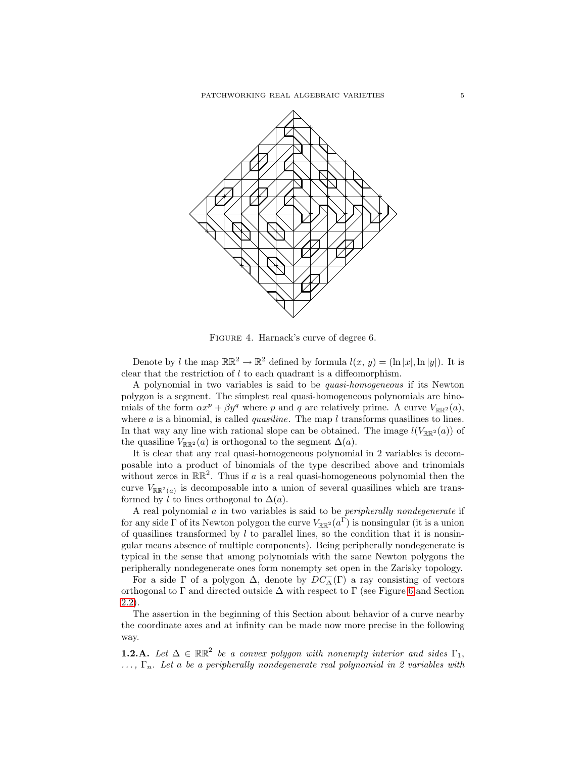FIGURE 4. Harnack's curve of degree 6.

Denote by $l$ the map $\mathbb{RR}^2 \to \mathbb{R}^2$ defined by formula $l(x, y) = (\ln|x|, \ln|y|)$. It is clear that the restriction of $l$ to each quadrant is a diffeomorphism.

A polynomial in two variables is said to be *quasi-homogeneous* if its Newton polygon is a segment. The simplest real quasi-homogeneous polynomials are binomials of the form $\alpha x^p + \beta y^q$ where $p$ and $q$ are relatively prime. A curve $V_{\mathbb{RR}^2}(a)$, where $a$ is a binomial, is called *quasiline*. The map $l$ transforms quasilines to lines. In that way any line with rational slope can be obtained. The image $l(V_{\mathbb{RR}^2}(a))$ of the quasiline $V_{\mathbb{RR}^2}(a)$ is orthogonal to the segment $\Delta(a)$.

It is clear that any real quasi-homogeneous polynomial in 2 variables is decomposable into a product of binomials of the type described above and trinomials without zeros in $\mathbb{RR}^2$. Thus if $a$ is a real quasi-homogeneous polynomial then the curve $V_{\mathbb{RR}^2(a)}$ is decomposable into a union of several quasilines which are transformed by $l$ to lines orthogonal to $\Delta(a)$.

A real polynomial $a$ in two variables is said to be *peripherally nondegenerate* if for any side $\Gamma$ of its Newton polygon the curve $V_{\mathbb{RR}^2}(a^\Gamma)$ is nonsingular (it is a union of quasilines transformed by $l$ to parallel lines, so the condition that it is nonsingular means absence of multiple components). Being peripherally nondegenerate is typical in the sense that among polynomials with the same Newton polygons the peripherally nondegenerate ones form nonempty set open in the Zariski topology.

For a side $\Gamma$ of a polygon $\Delta$, denote by $DC^-_\Delta(\Gamma)$ a ray consisting of vectors orthogonal to $\Gamma$ and directed outside $\Delta$ with respect to $\Gamma$ (see Figure 6 and Section 2.2).

The assertion in the beginning of this Section about behavior of a curve nearby the coordinate axes and at infinity can be made now more precise in the following way.

**1.2.A.** *Let $\Delta \in \mathbb{RR}^2$ be a convex polygon with nonempty interior and sides $\Gamma_1$, $\dots$, $\Gamma_n$. Let $a$ be a peripherally nondegenerate real polynomial in 2 variables with*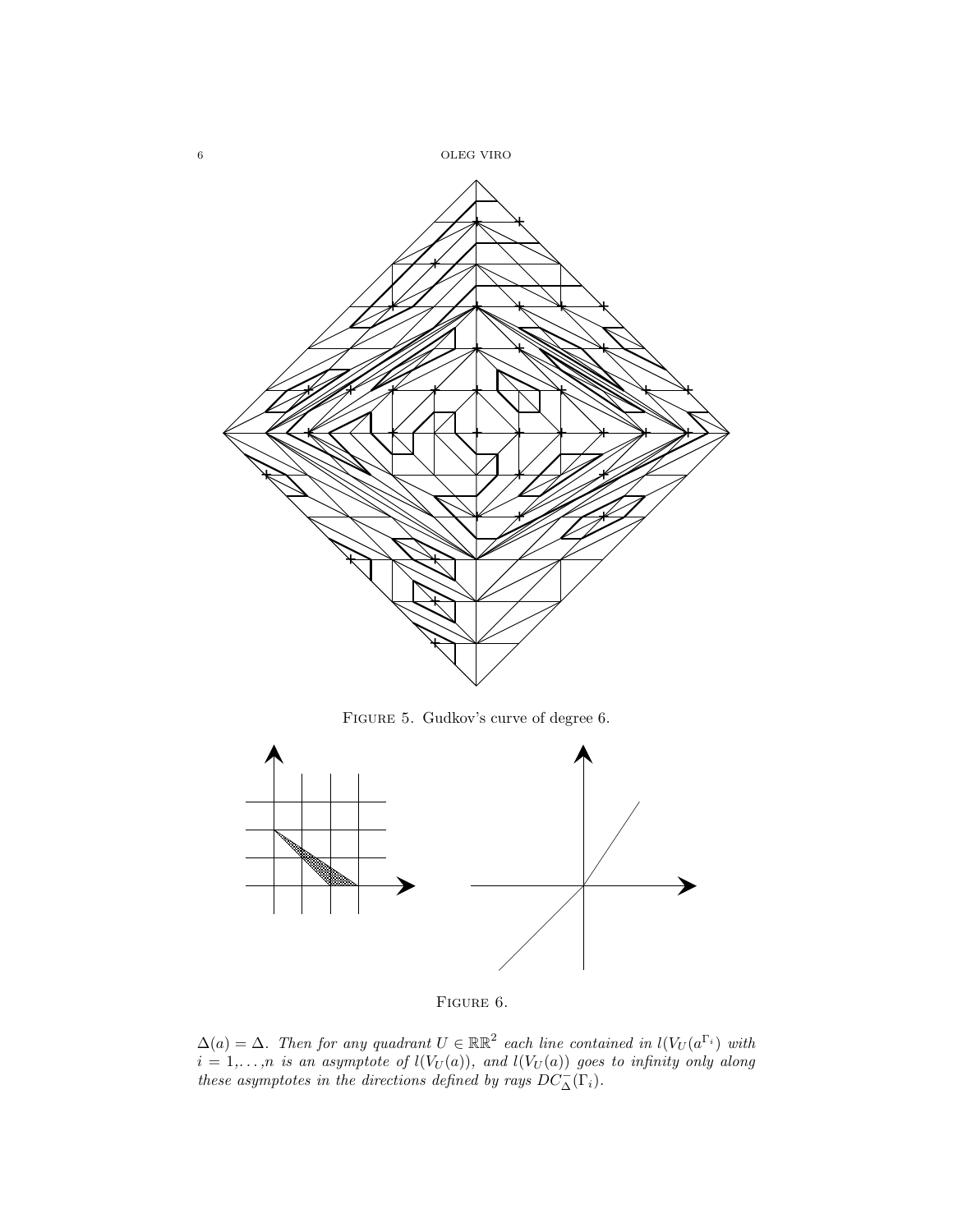Figure 5. Gudkov's curve of degree 6.

Figure 6.

$\Delta(a) = \Delta$. *Then for any quadrant $U \in \mathbb{RR}^2$ each line contained in $l(V_U(a^{\Gamma_i})$ with $i = 1,\ldots,n$ is an asymptote of $l(V_U(a))$, and $l(V_U(a))$ goes to infinity only along these asymptotes in the directions defined by rays $DC^-_\Delta(\Gamma_i)$.*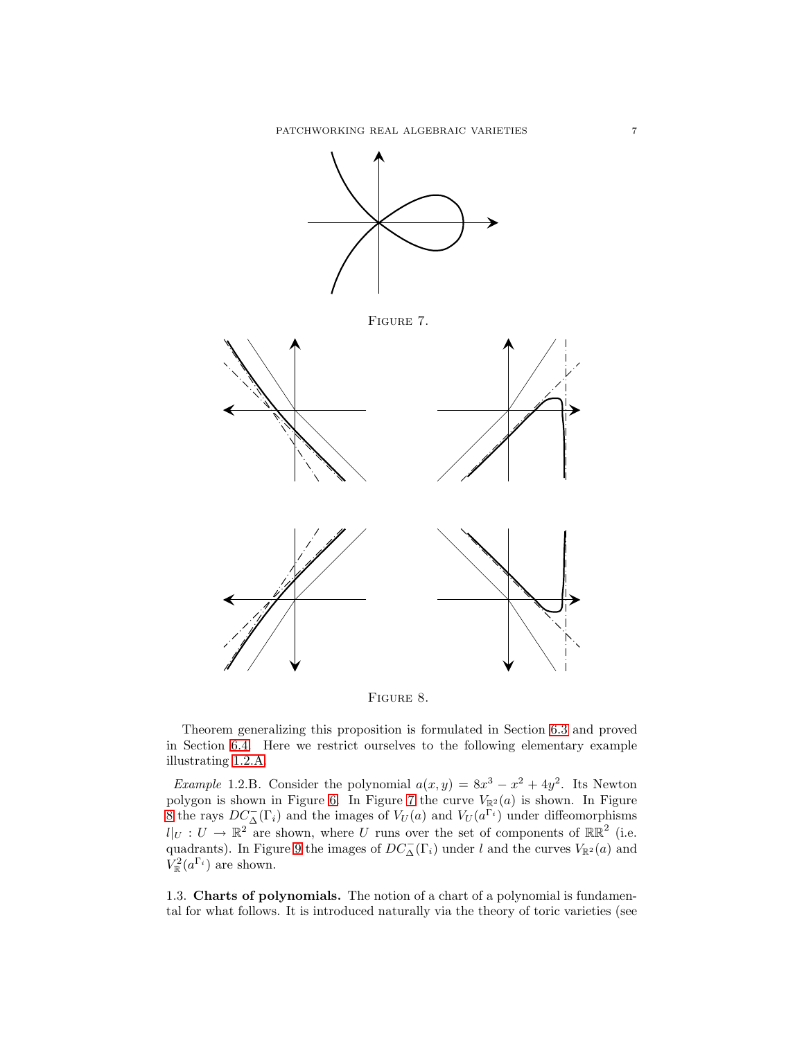Figure 7.

Figure 8.

Theorem generalizing this proposition is formulated in Section 6.3 and proved in Section 6.4. Here we restrict ourselves to the following elementary example illustrating 1.2.A.

*Example* 1.2.B. Consider the polynomial $a(x, y) = 8x^3 - x^2 + 4y^2$. Its Newton polygon is shown in Figure 6. In Figure 7 the curve $V_{\mathbb{R}^2}(a)$ is shown. In Figure 8 the rays $DC^-_{\Delta}(\Gamma_i)$ and the images of $V_U(a)$ and $V_U(a^{\Gamma_i})$ under diffeomorphisms $l|_U : U \to \mathbb{R}^2$ are shown, where $U$ runs over the set of components of $\mathbb{R}\mathbb{R}^2$ (i.e. quadrants). In Figure 9 the images of $DC^-_{\Delta}(\Gamma_i)$ under $l$ and the curves $V_{\mathbb{R}^2}(a)$ and $V^2_{\mathbb{R}}(a^{\Gamma_i})$ are shown.

1.3. **Charts of polynomials.** The notion of a chart of a polynomial is fundamental for what follows. It is introduced naturally via the theory of toric varieties (see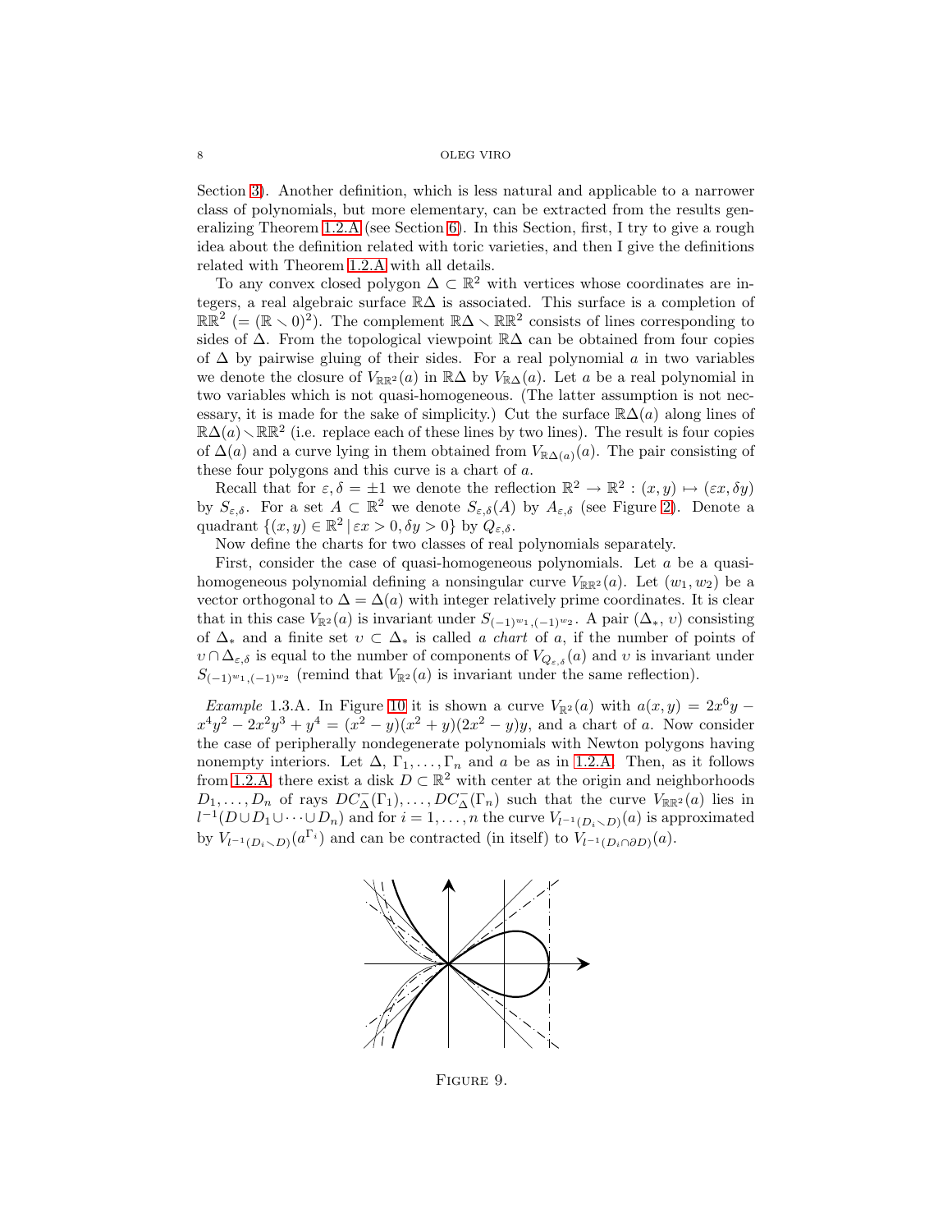Section 3). Another definition, which is less natural and applicable to a narrower class of polynomials, but more elementary, can be extracted from the results generalizing Theorem 1.2.A (see Section 6). In this Section, first, I try to give a rough idea about the definition related with toric varieties, and then I give the definitions related with Theorem 1.2.A with all details.

To any convex closed polygon $\Delta \subset \mathbb{R}^2$ with vertices whose coordinates are integers, a real algebraic surface $\mathbb{R}\Delta$ is associated. This surface is a completion of $\mathbb{R}\mathbb{R}^2$ ($= (\mathbb{R} \smallsetminus 0)^2$). The complement $\mathbb{R}\Delta \smallsetminus \mathbb{R}\mathbb{R}^2$ consists of lines corresponding to sides of $\Delta$. From the topological viewpoint $\mathbb{R}\Delta$ can be obtained from four copies of $\Delta$ by pairwise gluing of their sides. For a real polynomial $a$ in two variables we denote the closure of $V_{\mathbb{R}\mathbb{R}^2}(a)$ in $\mathbb{R}\Delta$ by $V_{\mathbb{R}\Delta}(a)$. Let $a$ be a real polynomial in two variables which is not quasi-homogeneous. (The latter assumption is not necessary, it is made for the sake of simplicity.) Cut the surface $\mathbb{R}\Delta(a)$ along lines of $\mathbb{R}\Delta(a) \smallsetminus \mathbb{R}\mathbb{R}^2$ (i.e. replace each of these lines by two lines). The result is four copies of $\Delta(a)$ and a curve lying in them obtained from $V_{\mathbb{R}\Delta(a)}(a)$. The pair consisting of these four polygons and this curve is a chart of $a$.

Recall that for $\varepsilon, \delta = \pm 1$ we denote the reflection $\mathbb{R}^2 \to \mathbb{R}^2 : (x, y) \mapsto (\varepsilon x, \delta y)$ by $S_{\varepsilon,\delta}$. For a set $A \subset \mathbb{R}^2$ we denote $S_{\varepsilon,\delta}(A)$ by $A_{\varepsilon,\delta}$ (see Figure 2). Denote a quadrant $\{(x, y) \in \mathbb{R}^2 \mid \varepsilon x > 0, \delta y > 0\}$ by $Q_{\varepsilon,\delta}$.

Now define the charts for two classes of real polynomials separately.

First, consider the case of quasi-homogeneous polynomials. Let $a$ be a quasi-homogeneous polynomial defining a nonsingular curve $V_{\mathbb{R}\mathbb{R}^2}(a)$. Let $(w_1, w_2)$ be a vector orthogonal to $\Delta = \Delta(a)$ with integer relatively prime coordinates. It is clear that in this case $V_{\mathbb{R}^2}(a)$ is invariant under $S_{(-1)^{w_1},(-1)^{w_2}}$. A pair $(\Delta_*, \upsilon)$ consisting of $\Delta_*$ and a finite set $\upsilon \subset \Delta_*$ is called *a chart* of $a$, if the number of points of $\upsilon \cap \Delta_{\varepsilon,\delta}$ is equal to the number of components of $V_{Q_{\varepsilon,\delta}}(a)$ and $\upsilon$ is invariant under $S_{(-1)^{w_1},(-1)^{w_2}}$ (remind that $V_{\mathbb{R}^2}(a)$ is invariant under the same reflection).

*Example* 1.3.A. In Figure 10 it is shown a curve $V_{\mathbb{R}^2}(a)$ with $a(x, y) = 2x^6y - x^4y^2 - 2x^2y^3 + y^4 = (x^2 - y)(x^2 + y)(2x^2 - y)y$, and a chart of $a$. Now consider the case of peripherally nondegenerate polynomials with Newton polygons having nonempty interiors. Let $\Delta$, $\Gamma_1, \dots, \Gamma_n$ and $a$ be as in 1.2.A. Then, as it follows from 1.2.A there exist a disk $D \subset \mathbb{R}^2$ with center at the origin and neighborhoods $D_1, \dots, D_n$ of rays $DC^-_\Delta(\Gamma_1), \dots, DC^-_\Delta(\Gamma_n)$ such that the curve $V_{\mathbb{R}\mathbb{R}^2}(a)$ lies in $l^{-1}(D \cup D_1 \cup \dots \cup D_n)$ and for $i = 1, \dots, n$ the curve $V_{l^{-1}(D_i \smallsetminus D)}(a)$ is approximated by $V_{l^{-1}(D_i \smallsetminus D)}(a^{\Gamma_i})$ and can be contracted (in itself) to $V_{l^{-1}(D_i \cap \partial D)}(a)$.

Figure 9.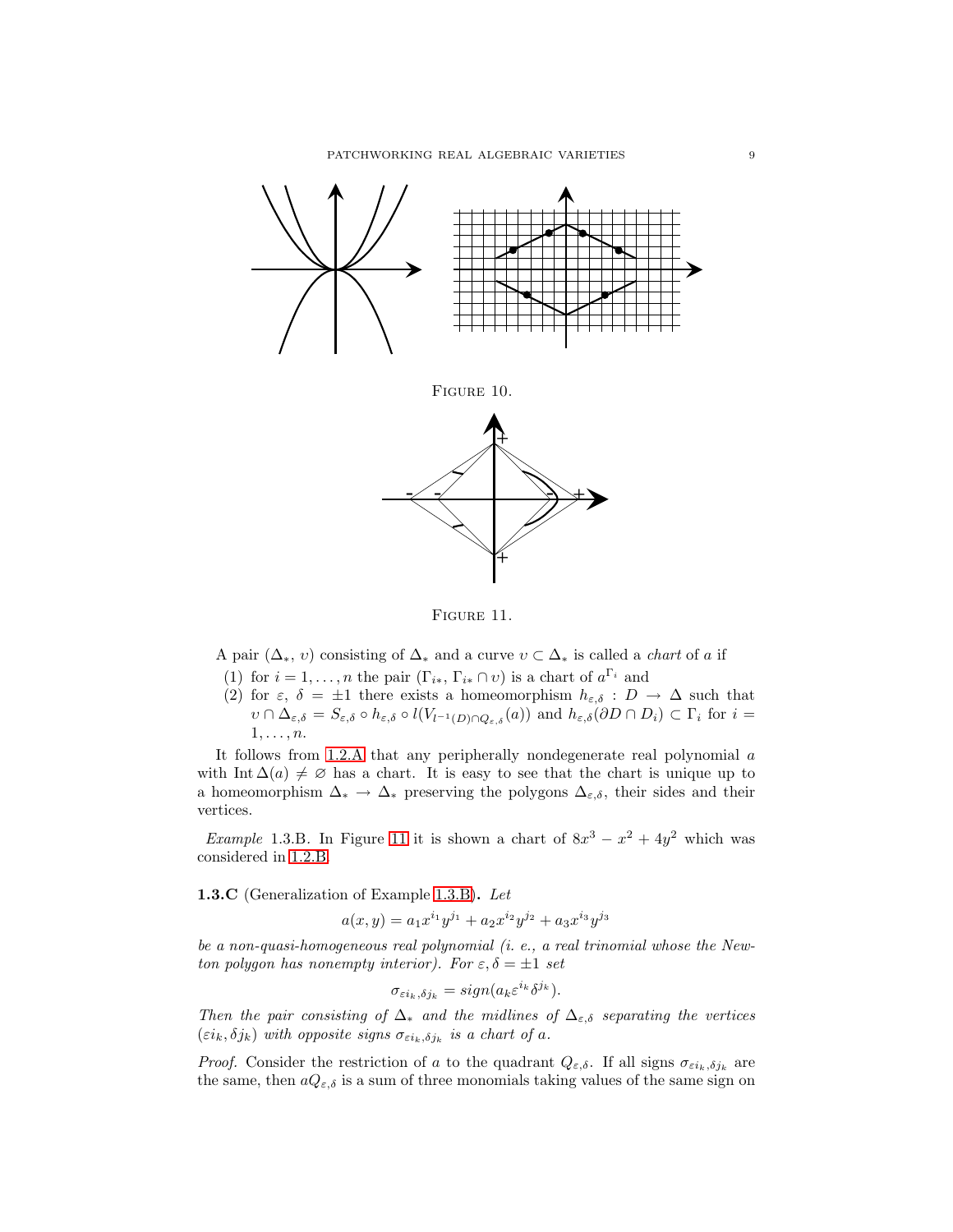FIGURE 10.

FIGURE 11.

A pair $(\Delta_*, \upsilon)$ consisting of $\Delta_*$ and a curve $\upsilon \subset \Delta_*$ is called a *chart* of $a$ if

1. for $i = 1, \dots, n$ the pair $(\Gamma_{i*}, \Gamma_{i*} \cap \upsilon)$ is a chart of $a^{\Gamma_i}$ and
2. for $\varepsilon, \delta = \pm 1$ there exists a homeomorphism $h_{\varepsilon,\delta} : D \to \Delta$ such that $\upsilon \cap \Delta_{\varepsilon,\delta} = S_{\varepsilon,\delta} \circ h_{\varepsilon,\delta} \circ l(V_{l^{-1}(D) \cap Q_{\varepsilon,\delta}}(a))$ and $h_{\varepsilon,\delta}(\partial D \cap D_i) \subset \Gamma_i$ for $i = 1, \dots, n$.

It follows from 1.2.A that any peripherally nondegenerate real polynomial $a$ with $\operatorname{Int} \Delta(a) \neq \varnothing$ has a chart. It is easy to see that the chart is unique up to a homeomorphism $\Delta_* \to \Delta_*$ preserving the polygons $\Delta_{\varepsilon,\delta}$, their sides and their vertices.

*Example* 1.3.B. In Figure 11 it is shown a chart of $8x^3 - x^2 + 4y^2$ which was considered in 1.2.B.

**1.3.C** (Generalization of Example 1.3.B)**.** *Let*

$$a(x, y) = a_1 x^{i_1} y^{j_1} + a_2 x^{i_2} y^{j_2} + a_3 x^{i_3} y^{j_3}$$

*be a non-quasi-homogeneous real polynomial (i. e., a real trinomial whose the Newton polygon has nonempty interior). For $\varepsilon, \delta = \pm 1$ set*

$$\sigma_{\varepsilon i_k, \delta j_k} = sign(a_k \varepsilon^{i_k} \delta^{j_k}).$$

*Then the pair consisting of $\Delta_*$ and the midlines of $\Delta_{\varepsilon,\delta}$ separating the vertices $(\varepsilon i_k, \delta j_k)$ with opposite signs $\sigma_{\varepsilon i_k, \delta j_k}$ is a chart of $a$.*

*Proof.* Consider the restriction of $a$ to the quadrant $Q_{\varepsilon,\delta}$. If all signs $\sigma_{\varepsilon i_k, \delta j_k}$ are the same, then $aQ_{\varepsilon,\delta}$ is a sum of three monomials taking values of the same sign on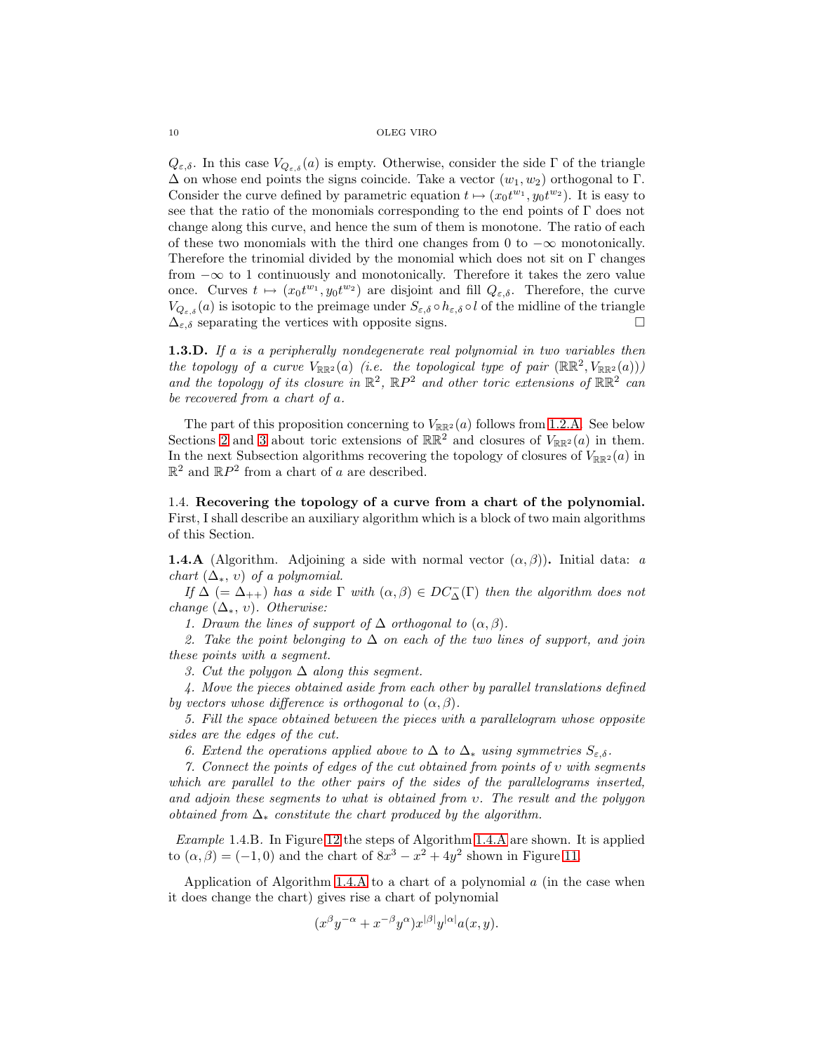$Q_{\varepsilon,\delta}$. In this case $V_{Q_{\varepsilon,\delta}}(a)$ is empty. Otherwise, consider the side $\Gamma$ of the triangle $\Delta$ on whose end points the signs coincide. Take a vector $(w_1, w_2)$ orthogonal to $\Gamma$. Consider the curve defined by parametric equation $t \mapsto (x_0 t^{w_1}, y_0 t^{w_2})$. It is easy to see that the ratio of the monomials corresponding to the end points of $\Gamma$ does not change along this curve, and hence the sum of them is monotone. The ratio of each of these two monomials with the third one changes from 0 to $-\infty$ monotonically. Therefore the trinomial divided by the monomial which does not sit on $\Gamma$ changes from $-\infty$ to 1 continuously and monotonically. Therefore it takes the zero value once. Curves $t \mapsto (x_0 t^{w_1}, y_0 t^{w_2})$ are disjoint and fill $Q_{\varepsilon,\delta}$. Therefore, the curve $V_{Q_{\varepsilon,\delta}}(a)$ is isotopic to the preimage under $S_{\varepsilon,\delta} \circ h_{\varepsilon,\delta} \circ l$ of the midline of the triangle $\Delta_{\varepsilon,\delta}$ separating the vertices with opposite signs. □

**1.3.D.** *If $a$ is a peripherally nondegenerate real polynomial in two variables then the topology of a curve $V_{\mathbb{R}\mathbb{R}^2}(a)$ (i.e. the topological type of pair $(\mathbb{R}\mathbb{R}^2, V_{\mathbb{R}\mathbb{R}^2}(a))$) and the topology of its closure in $\mathbb{R}^2$, $\mathbb{R}P^2$ and other toric extensions of $\mathbb{R}\mathbb{R}^2$ can be recovered from a chart of $a$.*

The part of this proposition concerning to $V_{\mathbb{R}\mathbb{R}^2}(a)$ follows from 1.2.A. See below Sections 2 and 3 about toric extensions of $\mathbb{R}\mathbb{R}^2$ and closures of $V_{\mathbb{R}\mathbb{R}^2}(a)$ in them. In the next Subsection algorithms recovering the topology of closures of $V_{\mathbb{R}\mathbb{R}^2}(a)$ in $\mathbb{R}^2$ and $\mathbb{R}P^2$ from a chart of $a$ are described.

## 1.4. Recovering the topology of a curve from a chart of the polynomial.

First, I shall describe an auxiliary algorithm which is a block of two main algorithms of this Section.

**1.4.A** (Algorithm. Adjoining a side with normal vector $(\alpha, \beta)$)**.** *Initial data: a chart $(\Delta_*, \upsilon)$ of a polynomial.*

*If $\Delta$ $(= \Delta_{++})$ has a side $\Gamma$ with $(\alpha, \beta) \in DC^-_\Delta(\Gamma)$ then the algorithm does not change $(\Delta_*, \upsilon)$. Otherwise:*

*1. Drawn the lines of support of $\Delta$ orthogonal to $(\alpha, \beta)$.*

*2. Take the point belonging to $\Delta$ on each of the two lines of support, and join these points with a segment.*

*3. Cut the polygon $\Delta$ along this segment.*

*4. Move the pieces obtained aside from each other by parallel translations defined by vectors whose difference is orthogonal to $(\alpha, \beta)$.*

*5. Fill the space obtained between the pieces with a parallelogram whose opposite sides are the edges of the cut.*

*6. Extend the operations applied above to $\Delta$ to $\Delta_*$ using symmetries $S_{\varepsilon,\delta}$.*

*7. Connect the points of edges of the cut obtained from points of $\upsilon$ with segments which are parallel to the other pairs of the sides of the parallelograms inserted, and adjoin these segments to what is obtained from $\upsilon$. The result and the polygon obtained from $\Delta_*$ constitute the chart produced by the algorithm.*

*Example* 1.4.B. In Figure 12 the steps of Algorithm 1.4.A are shown. It is applied to $(\alpha, \beta) = (-1, 0)$ and the chart of $8x^3 - x^2 + 4y^2$ shown in Figure 11.

Application of Algorithm 1.4.A to a chart of a polynomial $a$ (in the case when it does change the chart) gives rise a chart of polynomial

$$(x^\beta y^{-\alpha} + x^{-\beta} y^\alpha) x^{|\beta|} y^{|\alpha|} a(x, y).$$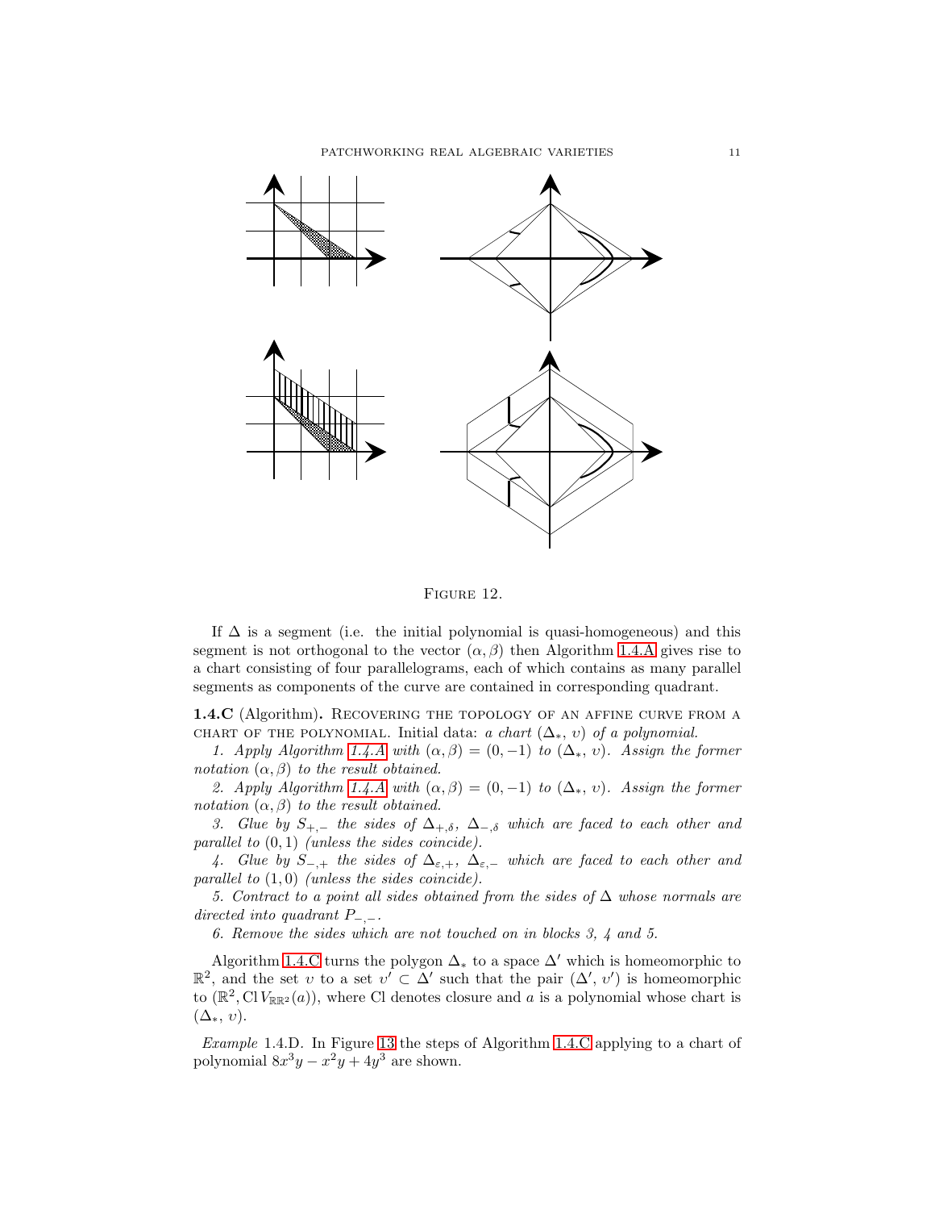Figure 12.

If $\Delta$ is a segment (i.e. the initial polynomial is quasi-homogeneous) and this segment is not orthogonal to the vector $(\alpha, \beta)$ then Algorithm 1.4.A gives rise to a chart consisting of four parallelograms, each of which contains as many parallel segments as components of the curve are contained in corresponding quadrant.

**1.4.C** (Algorithm)**.** Recovering the topology of an affine curve from a chart of the polynomial. Initial data: *a chart* $(\Delta_*, \upsilon)$ *of a polynomial.*

*1. Apply Algorithm 1.4.A with* $(\alpha, \beta) = (0, -1)$ *to* $(\Delta_*, \upsilon)$*. Assign the former notation* $(\alpha, \beta)$ *to the result obtained.*

*2. Apply Algorithm 1.4.A with* $(\alpha, \beta) = (0, -1)$ *to* $(\Delta_*, \upsilon)$*. Assign the former notation* $(\alpha, \beta)$ *to the result obtained.*

*3. Glue by* $S_{+,-}$ *the sides of* $\Delta_{+,\delta}$*,* $\Delta_{-,\delta}$ *which are faced to each other and parallel to* $(0, 1)$ *(unless the sides coincide).*

*4. Glue by* $S_{-,+}$ *the sides of* $\Delta_{\varepsilon,+}$*,* $\Delta_{\varepsilon,-}$ *which are faced to each other and parallel to* $(1, 0)$ *(unless the sides coincide).*

*5. Contract to a point all sides obtained from the sides of* $\Delta$ *whose normals are directed into quadrant* $P_{-,-}$*.*

*6. Remove the sides which are not touched on in blocks 3, 4 and 5.*

Algorithm 1.4.C turns the polygon $\Delta_*$ to a space $\Delta'$ which is homeomorphic to $\mathbb{R}^2$, and the set $\upsilon$ to a set $\upsilon' \subset \Delta'$ such that the pair $(\Delta', \upsilon')$ is homeomorphic to $(\mathbb{R}^2, \operatorname{Cl} V_{\mathbb{R}\mathbb{R}^2}(a))$, where Cl denotes closure and $a$ is a polynomial whose chart is $(\Delta_*, \upsilon)$.

*Example* 1.4.D. In Figure 13 the steps of Algorithm 1.4.C applying to a chart of polynomial $8x^3y - x^2y + 4y^3$ are shown.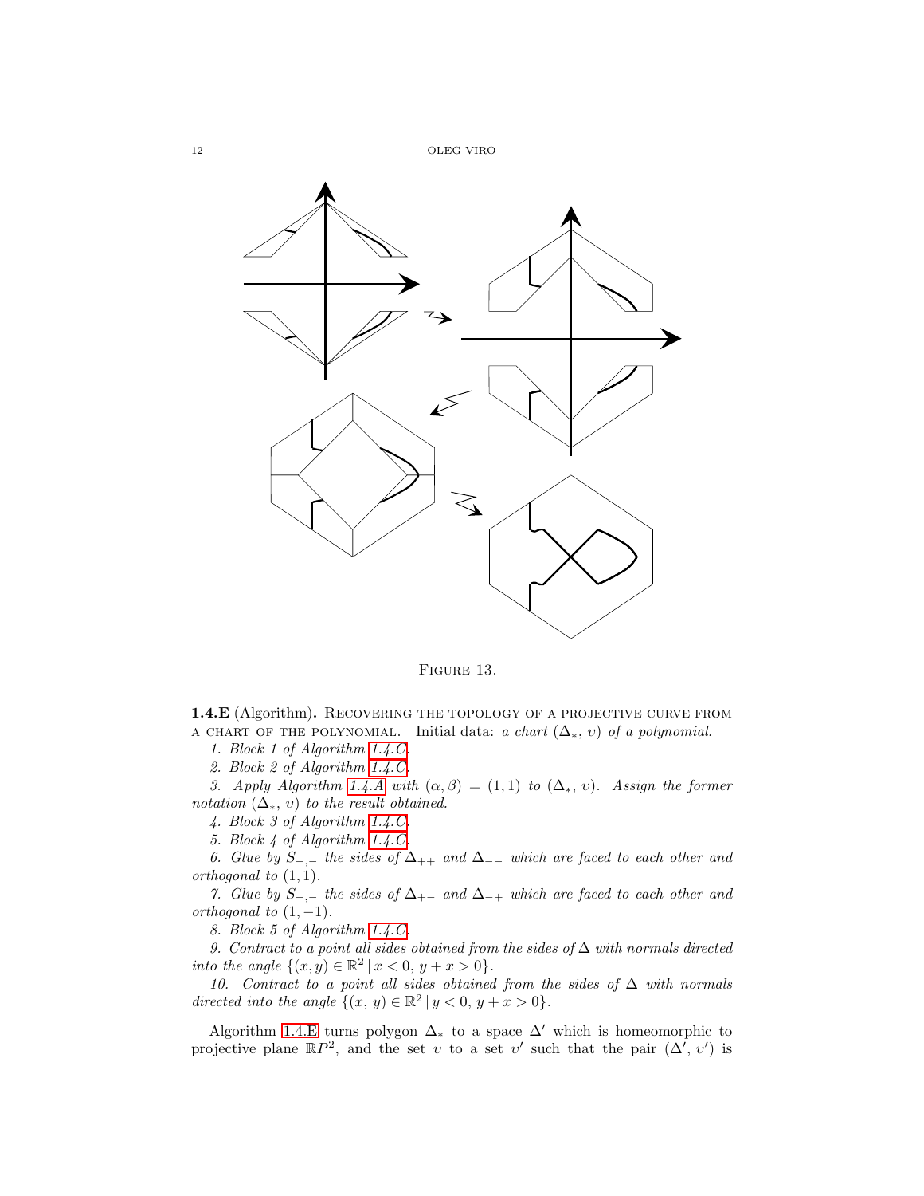Figure 13.

**1.4.E** (Algorithm)**.** Recovering the topology of a projective curve from a chart of the polynomial. Initial data: *a chart* $(\Delta_*,\, \upsilon)$ *of a polynomial.*

*1. Block 1 of Algorithm 1.4.C.*

*2. Block 2 of Algorithm 1.4.C.*

*3. Apply Algorithm 1.4.A with* $(\alpha, \beta) = (1, 1)$ *to* $(\Delta_*,\, \upsilon)$*. Assign the former notation* $(\Delta_*,\, \upsilon)$ *to the result obtained.*

*4. Block 3 of Algorithm 1.4.C.*

*5. Block 4 of Algorithm 1.4.C.*

*6. Glue by* $S_{-,-}$ *the sides of* $\Delta_{++}$ *and* $\Delta_{--}$ *which are faced to each other and orthogonal to* $(1, 1)$*.*

*7. Glue by* $S_{-,-}$ *the sides of* $\Delta_{+-}$ *and* $\Delta_{-+}$ *which are faced to each other and orthogonal to* $(1, -1)$*.*

*8. Block 5 of Algorithm 1.4.C.*

*9. Contract to a point all sides obtained from the sides of* $\Delta$ *with normals directed into the angle* $\{(x, y) \in \mathbb{R}^2 \,|\, x < 0,\, y + x > 0\}$*.*

*10. Contract to a point all sides obtained from the sides of* $\Delta$ *with normals directed into the angle* $\{(x,\, y) \in \mathbb{R}^2 \,|\, y < 0,\, y + x > 0\}$*.*

Algorithm 1.4.E turns polygon $\Delta_*$ to a space $\Delta'$ which is homeomorphic to projective plane $\mathbb{R}P^2$, and the set $\upsilon$ to a set $\upsilon'$ such that the pair $(\Delta', \upsilon')$ is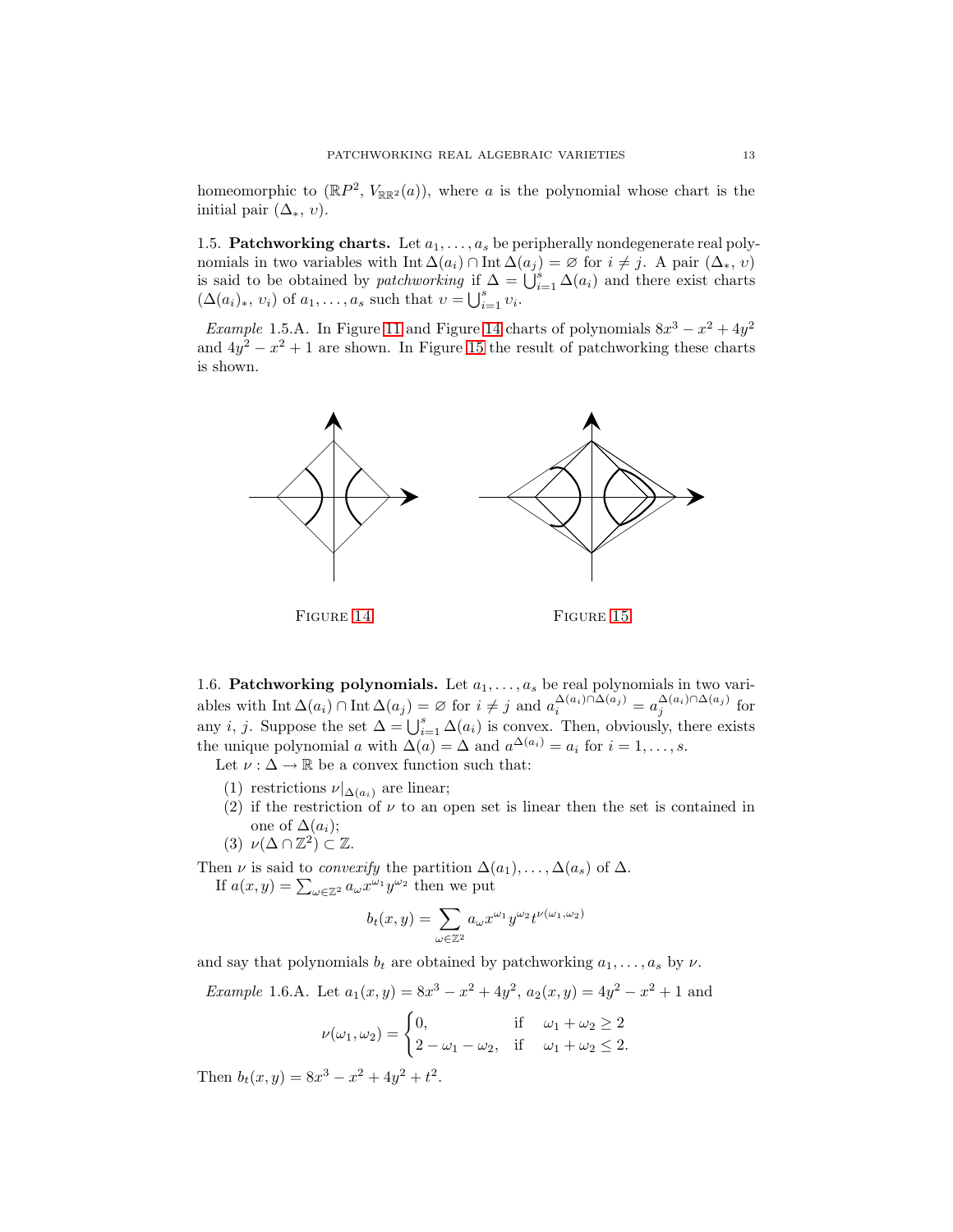homeomorphic to $(\mathbb{R}P^2, V_{\mathbb{R}\mathbb{R}^2}(a))$, where $a$ is the polynomial whose chart is the initial pair $(\Delta_*, \upsilon)$.

1.5. **Patchworking charts.** Let $a_1, \ldots, a_s$ be peripherally nondegenerate real polynomials in two variables with $\operatorname{Int}\Delta(a_i) \cap \operatorname{Int}\Delta(a_j) = \varnothing$ for $i \neq j$. A pair $(\Delta_*, \upsilon)$ is said to be obtained by *patchworking* if $\Delta = \bigcup_{i=1}^{s} \Delta(a_i)$ and there exist charts $(\Delta(a_i)_*, \upsilon_i)$ of $a_1, \ldots, a_s$ such that $\upsilon = \bigcup_{i=1}^{s} \upsilon_i$.

*Example* 1.5.A. In Figure 11 and Figure 14 charts of polynomials $8x^3 - x^2 + 4y^2$ and $4y^2 - x^2 + 1$ are shown. In Figure 15 the result of patchworking these charts is shown.

Figure 14

Figure 15

1.6. **Patchworking polynomials.** Let $a_1, \ldots, a_s$ be real polynomials in two variables with $\operatorname{Int}\Delta(a_i) \cap \operatorname{Int}\Delta(a_j) = \varnothing$ for $i \neq j$ and $a_i^{\Delta(a_i)\cap\Delta(a_j)} = a_j^{\Delta(a_i)\cap\Delta(a_j)}$ for any $i$, $j$. Suppose the set $\Delta = \bigcup_{i=1}^{s} \Delta(a_i)$ is convex. Then, obviously, there exists the unique polynomial $a$ with $\Delta(a) = \Delta$ and $a^{\Delta(a_i)} = a_i$ for $i = 1, \ldots, s$.

Let $\nu : \Delta \to \mathbb{R}$ be a convex function such that:

1. restrictions $\nu|_{\Delta(a_i)}$ are linear;
2. if the restriction of $\nu$ to an open set is linear then the set is contained in one of $\Delta(a_i)$;
3. $\nu(\Delta \cap \mathbb{Z}^2) \subset \mathbb{Z}$.

Then $\nu$ is said to *convexify* the partition $\Delta(a_1), \ldots, \Delta(a_s)$ of $\Delta$.

If $a(x, y) = \sum_{\omega \in \mathbb{Z}^2} a_\omega x^{\omega_1} y^{\omega_2}$ then we put

$$b_t(x, y) = \sum_{\omega \in \mathbb{Z}^2} a_\omega x^{\omega_1} y^{\omega_2} t^{\nu(\omega_1, \omega_2)}$$

and say that polynomials $b_t$ are obtained by patchworking $a_1, \ldots, a_s$ by $\nu$.

*Example* 1.6.A. Let $a_1(x, y) = 8x^3 - x^2 + 4y^2$, $a_2(x, y) = 4y^2 - x^2 + 1$ and

$$\nu(\omega_1, \omega_2) = \begin{cases} 0, & \text{if} \quad \omega_1 + \omega_2 \geq 2 \\ 2 - \omega_1 - \omega_2, & \text{if} \quad \omega_1 + \omega_2 \leq 2. \end{cases}$$

Then $b_t(x, y) = 8x^3 - x^2 + 4y^2 + t^2$.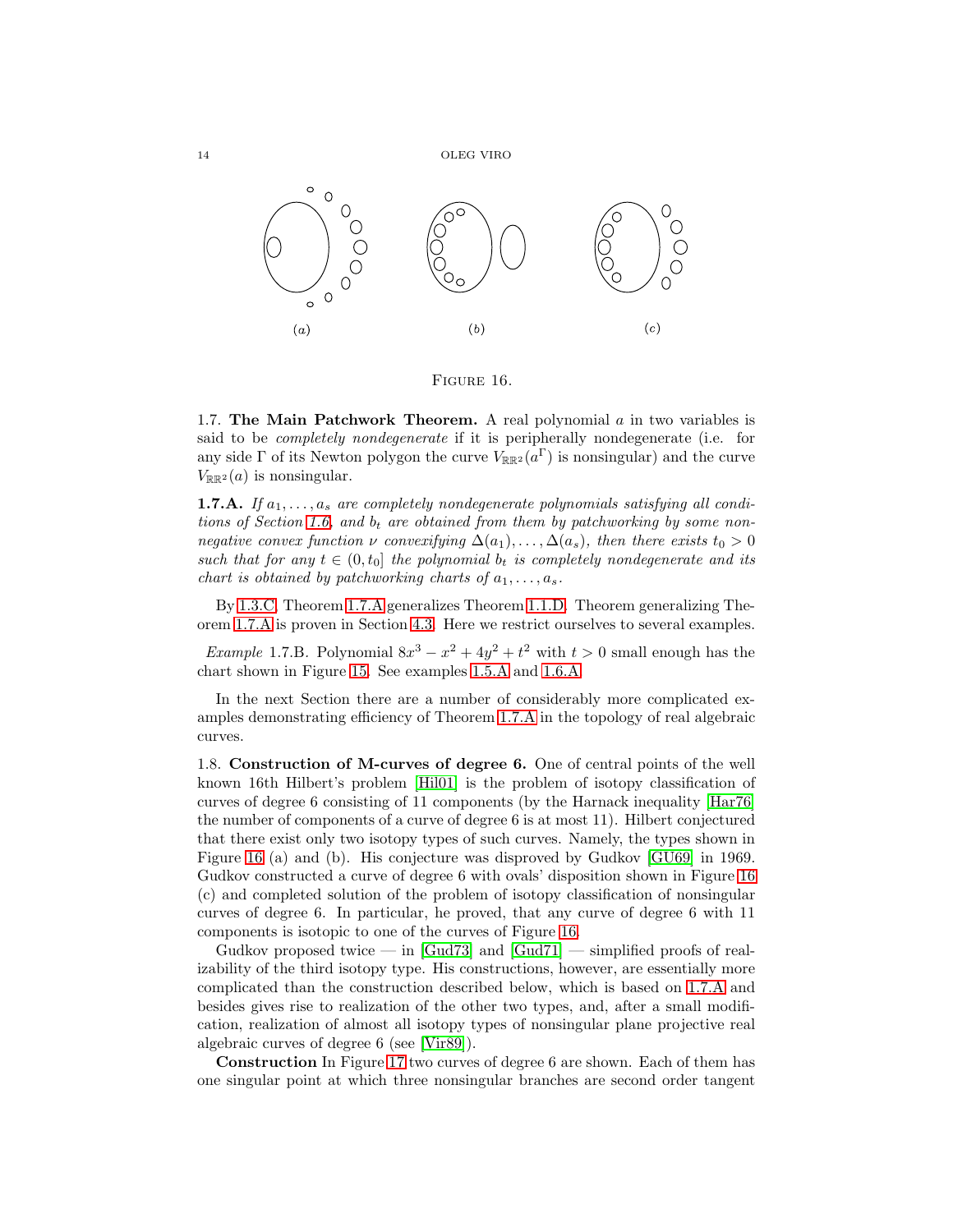(a) (b) (c)

FIGURE 16.

1.7. **The Main Patchwork Theorem.** A real polynomial $a$ in two variables is said to be *completely nondegenerate* if it is peripherally nondegenerate (i.e. for any side $\Gamma$ of its Newton polygon the curve $V_{\mathbb{RR}^2}(a^\Gamma)$ is nonsingular) and the curve $V_{\mathbb{RR}^2}(a)$ is nonsingular.

**1.7.A.** *If $a_1, \dots, a_s$ are completely nondegenerate polynomials satisfying all conditions of Section 1.6, and $b_t$ are obtained from them by patchworking by some non-negative convex function $\nu$ convexifying $\Delta(a_1), \dots, \Delta(a_s)$, then there exists $t_0 > 0$ such that for any $t \in (0, t_0]$ the polynomial $b_t$ is completely nondegenerate and its chart is obtained by patchworking charts of $a_1, \dots, a_s$.*

By 1.3.C, Theorem 1.7.A generalizes Theorem 1.1.D. Theorem generalizing Theorem 1.7.A is proven in Section 4.3. Here we restrict ourselves to several examples.

*Example* 1.7.B. Polynomial $8x^3 - x^2 + 4y^2 + t^2$ with $t > 0$ small enough has the chart shown in Figure 15. See examples 1.5.A and 1.6.A.

In the next Section there are a number of considerably more complicated examples demonstrating efficiency of Theorem 1.7.A in the topology of real algebraic curves.

1.8. **Construction of M-curves of degree 6.** One of central points of the well known 16th Hilbert's problem [Hil01] is the problem of isotopy classification of curves of degree 6 consisting of 11 components (by the Harnack inequality [Har76] the number of components of a curve of degree 6 is at most 11). Hilbert conjectured that there exist only two isotopy types of such curves. Namely, the types shown in Figure 16 (a) and (b). His conjecture was disproved by Gudkov [GU69] in 1969. Gudkov constructed a curve of degree 6 with ovals' disposition shown in Figure 16 (c) and completed solution of the problem of isotopy classification of nonsingular curves of degree 6. In particular, he proved, that any curve of degree 6 with 11 components is isotopic to one of the curves of Figure 16.

Gudkov proposed twice — in [Gud73] and [Gud71] — simplified proofs of realizability of the third isotopy type. His constructions, however, are essentially more complicated than the construction described below, which is based on 1.7.A and besides gives rise to realization of the other two types, and, after a small modification, realization of almost all isotopy types of nonsingular plane projective real algebraic curves of degree 6 (see [Vir89]).

**Construction** In Figure 17 two curves of degree 6 are shown. Each of them has one singular point at which three nonsingular branches are second order tangent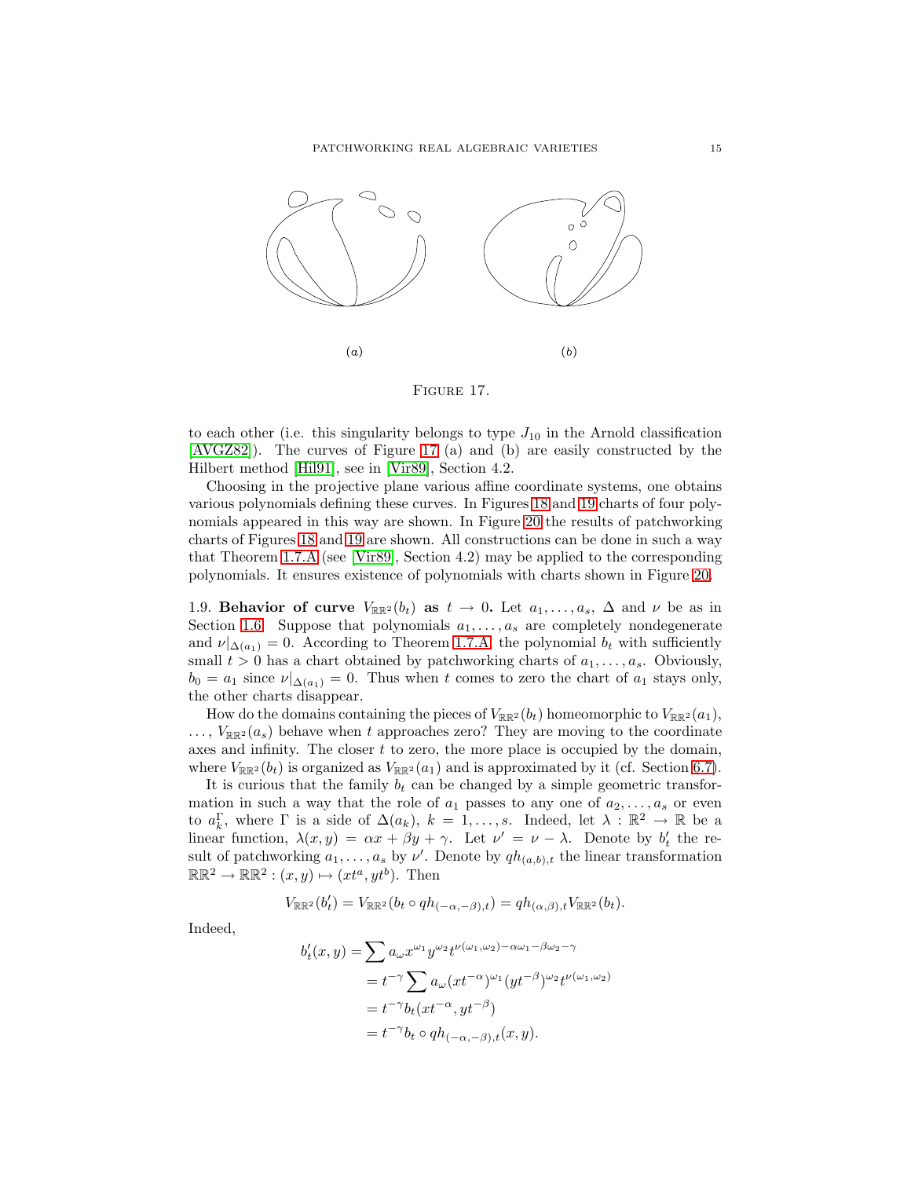(a) (b)

FIGURE 17.

to each other (i.e. this singularity belongs to type $J_{10}$ in the Arnold classification [AVGZ82]). The curves of Figure 17 (a) and (b) are easily constructed by the Hilbert method [Hil91], see in [Vir89], Section 4.2.

Choosing in the projective plane various affine coordinate systems, one obtains various polynomials defining these curves. In Figures 18 and 19 charts of four polynomials appeared in this way are shown. In Figure 20 the results of patchworking charts of Figures 18 and 19 are shown. All constructions can be done in such a way that Theorem 1.7.A (see [Vir89], Section 4.2) may be applied to the corresponding polynomials. It ensures existence of polynomials with charts shown in Figure 20.

1.9. **Behavior of curve $V_{\mathbb{R}\mathbb{R}^2}(b_t)$ as $t \to 0$.** Let $a_1, \dots, a_s$, $\Delta$ and $\nu$ be as in Section 1.6. Suppose that polynomials $a_1, \dots, a_s$ are completely nondegenerate and $\nu|_{\Delta(a_1)} = 0$. According to Theorem 1.7.A the polynomial $b_t$ with sufficiently small $t > 0$ has a chart obtained by patchworking charts of $a_1, \dots, a_s$. Obviously, $b_0 = a_1$ since $\nu|_{\Delta(a_1)} = 0$. Thus when $t$ comes to zero the chart of $a_1$ stays only, the other charts disappear.

How do the domains containing the pieces of $V_{\mathbb{R}\mathbb{R}^2}(b_t)$ homeomorphic to $V_{\mathbb{R}\mathbb{R}^2}(a_1)$, $\dots$, $V_{\mathbb{R}\mathbb{R}^2}(a_s)$ behave when $t$ approaches zero? They are moving to the coordinate axes and infinity. The closer $t$ to zero, the more place is occupied by the domain, where $V_{\mathbb{R}\mathbb{R}^2}(b_t)$ is organized as $V_{\mathbb{R}\mathbb{R}^2}(a_1)$ and is approximated by it (cf. Section 6.7).

It is curious that the family $b_t$ can be changed by a simple geometric transformation in such a way that the role of $a_1$ passes to any one of $a_2, \dots, a_s$ or even to $a_k^\Gamma$, where $\Gamma$ is a side of $\Delta(a_k)$, $k = 1, \dots, s$. Indeed, let $\lambda : \mathbb{R}^2 \to \mathbb{R}$ be a linear function, $\lambda(x, y) = \alpha x + \beta y + \gamma$. Let $\nu' = \nu - \lambda$. Denote by $b'_t$ the result of patchworking $a_1, \dots, a_s$ by $\nu'$. Denote by $qh_{(a,b),t}$ the linear transformation $\mathbb{R}\mathbb{R}^2 \to \mathbb{R}\mathbb{R}^2 : (x, y) \mapsto (xt^a, yt^b)$. Then

$$V_{\mathbb{R}\mathbb{R}^2}(b'_t) = V_{\mathbb{R}\mathbb{R}^2}(b_t \circ qh_{(-\alpha,-\beta),t}) = qh_{(\alpha,\beta),t} V_{\mathbb{R}\mathbb{R}^2}(b_t).$$

Indeed,

$$\begin{aligned}
b'_t(x, y) &= \sum a_\omega x^{\omega_1} y^{\omega_2} t^{\nu(\omega_1,\omega_2) - \alpha\omega_1 - \beta\omega_2 - \gamma} \\
&= t^{-\gamma} \sum a_\omega (xt^{-\alpha})^{\omega_1} (yt^{-\beta})^{\omega_2} t^{\nu(\omega_1,\omega_2)} \\
&= t^{-\gamma} b_t(xt^{-\alpha}, yt^{-\beta}) \\
&= t^{-\gamma} b_t \circ qh_{(-\alpha,-\beta),t}(x, y).
\end{aligned}$$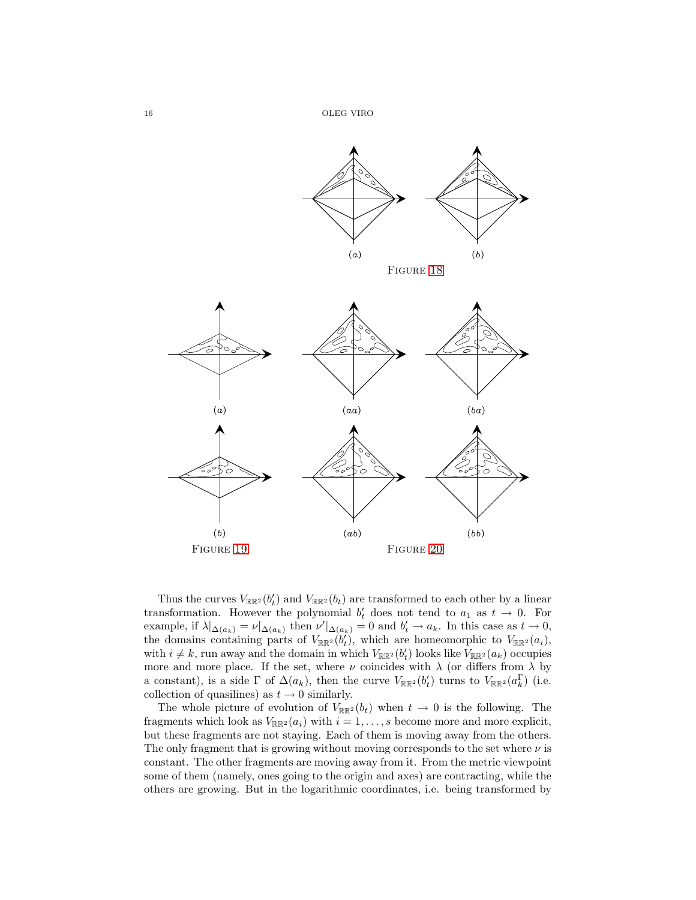(a) (b)

Figure 18

(a) (b)

Figure 19

(aa) (ba) (ab) (bb)

Figure 20

Thus the curves $V_{\mathbb{RR}^2}(b'_t)$ and $V_{\mathbb{RR}^2}(b_t)$ are transformed to each other by a linear transformation. However the polynomial $b'_t$ does not tend to $a_1$ as $t \to 0$. For example, if $\lambda|_{\Delta(a_k)} = \nu|_{\Delta(a_k)}$ then $\nu'|_{\Delta(a_k)} = 0$ and $b'_t \to a_k$. In this case as $t \to 0$, the domains containing parts of $V_{\mathbb{RR}^2}(b'_t)$, which are homeomorphic to $V_{\mathbb{RR}^2}(a_i)$, with $i \neq k$, run away and the domain in which $V_{\mathbb{RR}^2}(b'_t)$ looks like $V_{\mathbb{RR}^2}(a_k)$ occupies more and more place. If the set, where $\nu$ coincides with $\lambda$ (or differs from $\lambda$ by a constant), is a side $\Gamma$ of $\Delta(a_k)$, then the curve $V_{\mathbb{RR}^2}(b'_t)$ turns to $V_{\mathbb{RR}^2}(a_k^\Gamma)$ (i.e. collection of quasilines) as $t \to 0$ similarly.

The whole picture of evolution of $V_{\mathbb{RR}^2}(b_t)$ when $t \to 0$ is the following. The fragments which look as $V_{\mathbb{RR}^2}(a_i)$ with $i = 1, \ldots, s$ become more and more explicit, but these fragments are not staying. Each of them is moving away from the others. The only fragment that is growing without moving corresponds to the set where $\nu$ is constant. The other fragments are moving away from it. From the metric viewpoint some of them (namely, ones going to the origin and axes) are contracting, while the others are growing. But in the logarithmic coordinates, i.e. being transformed by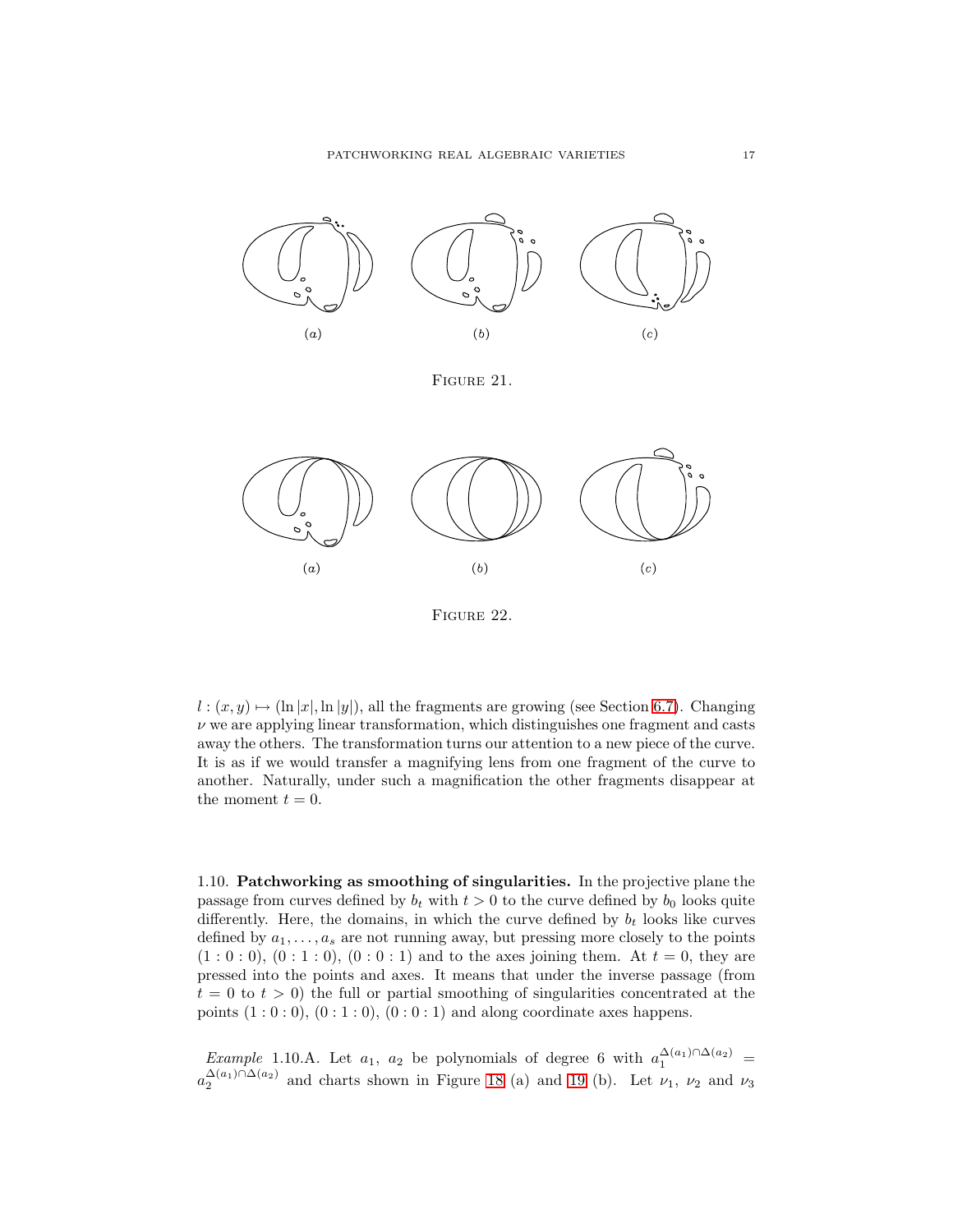(a) (b) (c)

FIGURE 21.

(a) (b) (c)

FIGURE 22.

$l : (x, y) \mapsto (\ln |x|, \ln |y|)$, all the fragments are growing (see Section 6.7). Changing $\nu$ we are applying linear transformation, which distinguishes one fragment and casts away the others. The transformation turns our attention to a new piece of the curve. It is as if we would transfer a magnifying lens from one fragment of the curve to another. Naturally, under such a magnification the other fragments disappear at the moment $t = 0$.

1.10. **Patchworking as smoothing of singularities.** In the projective plane the passage from curves defined by $b_t$ with $t > 0$ to the curve defined by $b_0$ looks quite differently. Here, the domains, in which the curve defined by $b_t$ looks like curves defined by $a_1, \dots, a_s$ are not running away, but pressing more closely to the points $(1 : 0 : 0)$, $(0 : 1 : 0)$, $(0 : 0 : 1)$ and to the axes joining them. At $t = 0$, they are pressed into the points and axes. It means that under the inverse passage (from $t = 0$ to $t > 0$) the full or partial smoothing of singularities concentrated at the points $(1 : 0 : 0)$, $(0 : 1 : 0)$, $(0 : 0 : 1)$ and along coordinate axes happens.

*Example* 1.10.A. Let $a_1$, $a_2$ be polynomials of degree 6 with $a_1^{\Delta(a_1)\cap\Delta(a_2)} = a_2^{\Delta(a_1)\cap\Delta(a_2)}$ and charts shown in Figure 18 (a) and 19 (b). Let $\nu_1$, $\nu_2$ and $\nu_3$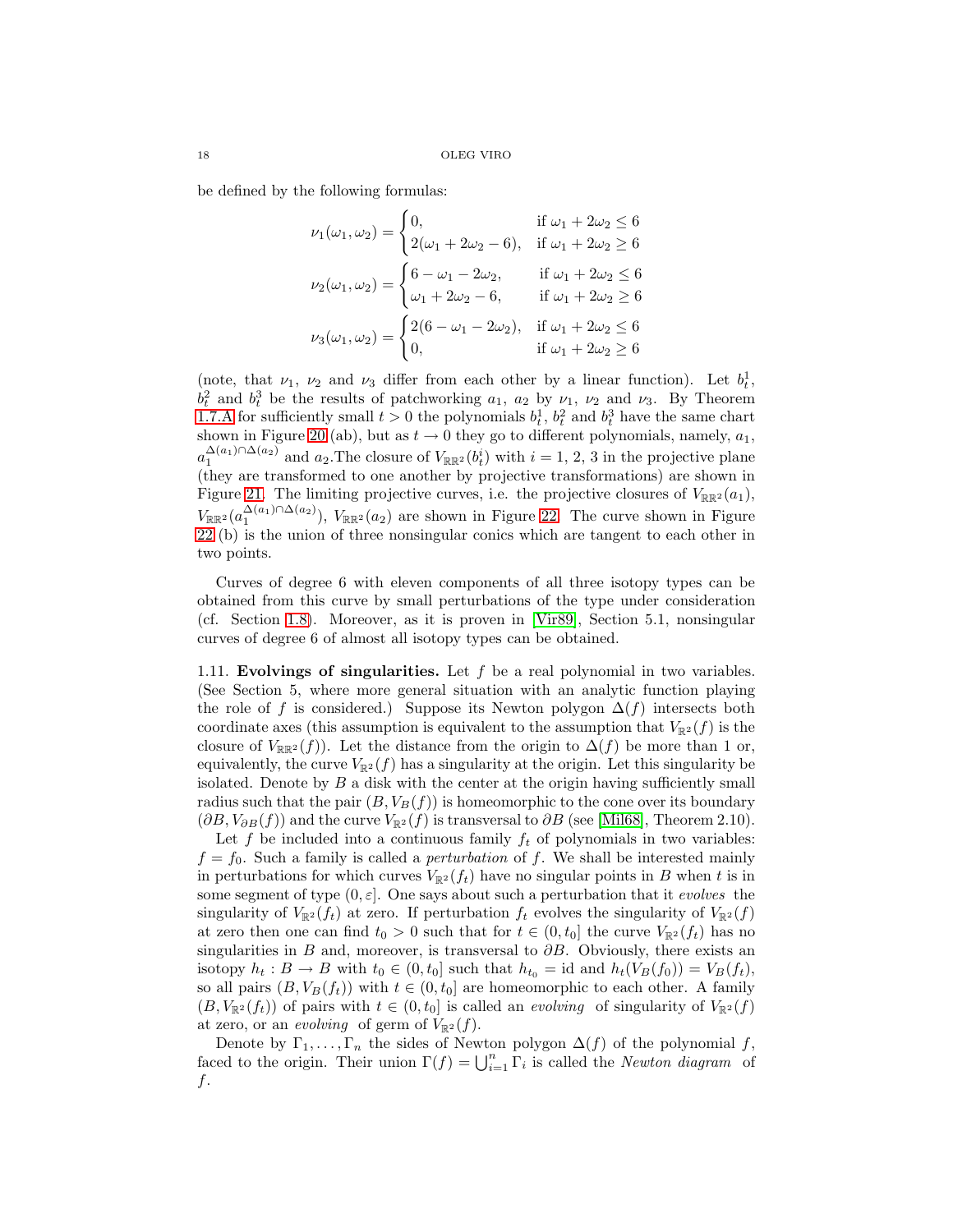be defined by the following formulas:

$$\nu_1(\omega_1,\omega_2) = \begin{cases} 0, & \text{if } \omega_1 + 2\omega_2 \le 6 \\ 2(\omega_1 + 2\omega_2 - 6), & \text{if } \omega_1 + 2\omega_2 \ge 6 \end{cases}$$

$$\nu_2(\omega_1,\omega_2) = \begin{cases} 6 - \omega_1 - 2\omega_2, & \text{if } \omega_1 + 2\omega_2 \le 6 \\ \omega_1 + 2\omega_2 - 6, & \text{if } \omega_1 + 2\omega_2 \ge 6 \end{cases}$$

$$\nu_3(\omega_1,\omega_2) = \begin{cases} 2(6 - \omega_1 - 2\omega_2), & \text{if } \omega_1 + 2\omega_2 \le 6 \\ 0, & \text{if } \omega_1 + 2\omega_2 \ge 6 \end{cases}$$

(note, that $\nu_1$, $\nu_2$ and $\nu_3$ differ from each other by a linear function). Let $b^1_t$, $b^2_t$ and $b^3_t$ be the results of patchworking $a_1$, $a_2$ by $\nu_1$, $\nu_2$ and $\nu_3$. By Theorem 1.7.A for sufficiently small $t > 0$ the polynomials $b^1_t$, $b^2_t$ and $b^3_t$ have the same chart shown in Figure 20 (ab), but as $t \to 0$ they go to different polynomials, namely, $a_1$, $a_1^{\Delta(a_1)\cap\Delta(a_2)}$ and $a_2$.The closure of $V_{\mathbb{RR}^2}(b^i_t)$ with $i = 1, 2, 3$ in the projective plane (they are transformed to one another by projective transformations) are shown in Figure 21. The limiting projective curves, i.e. the projective closures of $V_{\mathbb{RR}^2}(a_1)$, $V_{\mathbb{RR}^2}(a_1^{\Delta(a_1)\cap\Delta(a_2)})$, $V_{\mathbb{RR}^2}(a_2)$ are shown in Figure 22. The curve shown in Figure 22 (b) is the union of three nonsingular conics which are tangent to each other in two points.

Curves of degree 6 with eleven components of all three isotopy types can be obtained from this curve by small perturbations of the type under consideration (cf. Section 1.8). Moreover, as it is proven in [Vir89], Section 5.1, nonsingular curves of degree 6 of almost all isotopy types can be obtained.

1.11. **Evolvings of singularities.** Let $f$ be a real polynomial in two variables. (See Section 5, where more general situation with an analytic function playing the role of $f$ is considered.) Suppose its Newton polygon $\Delta(f)$ intersects both coordinate axes (this assumption is equivalent to the assumption that $V_{\mathbb{R}^2}(f)$ is the closure of $V_{\mathbb{RR}^2}(f)$). Let the distance from the origin to $\Delta(f)$ be more than 1 or, equivalently, the curve $V_{\mathbb{R}^2}(f)$ has a singularity at the origin. Let this singularity be isolated. Denote by $B$ a disk with the center at the origin having sufficiently small radius such that the pair $(B, V_B(f))$ is homeomorphic to the cone over its boundary $(\partial B, V_{\partial B}(f))$ and the curve $V_{\mathbb{R}^2}(f)$ is transversal to $\partial B$ (see [Mil68], Theorem 2.10).

Let $f$ be included into a continuous family $f_t$ of polynomials in two variables: $f = f_0$. Such a family is called a *perturbation* of $f$. We shall be interested mainly in perturbations for which curves $V_{\mathbb{R}^2}(f_t)$ have no singular points in $B$ when $t$ is in some segment of type $(0, \varepsilon]$. One says about such a perturbation that it *evolves* the singularity of $V_{\mathbb{R}^2}(f_t)$ at zero. If perturbation $f_t$ evolves the singularity of $V_{\mathbb{R}^2}(f)$ at zero then one can find $t_0 > 0$ such that for $t \in (0, t_0]$ the curve $V_{\mathbb{R}^2}(f_t)$ has no singularities in $B$ and, moreover, is transversal to $\partial B$. Obviously, there exists an isotopy $h_t : B \to B$ with $t_0 \in (0, t_0]$ such that $h_{t_0} = \text{id}$ and $h_t(V_B(f_0)) = V_B(f_t)$, so all pairs $(B, V_B(f_t))$ with $t \in (0, t_0]$ are homeomorphic to each other. A family $(B, V_{\mathbb{R}^2}(f_t))$ of pairs with $t \in (0, t_0]$ is called an *evolving* of singularity of $V_{\mathbb{R}^2}(f)$ at zero, or an *evolving* of germ of $V_{\mathbb{R}^2}(f)$.

Denote by $\Gamma_1, \dots, \Gamma_n$ the sides of Newton polygon $\Delta(f)$ of the polynomial $f$, faced to the origin. Their union $\Gamma(f) = \bigcup_{i=1}^n \Gamma_i$ is called the *Newton diagram* of $f$.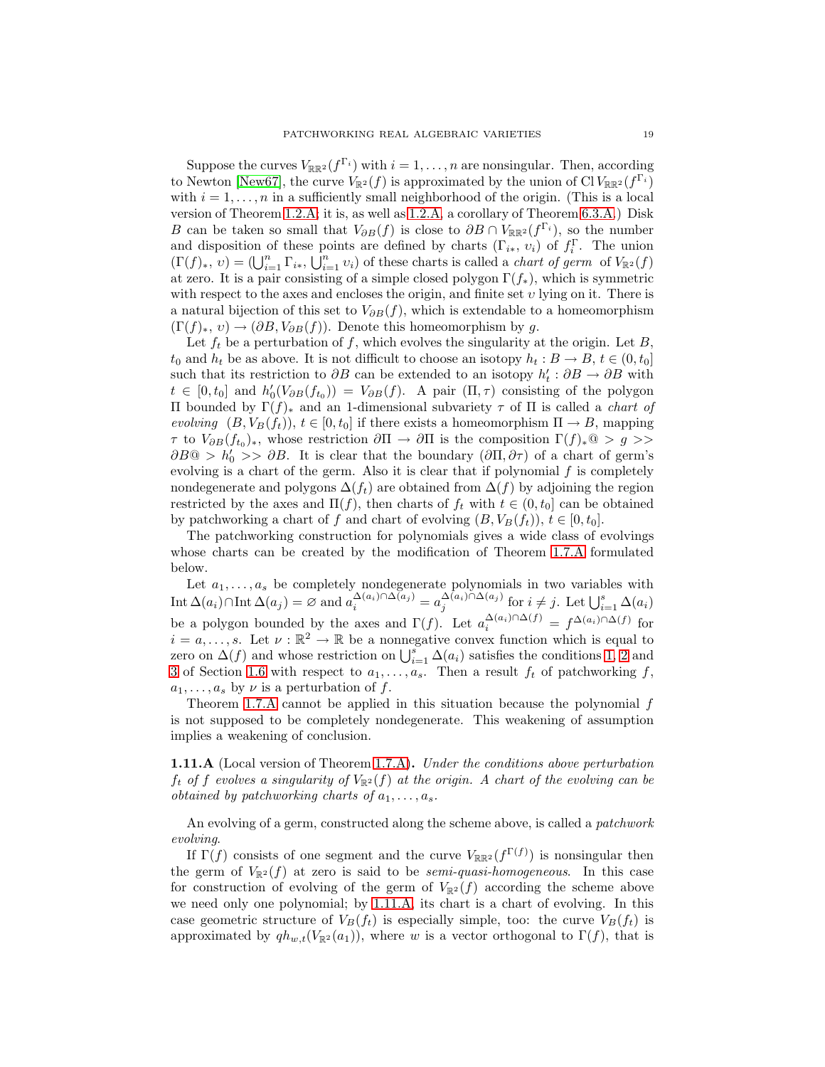Suppose the curves $V_{\mathbb{RR}^2}(f^{\Gamma_i})$ with $i = 1, \dots, n$ are nonsingular. Then, according to Newton [New67], the curve $V_{\mathbb{R}^2}(f)$ is approximated by the union of $\operatorname{Cl} V_{\mathbb{RR}^2}(f^{\Gamma_i})$ with $i = 1, \dots, n$ in a sufficiently small neighborhood of the origin. (This is a local version of Theorem 1.2.A; it is, as well as 1.2.A, a corollary of Theorem 6.3.A.) Disk $B$ can be taken so small that $V_{\partial B}(f)$ is close to $\partial B \cap V_{\mathbb{RR}^2}(f^{\Gamma_i})$, so the number and disposition of these points are defined by charts $(\Gamma_{i*}, \upsilon_i)$ of $f_i^{\Gamma}$. The union $(\Gamma(f)_*, \upsilon) = (\bigcup_{i=1}^n \Gamma_{i*}, \bigcup_{i=1}^n \upsilon_i)$ of these charts is called a *chart of germ* of $V_{\mathbb{R}^2}(f)$ at zero. It is a pair consisting of a simple closed polygon $\Gamma(f_*)$, which is symmetric with respect to the axes and encloses the origin, and finite set $\upsilon$ lying on it. There is a natural bijection of this set to $V_{\partial B}(f)$, which is extendable to a homeomorphism $(\Gamma(f)_*, \upsilon) \to (\partial B, V_{\partial B}(f))$. Denote this homeomorphism by $g$.

Let $f_t$ be a perturbation of $f$, which evolves the singularity at the origin. Let $B$, $t_0$ and $h_t$ be as above. It is not difficult to choose an isotopy $h_t : B \to B$, $t \in (0, t_0]$ such that its restriction to $\partial B$ can be extended to an isotopy $h'_t : \partial B \to \partial B$ with $t \in [0, t_0]$ and $h'_0(V_{\partial B}(f_{t_0})) = V_{\partial B}(f)$. A pair $(\Pi, \tau)$ consisting of the polygon $\Pi$ bounded by $\Gamma(f)_*$ and an 1-dimensional subvariety $\tau$ of $\Pi$ is called a *chart of evolving* $(B, V_B(f_t))$, $t \in [0, t_0]$ if there exists a homeomorphism $\Pi \to B$, mapping $\tau$ to $V_{\partial B}(f_{t_0})_*$, whose restriction $\partial\Pi \to \partial\Pi$ is the composition $\Gamma(f)_*@ > g >> \partial B@ > h'_0 >> \partial B$. It is clear that the boundary $(\partial\Pi, \partial\tau)$ of a chart of germ's evolving is a chart of the germ. Also it is clear that if polynomial $f$ is completely nondegenerate and polygons $\Delta(f_t)$ are obtained from $\Delta(f)$ by adjoining the region restricted by the axes and $\Pi(f)$, then charts of $f_t$ with $t \in (0, t_0]$ can be obtained by patchworking a chart of $f$ and chart of evolving $(B, V_B(f_t))$, $t \in [0, t_0]$.

The patchworking construction for polynomials gives a wide class of evolvings whose charts can be created by the modification of Theorem 1.7.A formulated below.

Let $a_1, \dots, a_s$ be completely nondegenerate polynomials in two variables with $\operatorname{Int}\Delta(a_i) \cap \operatorname{Int}\Delta(a_j) = \varnothing$ and $a_i^{\Delta(a_i)\cap\Delta(a_j)} = a_j^{\Delta(a_i)\cap\Delta(a_j)}$ for $i \neq j$. Let $\bigcup_{i=1}^s \Delta(a_i)$ be a polygon bounded by the axes and $\Gamma(f)$. Let $a_i^{\Delta(a_i)\cap\Delta(f)} = f^{\Delta(a_i)\cap\Delta(f)}$ for $i = a, \dots, s$. Let $\nu : \mathbb{R}^2 \to \mathbb{R}$ be a nonnegative convex function which is equal to zero on $\Delta(f)$ and whose restriction on $\bigcup_{i=1}^s \Delta(a_i)$ satisfies the conditions 1, 2 and 3 of Section 1.6 with respect to $a_1, \dots, a_s$. Then a result $f_t$ of patchworking $f$, $a_1, \dots, a_s$ by $\nu$ is a perturbation of $f$.

Theorem 1.7.A cannot be applied in this situation because the polynomial $f$ is not supposed to be completely nondegenerate. This weakening of assumption implies a weakening of conclusion.

**1.11.A** (Local version of Theorem 1.7.A)**.** *Under the conditions above perturbation $f_t$ of $f$ evolves a singularity of $V_{\mathbb{R}^2}(f)$ at the origin. A chart of the evolving can be obtained by patchworking charts of $a_1, \dots, a_s$.*

An evolving of a germ, constructed along the scheme above, is called a *patchwork evolving*.

If $\Gamma(f)$ consists of one segment and the curve $V_{\mathbb{RR}^2}(f^{\Gamma(f)})$ is nonsingular then the germ of $V_{\mathbb{R}^2}(f)$ at zero is said to be *semi-quasi-homogeneous*. In this case for construction of evolving of the germ of $V_{\mathbb{R}^2}(f)$ according the scheme above we need only one polynomial; by 1.11.A, its chart is a chart of evolving. In this case geometric structure of $V_B(f_t)$ is especially simple, too: the curve $V_B(f_t)$ is approximated by $qh_{w,t}(V_{\mathbb{R}^2}(a_1))$, where $w$ is a vector orthogonal to $\Gamma(f)$, that is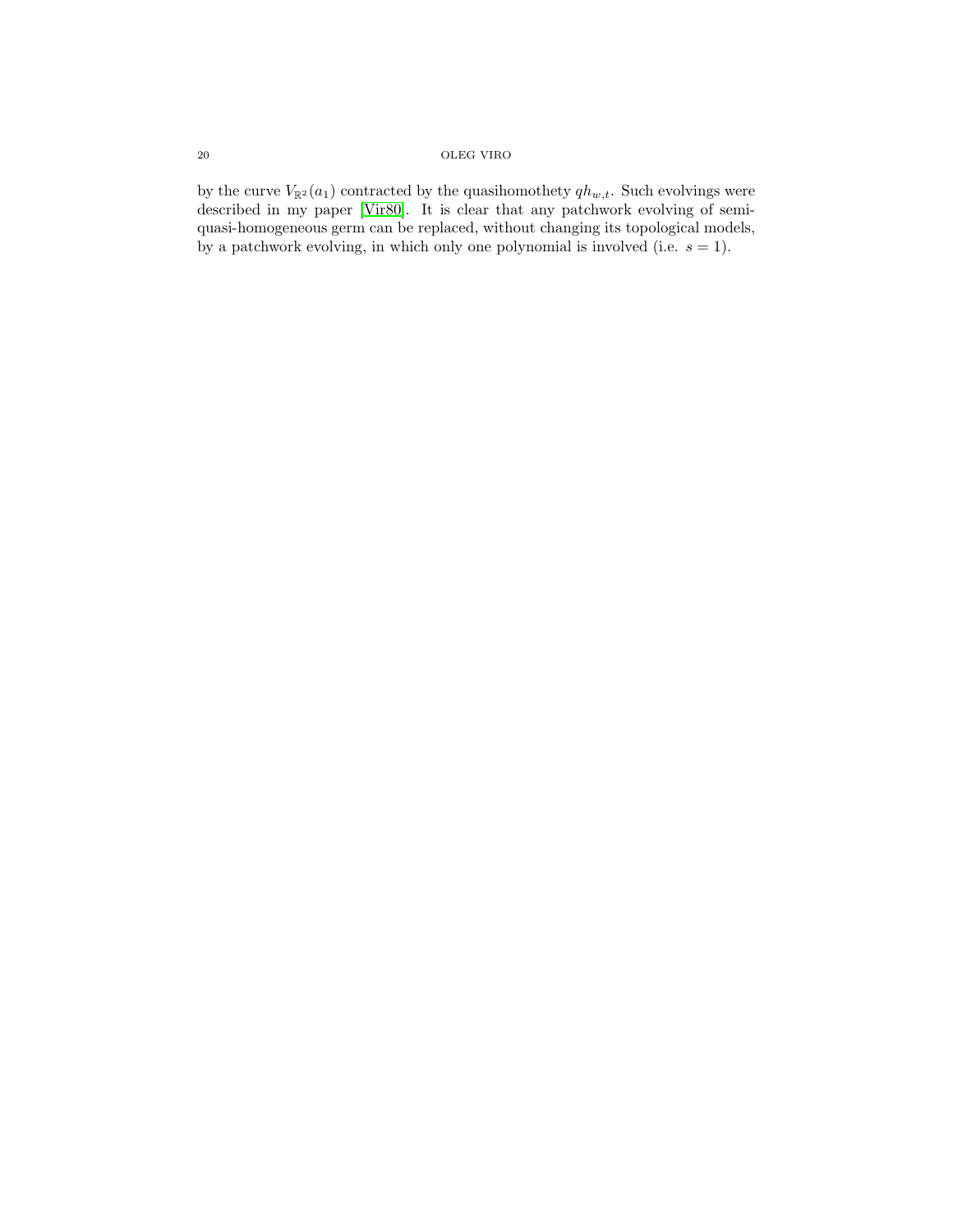by the curve $V_{\mathbb{R}^2}(a_1)$ contracted by the quasihomothety $qh_{w,t}$. Such evolvings were described in my paper [Vir80]. It is clear that any patchwork evolving of semi-quasi-homogeneous germ can be replaced, without changing its topological models, by a patchwork evolving, in which only one polynomial is involved (i.e. $s = 1$).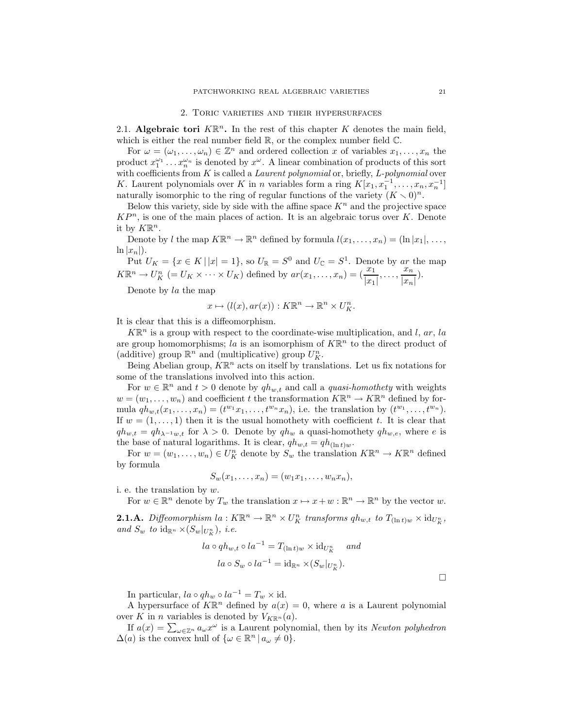## 2. Toric varieties and their hypersurfaces

**2.1. Algebraic tori $K\mathbb{R}^n$.** In the rest of this chapter $K$ denotes the main field, which is either the real number field $\mathbb{R}$, or the complex number field $\mathbb{C}$.

For $\omega = (\omega_1, \dots, \omega_n) \in \mathbb{Z}^n$ and ordered collection $x$ of variables $x_1, \dots, x_n$ the product $x_1^{\omega_1} \dots x_n^{\omega_n}$ is denoted by $x^\omega$. A linear combination of products of this sort with coefficients from $K$ is called a *Laurent polynomial* or, briefly, *L-polynomial* over $K$. Laurent polynomials over $K$ in $n$ variables form a ring $K[x_1, x_1^{-1}, \dots, x_n, x_n^{-1}]$ naturally isomorphic to the ring of regular functions of the variety $(K \smallsetminus 0)^n$.

Below this variety, side by side with the affine space $K^n$ and the projective space $KP^n$, is one of the main places of action. It is an algebraic torus over $K$. Denote it by $K\mathbb{R}^n$.

Denote by $l$ the map $K\mathbb{R}^n \to \mathbb{R}^n$ defined by formula $l(x_1, \dots, x_n) = (\ln|x_1|, \dots, \ln|x_n|)$.

Put $U_K = \{x \in K \,|\, |x| = 1\}$, so $U_\mathbb{R} = S^0$ and $U_\mathbb{C} = S^1$. Denote by $ar$ the map $K\mathbb{R}^n \to U_K^n$ $(= U_K \times \dots \times U_K)$ defined by $ar(x_1, \dots, x_n) = (\frac{x_1}{|x_1|}, \dots, \frac{x_n}{|x_n|})$.

Denote by $la$ the map

$$x \mapsto (l(x), ar(x)) : K\mathbb{R}^n \to \mathbb{R}^n \times U_K^n.$$

It is clear that this is a diffeomorphism.

$K\mathbb{R}^n$ is a group with respect to the coordinate-wise multiplication, and $l$, $ar$, $la$ are group homomorphisms; $la$ is an isomorphism of $K\mathbb{R}^n$ to the direct product of (additive) group $\mathbb{R}^n$ and (multiplicative) group $U_K^n$.

Being Abelian group, $K\mathbb{R}^n$ acts on itself by translations. Let us fix notations for some of the translations involved into this action.

For $w \in \mathbb{R}^n$ and $t > 0$ denote by $qh_{w,t}$ and call a *quasi-homothety* with weights $w = (w_1, \dots, w_n)$ and coefficient $t$ the transformation $K\mathbb{R}^n \to K\mathbb{R}^n$ defined by formula $qh_{w,t}(x_1, \dots, x_n) = (t^{w_1}x_1, \dots, t^{w_n}x_n)$, i.e. the translation by $(t^{w_1}, \dots, t^{w_n})$. If $w = (1, \dots, 1)$ then it is the usual homothety with coefficient $t$. It is clear that $qh_{w,t} = qh_{\lambda^{-1}w,t}$ for $\lambda > 0$. Denote by $qh_w$ a quasi-homothety $qh_{w,e}$, where $e$ is the base of natural logarithms. It is clear, $qh_{w,t} = qh_{(\ln t)w}$.

For $w = (w_1, \dots, w_n) \in U_K^n$ denote by $S_w$ the translation $K\mathbb{R}^n \to K\mathbb{R}^n$ defined by formula

$$S_w(x_1, \dots, x_n) = (w_1x_1, \dots, w_nx_n),$$

i. e. the translation by $w$.

For $w \in \mathbb{R}^n$ denote by $T_w$ the translation $x \mapsto x + w : \mathbb{R}^n \to \mathbb{R}^n$ by the vector $w$.

**2.1.A.** *Diffeomorphism $la : K\mathbb{R}^n \to \mathbb{R}^n \times U_K^n$ transforms $qh_{w,t}$ to $T_{(\ln t)w} \times \mathrm{id}_{U_K^n}$, and $S_w$ to $\mathrm{id}_{\mathbb{R}^n} \times (S_w|_{U_K^n})$, i.e.*

$$la \circ qh_{w,t} \circ la^{-1} = T_{(\ln t)w} \times \mathrm{id}_{U_K^n} \quad \textit{and}$$

$$la \circ S_w \circ la^{-1} = \mathrm{id}_{\mathbb{R}^n} \times (S_w|_{U_K^n}).$$

□

In particular, $la \circ qh_w \circ la^{-1} = T_w \times \mathrm{id}$.

A hypersurface of $K\mathbb{R}^n$ defined by $a(x) = 0$, where $a$ is a Laurent polynomial over $K$ in $n$ variables is denoted by $V_{K\mathbb{R}^n}(a)$.

If $a(x) = \sum_{\omega \in \mathbb{Z}^n} a_\omega x^\omega$ is a Laurent polynomial, then by its *Newton polyhedron* $\Delta(a)$ is the convex hull of $\{\omega \in \mathbb{R}^n \,|\, a_\omega \neq 0\}$.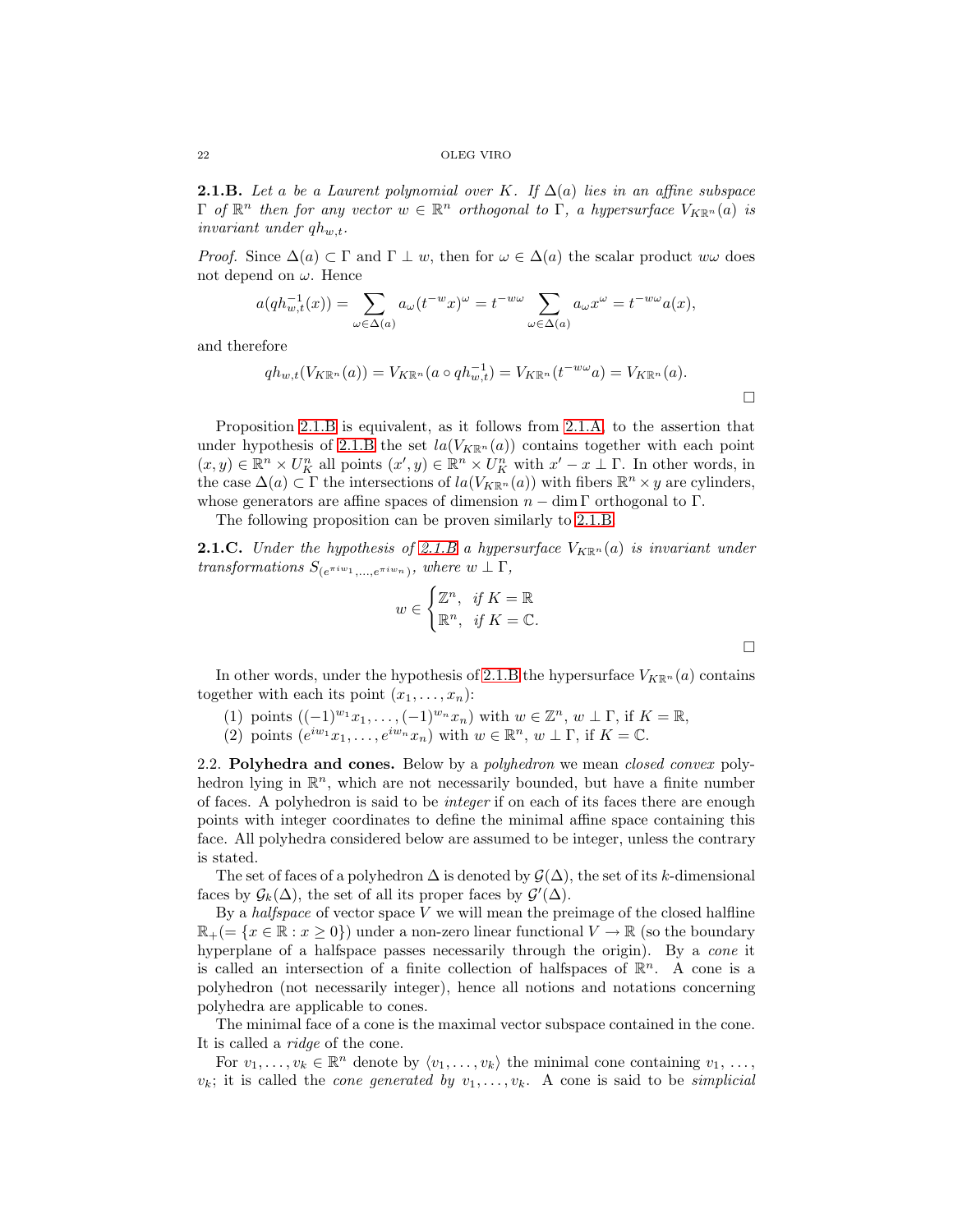**2.1.B.** *Let $a$ be a Laurent polynomial over $K$. If $\Delta(a)$ lies in an affine subspace $\Gamma$ of $\mathbb{R}^n$ then for any vector $w \in \mathbb{R}^n$ orthogonal to $\Gamma$, a hypersurface $V_{K\mathbb{R}^n}(a)$ is invariant under $qh_{w,t}$.*

*Proof.* Since $\Delta(a) \subset \Gamma$ and $\Gamma \perp w$, then for $\omega \in \Delta(a)$ the scalar product $w\omega$ does not depend on $\omega$. Hence

$$a(qh_{w,t}^{-1}(x)) = \sum_{\omega\in\Delta(a)} a_\omega (t^{-w}x)^\omega = t^{-w\omega} \sum_{\omega\in\Delta(a)} a_\omega x^\omega = t^{-w\omega} a(x),$$

and therefore

$$qh_{w,t}(V_{K\mathbb{R}^n}(a)) = V_{K\mathbb{R}^n}(a \circ qh_{w,t}^{-1}) = V_{K\mathbb{R}^n}(t^{-w\omega}a) = V_{K\mathbb{R}^n}(a).$$

$\square$

Proposition 2.1.B is equivalent, as it follows from 2.1.A, to the assertion that under hypothesis of 2.1.B the set $la(V_{K\mathbb{R}^n}(a))$ contains together with each point $(x, y) \in \mathbb{R}^n \times U_K^n$ all points $(x', y) \in \mathbb{R}^n \times U_K^n$ with $x' - x \perp \Gamma$. In other words, in the case $\Delta(a) \subset \Gamma$ the intersections of $la(V_{K\mathbb{R}^n}(a))$ with fibers $\mathbb{R}^n \times y$ are cylinders, whose generators are affine spaces of dimension $n - \dim \Gamma$ orthogonal to $\Gamma$.

The following proposition can be proven similarly to 2.1.B.

**2.1.C.** *Under the hypothesis of 2.1.B a hypersurface $V_{K\mathbb{R}^n}(a)$ is invariant under transformations $S_{(e^{\pi i w_1},\dots,e^{\pi i w_n})}$, where $w \perp \Gamma$,*

$$w \in \begin{cases} \mathbb{Z}^n, & \text{if } K = \mathbb{R} \\ \mathbb{R}^n, & \text{if } K = \mathbb{C}. \end{cases}$$

$\square$

In other words, under the hypothesis of 2.1.B the hypersurface $V_{K\mathbb{R}^n}(a)$ contains together with each its point $(x_1, \dots, x_n)$:

(1) points $((-1)^{w_1}x_1, \dots, (-1)^{w_n}x_n)$ with $w \in \mathbb{Z}^n$, $w \perp \Gamma$, if $K = \mathbb{R}$,
(2) points $(e^{iw_1}x_1, \dots, e^{iw_n}x_n)$ with $w \in \mathbb{R}^n$, $w \perp \Gamma$, if $K = \mathbb{C}$.

2.2. **Polyhedra and cones.** Below by a *polyhedron* we mean *closed convex* polyhedron lying in $\mathbb{R}^n$, which are not necessarily bounded, but have a finite number of faces. A polyhedron is said to be *integer* if on each of its faces there are enough points with integer coordinates to define the minimal affine space containing this face. All polyhedra considered below are assumed to be integer, unless the contrary is stated.

The set of faces of a polyhedron $\Delta$ is denoted by $\mathcal{G}(\Delta)$, the set of its $k$-dimensional faces by $\mathcal{G}_k(\Delta)$, the set of all its proper faces by $\mathcal{G}'(\Delta)$.

By a *halfspace* of vector space $V$ we will mean the preimage of the closed halfline $\mathbb{R}_+(= \{x \in \mathbb{R} : x \geq 0\})$ under a non-zero linear functional $V \to \mathbb{R}$ (so the boundary hyperplane of a halfspace passes necessarily through the origin). By a *cone* it is called an intersection of a finite collection of halfspaces of $\mathbb{R}^n$. A cone is a polyhedron (not necessarily integer), hence all notions and notations concerning polyhedra are applicable to cones.

The minimal face of a cone is the maximal vector subspace contained in the cone. It is called a *ridge* of the cone.

For $v_1, \dots, v_k \in \mathbb{R}^n$ denote by $\langle v_1, \dots, v_k\rangle$ the minimal cone containing $v_1, \dots, v_k$; it is called the *cone generated by* $v_1, \dots, v_k$. A cone is said to be *simplicial*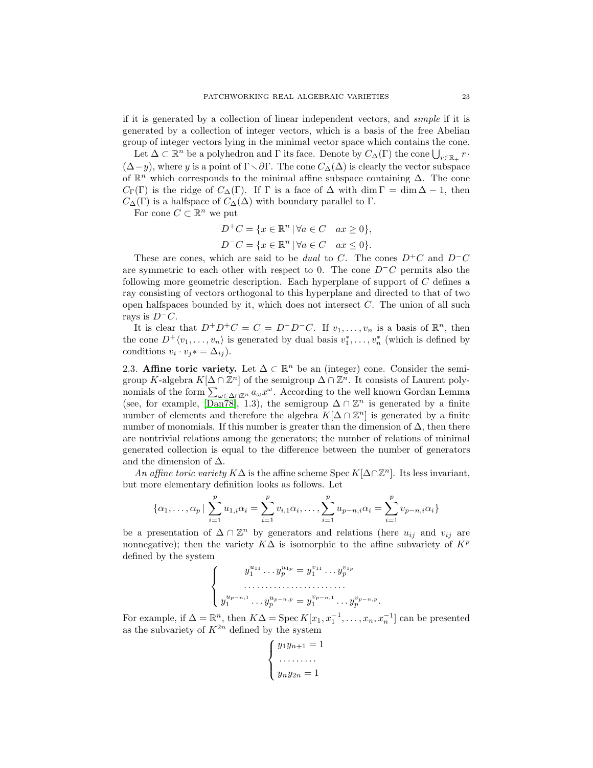if it is generated by a collection of linear independent vectors, and *simple* if it is generated by a collection of integer vectors, which is a basis of the free Abelian group of integer vectors lying in the minimal vector space which contains the cone.

Let $\Delta \subset \mathbb{R}^n$ be a polyhedron and $\Gamma$ its face. Denote by $C_\Delta(\Gamma)$ the cone $\bigcup_{r\in\mathbb{R}_+} r\cdot(\Delta - y)$, where $y$ is a point of $\Gamma \smallsetminus \partial\Gamma$. The cone $C_\Delta(\Delta)$ is clearly the vector subspace of $\mathbb{R}^n$ which corresponds to the minimal affine subspace containing $\Delta$. The cone $C_\Gamma(\Gamma)$ is the ridge of $C_\Delta(\Gamma)$. If $\Gamma$ is a face of $\Delta$ with $\dim\Gamma = \dim\Delta - 1$, then $C_\Delta(\Gamma)$ is a halfspace of $C_\Delta(\Delta)$ with boundary parallel to $\Gamma$.

For cone $C \subset \mathbb{R}^n$ we put

$$D^+C = \{x \in \mathbb{R}^n \mid \forall a \in C \quad ax \geq 0\},$$
$$D^-C = \{x \in \mathbb{R}^n \mid \forall a \in C \quad ax \leq 0\}.$$

These are cones, which are said to be *dual* to $C$. The cones $D^+C$ and $D^-C$ are symmetric to each other with respect to 0. The cone $D^-C$ permits also the following more geometric description. Each hyperplane of support of $C$ defines a ray consisting of vectors orthogonal to this hyperplane and directed to that of two open halfspaces bounded by it, which does not intersect $C$. The union of all such rays is $D^-C$.

It is clear that $D^+D^+C = C = D^-D^-C$. If $v_1, \dots, v_n$ is a basis of $\mathbb{R}^n$, then the cone $D^+\langle v_1, \dots, v_n\rangle$ is generated by dual basis $v_1^*, \dots, v_n^*$ (which is defined by conditions $v_i \cdot v_j* = \Delta_{ij}$).

2.3. **Affine toric variety.** Let $\Delta \subset \mathbb{R}^n$ be an (integer) cone. Consider the semigroup $K$-algebra $K[\Delta \cap \mathbb{Z}^n]$ of the semigroup $\Delta \cap \mathbb{Z}^n$. It consists of Laurent polynomials of the form $\sum_{\omega\in\Delta\cap\mathbb{Z}^n} a_\omega x^\omega$. According to the well known Gordan Lemma (see, for example, [Dan78], 1.3), the semigroup $\Delta \cap \mathbb{Z}^n$ is generated by a finite number of elements and therefore the algebra $K[\Delta \cap \mathbb{Z}^n]$ is generated by a finite number of monomials. If this number is greater than the dimension of $\Delta$, then there are nontrivial relations among the generators; the number of relations of minimal generated collection is equal to the difference between the number of generators and the dimension of $\Delta$.

*An affine toric variety* $K\Delta$ is the affine scheme $\operatorname{Spec} K[\Delta\cap\mathbb{Z}^n]$. Its less invariant, but more elementary definition looks as follows. Let

$$\{\alpha_1, \dots, \alpha_p \mid \sum_{i=1}^p u_{1,i}\alpha_i = \sum_{i=1}^p v_{i,1}\alpha_i, \dots, \sum_{i=1}^p u_{p-n,i}\alpha_i = \sum_{i=1}^p v_{p-n,i}\alpha_i\}$$

be a presentation of $\Delta \cap \mathbb{Z}^n$ by generators and relations (here $u_{ij}$ and $v_{ij}$ are nonnegative); then the variety $K\Delta$ is isomorphic to the affine subvariety of $K^p$ defined by the system

$$\begin{cases} y_1^{u_{11}} \dots y_p^{u_{1p}} = y_1^{v_{11}} \dots y_p^{v_{1p}} \\ \dots\dots\dots\dots\dots\dots\dots\dots \\ y_1^{u_{p-n,1}} \dots y_p^{u_{p-n,p}} = y_1^{v_{p-n,1}} \dots y_p^{v_{p-n,p}}. \end{cases}$$

For example, if $\Delta = \mathbb{R}^n$, then $K\Delta = \operatorname{Spec} K[x_1, x_1^{-1}, \dots, x_n, x_n^{-1}]$ can be presented as the subvariety of $K^{2n}$ defined by the system

$$\begin{cases} y_1 y_{n+1} = 1 \\ \dots\dots\dots \\ y_n y_{2n} = 1 \end{cases}$$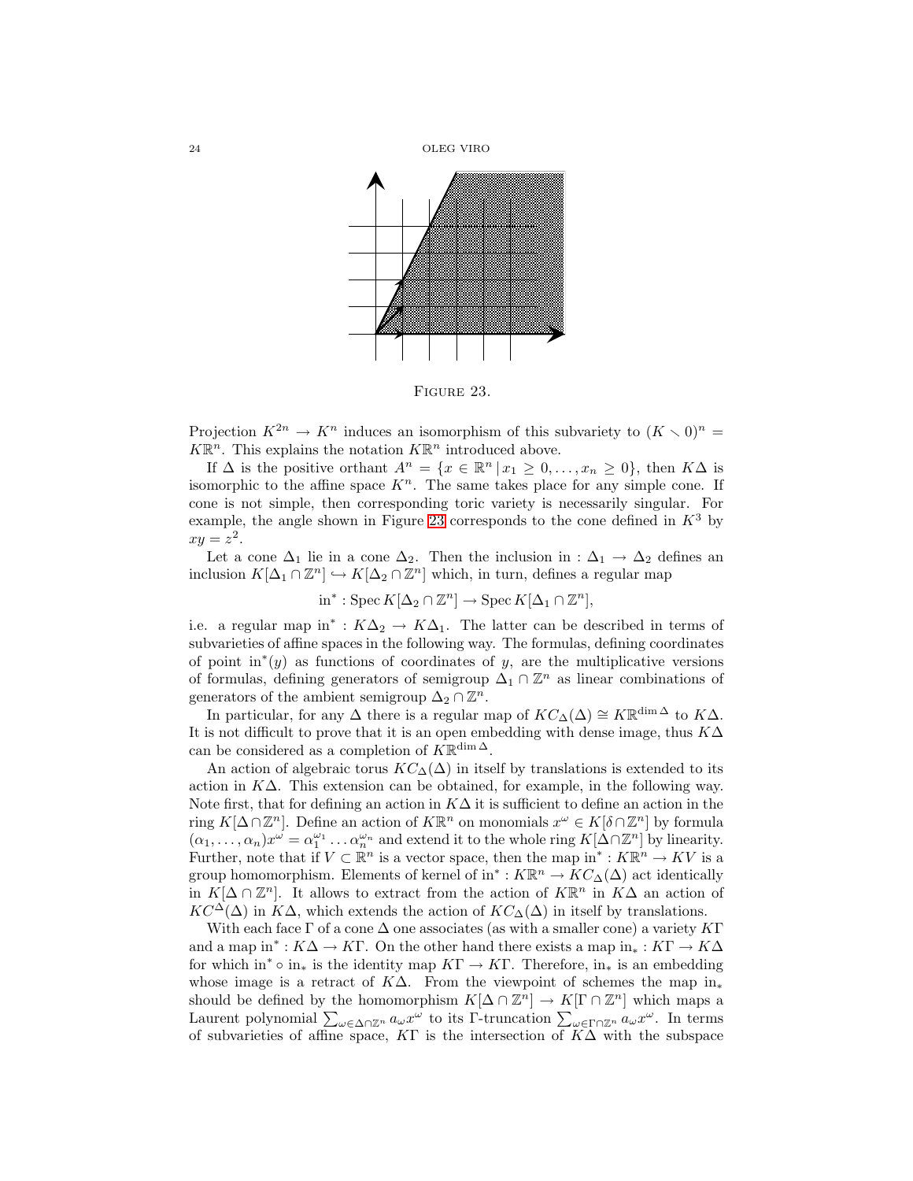Figure 23.

Projection $K^{2n} \to K^n$ induces an isomorphism of this subvariety to $(K \smallsetminus 0)^n = K\mathbb{R}^n$. This explains the notation $K\mathbb{R}^n$ introduced above.

If $\Delta$ is the positive orthant $A^n = \{x \in \mathbb{R}^n \,|\, x_1 \geq 0, \dots, x_n \geq 0\}$, then $K\Delta$ is isomorphic to the affine space $K^n$. The same takes place for any simple cone. If cone is not simple, then corresponding toric variety is necessarily singular. For example, the angle shown in Figure 23 corresponds to the cone defined in $K^3$ by $xy = z^2$.

Let a cone $\Delta_1$ lie in a cone $\Delta_2$. Then the inclusion in : $\Delta_1 \to \Delta_2$ defines an inclusion $K[\Delta_1 \cap \mathbb{Z}^n] \hookrightarrow K[\Delta_2 \cap \mathbb{Z}^n]$ which, in turn, defines a regular map

$$\operatorname{in}^* : \operatorname{Spec} K[\Delta_2 \cap \mathbb{Z}^n] \to \operatorname{Spec} K[\Delta_1 \cap \mathbb{Z}^n],$$

i.e. a regular map $\operatorname{in}^* : K\Delta_2 \to K\Delta_1$. The latter can be described in terms of subvarieties of affine spaces in the following way. The formulas, defining coordinates of point $\operatorname{in}^*(y)$ as functions of coordinates of $y$, are the multiplicative versions of formulas, defining generators of semigroup $\Delta_1 \cap \mathbb{Z}^n$ as linear combinations of generators of the ambient semigroup $\Delta_2 \cap \mathbb{Z}^n$.

In particular, for any $\Delta$ there is a regular map of $KC_\Delta(\Delta) \cong K\mathbb{R}^{\dim \Delta}$ to $K\Delta$. It is not difficult to prove that it is an open embedding with dense image, thus $K\Delta$ can be considered as a completion of $K\mathbb{R}^{\dim \Delta}$.

An action of algebraic torus $KC_\Delta(\Delta)$ in itself by translations is extended to its action in $K\Delta$. This extension can be obtained, for example, in the following way. Note first, that for defining an action in $K\Delta$ it is sufficient to define an action in the ring $K[\Delta \cap \mathbb{Z}^n]$. Define an action of $K\mathbb{R}^n$ on monomials $x^\omega \in K[\delta \cap \mathbb{Z}^n]$ by formula $(\alpha_1, \dots, \alpha_n)x^\omega = \alpha_1^{\omega_1} \dots \alpha_n^{\omega_n}$ and extend it to the whole ring $K[\Delta \cap \mathbb{Z}^n]$ by linearity. Further, note that if $V \subset \mathbb{R}^n$ is a vector space, then the map $\operatorname{in}^* : K\mathbb{R}^n \to KV$ is a group homomorphism. Elements of kernel of $\operatorname{in}^* : K\mathbb{R}^n \to KC_\Delta(\Delta)$ act identically in $K[\Delta \cap \mathbb{Z}^n]$. It allows to extract from the action of $K\mathbb{R}^n$ in $K\Delta$ an action of $KC^\Delta(\Delta)$ in $K\Delta$, which extends the action of $KC_\Delta(\Delta)$ in itself by translations.

With each face $\Gamma$ of a cone $\Delta$ one associates (as with a smaller cone) a variety $K\Gamma$ and a map $\operatorname{in}^* : K\Delta \to K\Gamma$. On the other hand there exists a map $\operatorname{in}_* : K\Gamma \to K\Delta$ for which $\operatorname{in}^* \circ \operatorname{in}_*$ is the identity map $K\Gamma \to K\Gamma$. Therefore, $\operatorname{in}_*$ is an embedding whose image is a retract of $K\Delta$. From the viewpoint of schemes the map $\operatorname{in}_*$ should be defined by the homomorphism $K[\Delta \cap \mathbb{Z}^n] \to K[\Gamma \cap \mathbb{Z}^n]$ which maps a Laurent polynomial $\sum_{\omega \in \Delta \cap \mathbb{Z}^n} a_\omega x^\omega$ to its $\Gamma$-truncation $\sum_{\omega \in \Gamma \cap \mathbb{Z}^n} a_\omega x^\omega$. In terms of subvarieties of affine space, $K\Gamma$ is the intersection of $K\Delta$ with the subspace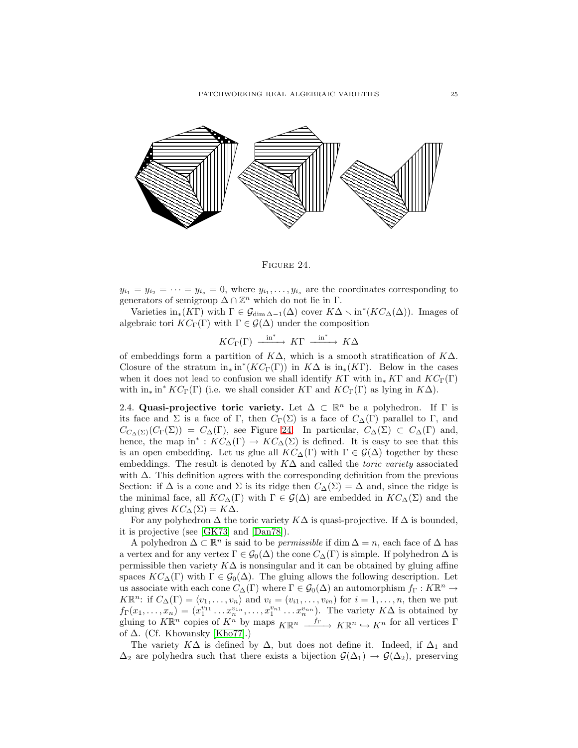FIGURE 24.

$y_{i_1} = y_{i_2} = \cdots = y_{i_s} = 0$, where $y_{i_1}, \ldots, y_{i_s}$ are the coordinates corresponding to generators of semigroup $\Delta \cap \mathbb{Z}^n$ which do not lie in $\Gamma$.

Varieties $\mathrm{in}_*(K\Gamma)$ with $\Gamma \in \mathcal{G}_{\dim \Delta - 1}(\Delta)$ cover $K\Delta \smallsetminus \mathrm{in}^*(KC_\Delta(\Delta))$. Images of algebraic tori $KC_\Gamma(\Gamma)$ with $\Gamma \in \mathcal{G}(\Delta)$ under the composition

$$KC_\Gamma(\Gamma) \xrightarrow{\mathrm{in}^*} K\Gamma \xrightarrow{\mathrm{in}^*} K\Delta$$

of embeddings form a partition of $K\Delta$, which is a smooth stratification of $K\Delta$. Closure of the stratum $\mathrm{in}_* \mathrm{in}^*(KC_\Gamma(\Gamma))$ in $K\Delta$ is $\mathrm{in}_*(K\Gamma)$. Below in the cases when it does not lead to confusion we shall identify $K\Gamma$ with $\mathrm{in}_* K\Gamma$ and $KC_\Gamma(\Gamma)$ with $\mathrm{in}_* \mathrm{in}^* KC_\Gamma(\Gamma)$ (i.e. we shall consider $K\Gamma$ and $KC_\Gamma(\Gamma)$ as lying in $K\Delta$).

**2.4. Quasi-projective toric variety.** Let $\Delta \subset \mathbb{R}^n$ be a polyhedron. If $\Gamma$ is its face and $\Sigma$ is a face of $\Gamma$, then $C_\Gamma(\Sigma)$ is a face of $C_\Delta(\Gamma)$ parallel to $\Gamma$, and $C_{C_\Delta(\Sigma)}(C_\Gamma(\Sigma)) = C_\Delta(\Gamma)$, see Figure 24. In particular, $C_\Delta(\Sigma) \subset C_\Delta(\Gamma)$ and, hence, the map $\mathrm{in}^* : KC_\Delta(\Gamma) \to KC_\Delta(\Sigma)$ is defined. It is easy to see that this is an open embedding. Let us glue all $KC_\Delta(\Gamma)$ with $\Gamma \in \mathcal{G}(\Delta)$ together by these embeddings. The result is denoted by $K\Delta$ and called the *toric variety* associated with $\Delta$. This definition agrees with the corresponding definition from the previous Section: if $\Delta$ is a cone and $\Sigma$ is its ridge then $C_\Delta(\Sigma) = \Delta$ and, since the ridge is the minimal face, all $KC_\Delta(\Gamma)$ with $\Gamma \in \mathcal{G}(\Delta)$ are embedded in $KC_\Delta(\Sigma)$ and the gluing gives $KC_\Delta(\Sigma) = K\Delta$.

For any polyhedron $\Delta$ the toric variety $K\Delta$ is quasi-projective. If $\Delta$ is bounded, it is projective (see [GK73] and [Dan78]).

A polyhedron $\Delta \subset \mathbb{R}^n$ is said to be *permissible* if $\dim \Delta = n$, each face of $\Delta$ has a vertex and for any vertex $\Gamma \in \mathcal{G}_0(\Delta)$ the cone $C_\Delta(\Gamma)$ is simple. If polyhedron $\Delta$ is permissible then variety $K\Delta$ is nonsingular and it can be obtained by gluing affine spaces $KC_\Delta(\Gamma)$ with $\Gamma \in \mathcal{G}_0(\Delta)$. The gluing allows the following description. Let us associate with each cone $C_\Delta(\Gamma)$ where $\Gamma \in \mathcal{G}_0(\Delta)$ an automorphism $f_\Gamma : K\mathbb{R}^n \to K\mathbb{R}^n$: if $C_\Delta(\Gamma) = \langle v_1, \ldots, v_n \rangle$ and $v_i = (v_{i1}, \ldots, v_{in})$ for $i = 1, \ldots, n$, then we put $f_\Gamma(x_1, \ldots, x_n) = (x_1^{v_{11}} \ldots x_n^{v_{1n}}, \ldots, x_1^{v_{n1}} \ldots x_n^{v_{nn}})$. The variety $K\Delta$ is obtained by gluing to $K\mathbb{R}^n$ copies of $K^n$ by maps $K\mathbb{R}^n \xrightarrow{f_\Gamma} K\mathbb{R}^n \hookrightarrow K^n$ for all vertices $\Gamma$ of $\Delta$. (Cf. Khovansky [Kho77].)

The variety $K\Delta$ is defined by $\Delta$, but does not define it. Indeed, if $\Delta_1$ and $\Delta_2$ are polyhedra such that there exists a bijection $\mathcal{G}(\Delta_1) \to \mathcal{G}(\Delta_2)$, preserving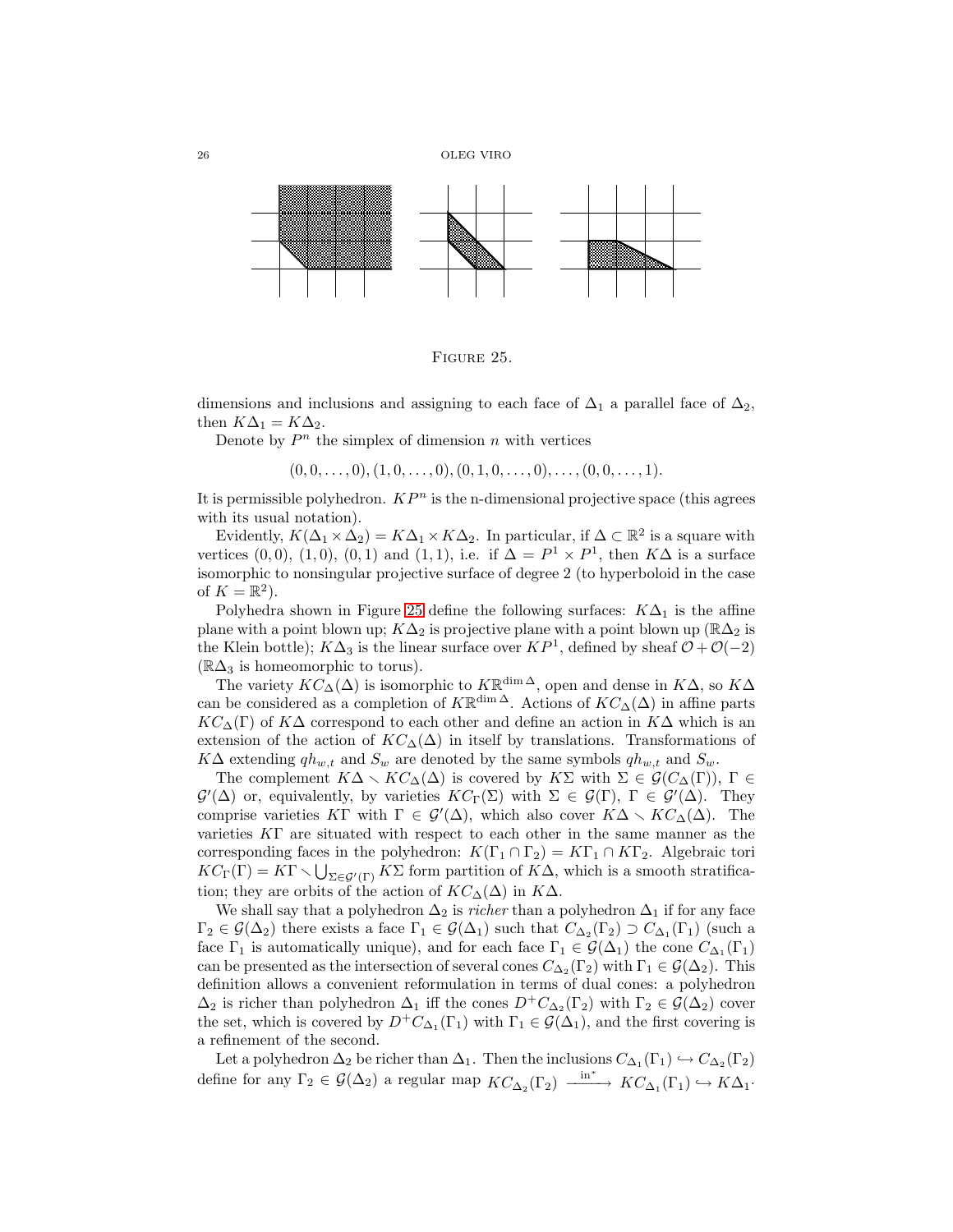FIGURE 25.

dimensions and inclusions and assigning to each face of $\Delta_1$ a parallel face of $\Delta_2$, then $K\Delta_1 = K\Delta_2$.

Denote by $P^n$ the simplex of dimension $n$ with vertices

$$(0,0,\dots,0),(1,0,\dots,0),(0,1,0,\dots,0),\dots,(0,0,\dots,1).$$

It is permissible polyhedron. $KP^n$ is the n-dimensional projective space (this agrees with its usual notation).

Evidently, $K(\Delta_1 \times \Delta_2) = K\Delta_1 \times K\Delta_2$. In particular, if $\Delta \subset \mathbb{R}^2$ is a square with vertices $(0,0)$, $(1,0)$, $(0,1)$ and $(1,1)$, i.e. if $\Delta = P^1 \times P^1$, then $K\Delta$ is a surface isomorphic to nonsingular projective surface of degree 2 (to hyperboloid in the case of $K = \mathbb{R}^2$).

Polyhedra shown in Figure 25 define the following surfaces: $K\Delta_1$ is the affine plane with a point blown up; $K\Delta_2$ is projective plane with a point blown up ($\mathbb{R}\Delta_2$ is the Klein bottle); $K\Delta_3$ is the linear surface over $KP^1$, defined by sheaf $\mathcal{O} + \mathcal{O}(-2)$ ($\mathbb{R}\Delta_3$ is homeomorphic to torus).

The variety $KC_\Delta(\Delta)$ is isomorphic to $K\mathbb{R}^{\dim\Delta}$, open and dense in $K\Delta$, so $K\Delta$ can be considered as a completion of $K\mathbb{R}^{\dim\Delta}$. Actions of $KC_\Delta(\Delta)$ in affine parts $KC_\Delta(\Gamma)$ of $K\Delta$ correspond to each other and define an action in $K\Delta$ which is an extension of the action of $KC_\Delta(\Delta)$ in itself by translations. Transformations of $K\Delta$ extending $qh_{w,t}$ and $S_w$ are denoted by the same symbols $qh_{w,t}$ and $S_w$.

The complement $K\Delta \smallsetminus KC_\Delta(\Delta)$ is covered by $K\Sigma$ with $\Sigma \in \mathcal{G}(C_\Delta(\Gamma))$, $\Gamma \in \mathcal{G}'(\Delta)$ or, equivalently, by varieties $KC_\Gamma(\Sigma)$ with $\Sigma \in \mathcal{G}(\Gamma)$, $\Gamma \in \mathcal{G}'(\Delta)$. They comprise varieties $K\Gamma$ with $\Gamma \in \mathcal{G}'(\Delta)$, which also cover $K\Delta \smallsetminus KC_\Delta(\Delta)$. The varieties $K\Gamma$ are situated with respect to each other in the same manner as the corresponding faces in the polyhedron: $K(\Gamma_1 \cap \Gamma_2) = K\Gamma_1 \cap K\Gamma_2$. Algebraic tori $KC_\Gamma(\Gamma) = K\Gamma \smallsetminus \bigcup_{\Sigma \in \mathcal{G}'(\Gamma)} K\Sigma$ form partition of $K\Delta$, which is a smooth stratification; they are orbits of the action of $KC_\Delta(\Delta)$ in $K\Delta$.

We shall say that a polyhedron $\Delta_2$ is *richer* than a polyhedron $\Delta_1$ if for any face $\Gamma_2 \in \mathcal{G}(\Delta_2)$ there exists a face $\Gamma_1 \in \mathcal{G}(\Delta_1)$ such that $C_{\Delta_2}(\Gamma_2) \supset C_{\Delta_1}(\Gamma_1)$ (such a face $\Gamma_1$ is automatically unique), and for each face $\Gamma_1 \in \mathcal{G}(\Delta_1)$ the cone $C_{\Delta_1}(\Gamma_1)$ can be presented as the intersection of several cones $C_{\Delta_2}(\Gamma_2)$ with $\Gamma_1 \in \mathcal{G}(\Delta_2)$. This definition allows a convenient reformulation in terms of dual cones: a polyhedron $\Delta_2$ is richer than polyhedron $\Delta_1$ iff the cones $D^+C_{\Delta_2}(\Gamma_2)$ with $\Gamma_2 \in \mathcal{G}(\Delta_2)$ cover the set, which is covered by $D^+C_{\Delta_1}(\Gamma_1)$ with $\Gamma_1 \in \mathcal{G}(\Delta_1)$, and the first covering is a refinement of the second.

Let a polyhedron $\Delta_2$ be richer than $\Delta_1$. Then the inclusions $C_{\Delta_1}(\Gamma_1) \hookrightarrow C_{\Delta_2}(\Gamma_2)$ define for any $\Gamma_2 \in \mathcal{G}(\Delta_2)$ a regular map $KC_{\Delta_2}(\Gamma_2) \xrightarrow{\text{in}^*} KC_{\Delta_1}(\Gamma_1) \hookrightarrow K\Delta_1$.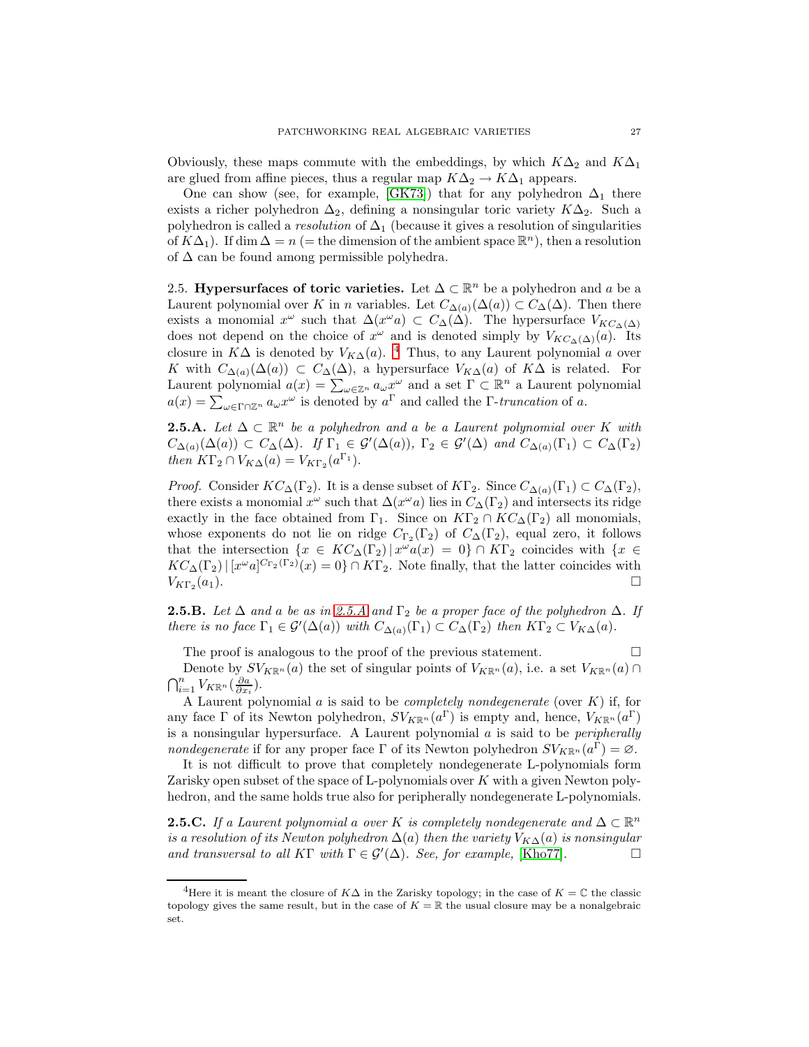Obviously, these maps commute with the embeddings, by which $K\Delta_2$ and $K\Delta_1$ are glued from affine pieces, thus a regular map $K\Delta_2 \to K\Delta_1$ appears.

One can show (see, for example, [GK73]) that for any polyhedron $\Delta_1$ there exists a richer polyhedron $\Delta_2$, defining a nonsingular toric variety $K\Delta_2$. Such a polyhedron is called a *resolution* of $\Delta_1$ (because it gives a resolution of singularities of $K\Delta_1$). If $\dim \Delta = n$ (= the dimension of the ambient space $\mathbb{R}^n$), then a resolution of $\Delta$ can be found among permissible polyhedra.

2.5. **Hypersurfaces of toric varieties.** Let $\Delta \subset \mathbb{R}^n$ be a polyhedron and $a$ be a Laurent polynomial over $K$ in $n$ variables. Let $C_{\Delta(a)}(\Delta(a)) \subset C_\Delta(\Delta)$. Then there exists a monomial $x^\omega$ such that $\Delta(x^\omega a) \subset C_\Delta(\Delta)$. The hypersurface $V_{KC_\Delta(\Delta)}$ does not depend on the choice of $x^\omega$ and is denoted simply by $V_{KC_\Delta(\Delta)}(a)$. Its closure in $K\Delta$ is denoted by $V_{K\Delta}(a)$. [4] Thus, to any Laurent polynomial $a$ over $K$ with $C_{\Delta(a)}(\Delta(a)) \subset C_\Delta(\Delta)$, a hypersurface $V_{K\Delta}(a)$ of $K\Delta$ is related. For Laurent polynomial $a(x) = \sum_{\omega \in \mathbb{Z}^n} a_\omega x^\omega$ and a set $\Gamma \subset \mathbb{R}^n$ a Laurent polynomial $a(x) = \sum_{\omega \in \Gamma \cap \mathbb{Z}^n} a_\omega x^\omega$ is denoted by $a^\Gamma$ and called the $\Gamma$-*truncation* of $a$.

**2.5.A.** *Let $\Delta \subset \mathbb{R}^n$ be a polyhedron and $a$ be a Laurent polynomial over $K$ with $C_{\Delta(a)}(\Delta(a)) \subset C_\Delta(\Delta)$. If $\Gamma_1 \in \mathcal{G}'(\Delta(a))$, $\Gamma_2 \in \mathcal{G}'(\Delta)$ and $C_{\Delta(a)}(\Gamma_1) \subset C_\Delta(\Gamma_2)$ then $K\Gamma_2 \cap V_{K\Delta}(a) = V_{K\Gamma_2}(a^{\Gamma_1})$.*

*Proof.* Consider $KC_\Delta(\Gamma_2)$. It is a dense subset of $K\Gamma_2$. Since $C_{\Delta(a)}(\Gamma_1) \subset C_\Delta(\Gamma_2)$, there exists a monomial $x^\omega$ such that $\Delta(x^\omega a)$ lies in $C_\Delta(\Gamma_2)$ and intersects its ridge exactly in the face obtained from $\Gamma_1$. Since on $K\Gamma_2 \cap KC_\Delta(\Gamma_2)$ all monomials, whose exponents do not lie on ridge $C_{\Gamma_2}(\Gamma_2)$ of $C_\Delta(\Gamma_2)$, equal zero, it follows that the intersection $\{x \in KC_\Delta(\Gamma_2) \,|\, x^\omega a(x) = 0\} \cap K\Gamma_2$ coincides with $\{x \in KC_\Delta(\Gamma_2) \,|\, [x^\omega a]^{C_{\Gamma_2}(\Gamma_2)}(x) = 0\} \cap K\Gamma_2$. Note finally, that the latter coincides with $V_{K\Gamma_2}(a_1)$. □

**2.5.B.** *Let $\Delta$ and $a$ be as in 2.5.A and $\Gamma_2$ be a proper face of the polyhedron $\Delta$. If there is no face $\Gamma_1 \in \mathcal{G}'(\Delta(a))$ with $C_{\Delta(a)}(\Gamma_1) \subset C_\Delta(\Gamma_2)$ then $K\Gamma_2 \subset V_{K\Delta}(a)$.*

The proof is analogous to the proof of the previous statement. □

Denote by $SV_{K\mathbb{R}^n}(a)$ the set of singular points of $V_{K\mathbb{R}^n}(a)$, i.e. a set $V_{K\mathbb{R}^n}(a) \cap \bigcap_{i=1}^n V_{K\mathbb{R}^n}(\frac{\partial a}{\partial x_i})$.

A Laurent polynomial $a$ is said to be *completely nondegenerate* (over $K$) if, for any face $\Gamma$ of its Newton polyhedron, $SV_{K\mathbb{R}^n}(a^\Gamma)$ is empty and, hence, $V_{K\mathbb{R}^n}(a^\Gamma)$ is a nonsingular hypersurface. A Laurent polynomial $a$ is said to be *peripherally nondegenerate* if for any proper face $\Gamma$ of its Newton polyhedron $SV_{K\mathbb{R}^n}(a^\Gamma) = \varnothing$.

It is not difficult to prove that completely nondegenerate L-polynomials form Zarisky open subset of the space of L-polynomials over $K$ with a given Newton polyhedron, and the same holds true also for peripherally nondegenerate L-polynomials.

**2.5.C.** *If a Laurent polynomial $a$ over $K$ is completely nondegenerate and $\Delta \subset \mathbb{R}^n$ is a resolution of its Newton polyhedron $\Delta(a)$ then the variety $V_{K\Delta}(a)$ is nonsingular and transversal to all $K\Gamma$ with $\Gamma \in \mathcal{G}'(\Delta)$. See, for example,* [Kho77]. □

---

[4] Here it is meant the closure of $K\Delta$ in the Zarisky topology; in the case of $K = \mathbb{C}$ the classic topology gives the same result, but in the case of $K = \mathbb{R}$ the usual closure may be a nonalgebraic set.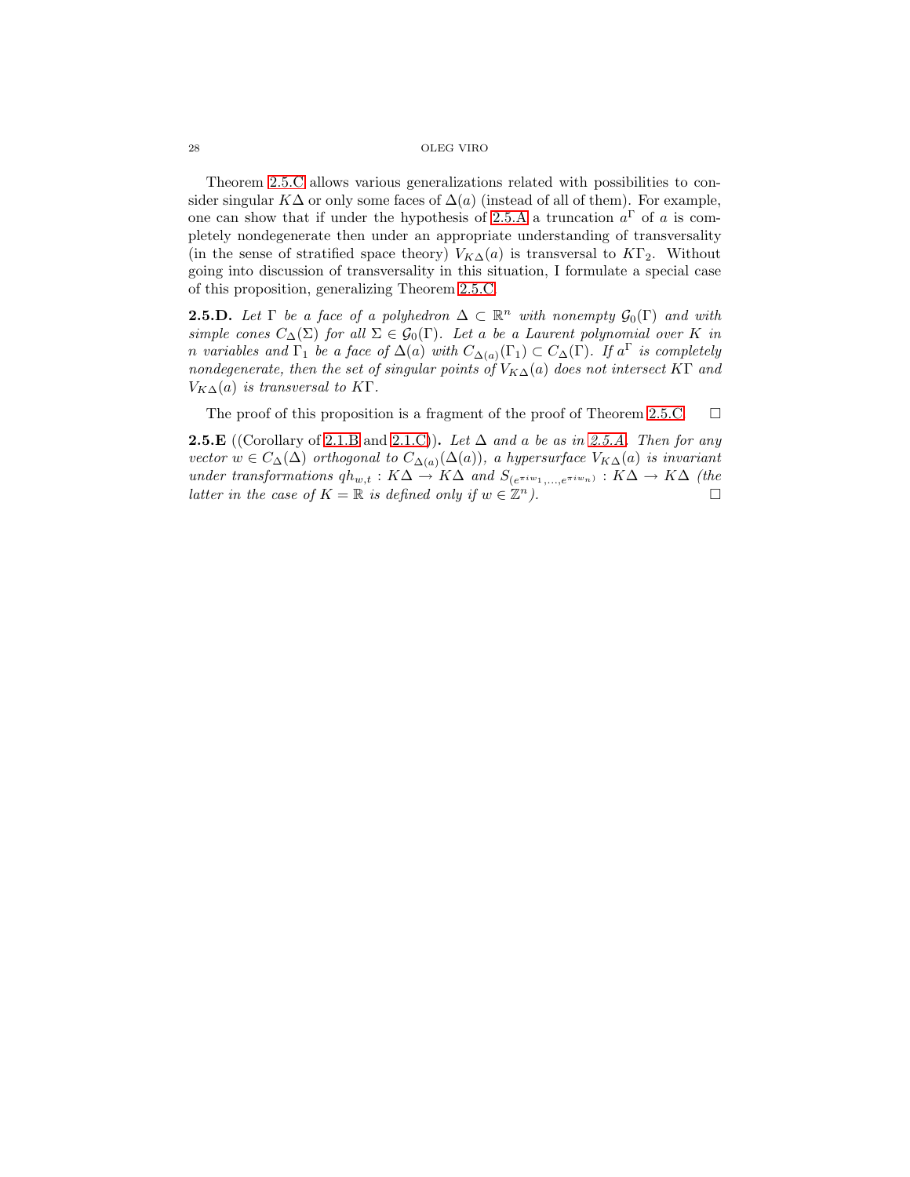Theorem 2.5.C allows various generalizations related with possibilities to consider singular $K\Delta$ or only some faces of $\Delta(a)$ (instead of all of them). For example, one can show that if under the hypothesis of 2.5.A a truncation $a^\Gamma$ of $a$ is completely nondegenerate then under an appropriate understanding of transversality (in the sense of stratified space theory) $V_{K\Delta}(a)$ is transversal to $K\Gamma_2$. Without going into discussion of transversality in this situation, I formulate a special case of this proposition, generalizing Theorem 2.5.C.

**2.5.D.** *Let $\Gamma$ be a face of a polyhedron $\Delta \subset \mathbb{R}^n$ with nonempty $\mathcal{G}_0(\Gamma)$ and with simple cones $C_\Delta(\Sigma)$ for all $\Sigma \in \mathcal{G}_0(\Gamma)$. Let $a$ be a Laurent polynomial over $K$ in $n$ variables and $\Gamma_1$ be a face of $\Delta(a)$ with $C_{\Delta(a)}(\Gamma_1) \subset C_\Delta(\Gamma)$. If $a^\Gamma$ is completely nondegenerate, then the set of singular points of $V_{K\Delta}(a)$ does not intersect $K\Gamma$ and $V_{K\Delta}(a)$ is transversal to $K\Gamma$.*

The proof of this proposition is a fragment of the proof of Theorem 2.5.C. □

**2.5.E** ((Corollary of 2.1.B and 2.1.C)). *Let $\Delta$ and $a$ be as in 2.5.A. Then for any vector $w \in C_\Delta(\Delta)$ orthogonal to $C_{\Delta(a)}(\Delta(a))$, a hypersurface $V_{K\Delta}(a)$ is invariant under transformations $qh_{w,t} : K\Delta \to K\Delta$ and $S_{(e^{\pi i w_1},\dots,e^{\pi i w_n})} : K\Delta \to K\Delta$ (the latter in the case of $K = \mathbb{R}$ is defined only if $w \in \mathbb{Z}^n$).* □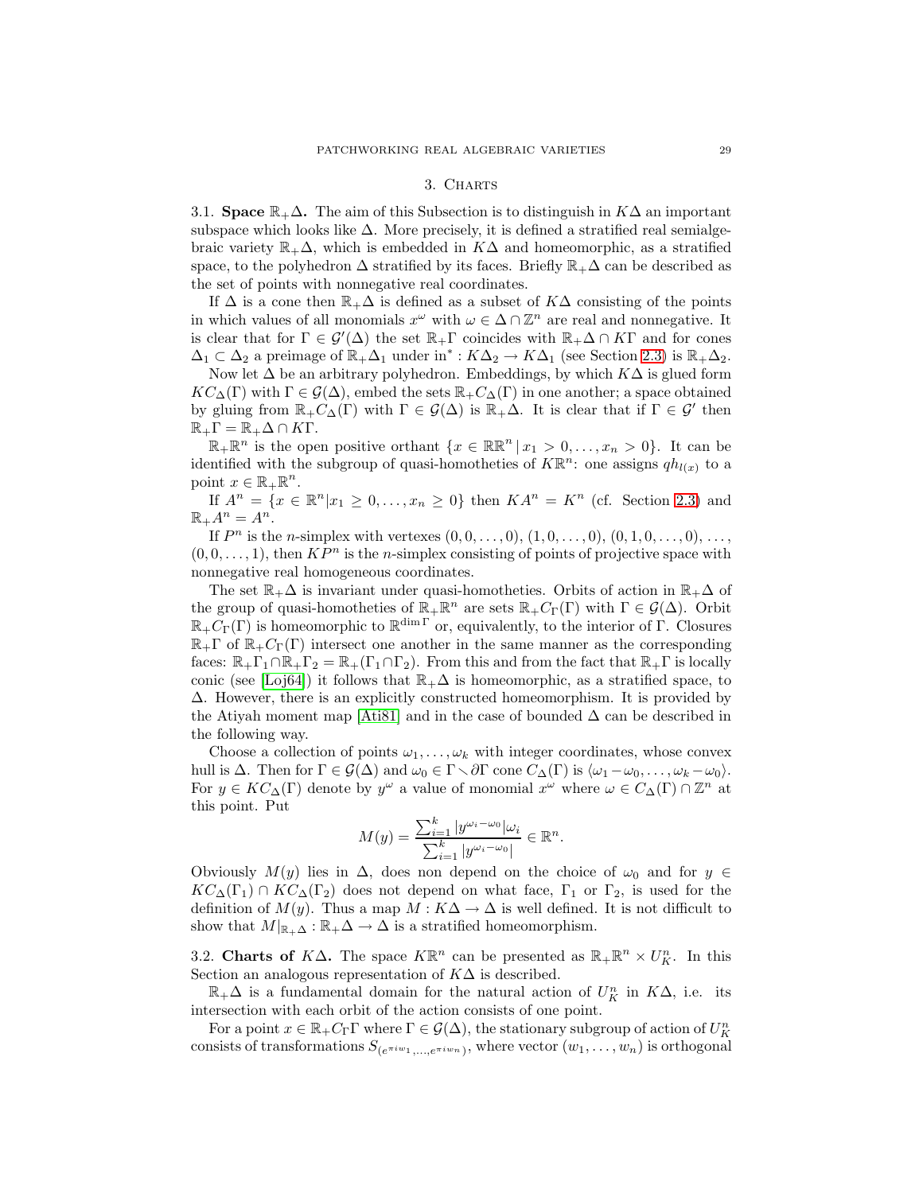## 3. Charts

**3.1. Space $\mathbb{R}_+\Delta$.** The aim of this Subsection is to distinguish in $K\Delta$ an important subspace which looks like $\Delta$. More precisely, it is defined a stratified real semialgebraic variety $\mathbb{R}_+\Delta$, which is embedded in $K\Delta$ and homeomorphic, as a stratified space, to the polyhedron $\Delta$ stratified by its faces. Briefly $\mathbb{R}_+\Delta$ can be described as the set of points with nonnegative real coordinates.

If $\Delta$ is a cone then $\mathbb{R}_+\Delta$ is defined as a subset of $K\Delta$ consisting of the points in which values of all monomials $x^\omega$ with $\omega \in \Delta \cap \mathbb{Z}^n$ are real and nonnegative. It is clear that for $\Gamma \in \mathcal{G}'(\Delta)$ the set $\mathbb{R}_+\Gamma$ coincides with $\mathbb{R}_+\Delta \cap K\Gamma$ and for cones $\Delta_1 \subset \Delta_2$ a preimage of $\mathbb{R}_+\Delta_1$ under $\mathrm{in}^* : K\Delta_2 \to K\Delta_1$ (see Section 2.3) is $\mathbb{R}_+\Delta_2$.

Now let $\Delta$ be an arbitrary polyhedron. Embeddings, by which $K\Delta$ is glued form $KC_\Delta(\Gamma)$ with $\Gamma \in \mathcal{G}(\Delta)$, embed the sets $\mathbb{R}_+C_\Delta(\Gamma)$ in one another; a space obtained by gluing from $\mathbb{R}_+C_\Delta(\Gamma)$ with $\Gamma \in \mathcal{G}(\Delta)$ is $\mathbb{R}_+\Delta$. It is clear that if $\Gamma \in \mathcal{G}'$ then $\mathbb{R}_+\Gamma = \mathbb{R}_+\Delta \cap K\Gamma$.

$\mathbb{R}_+\mathbb{R}^n$ is the open positive orthant $\{x \in \mathbb{R}\mathbb{R}^n \mid x_1 > 0, \dots, x_n > 0\}$. It can be identified with the subgroup of quasi-homotheties of $K\mathbb{R}^n$: one assigns $qh_{l(x)}$ to a point $x \in \mathbb{R}_+\mathbb{R}^n$.

If $A^n = \{x \in \mathbb{R}^n | x_1 \geq 0, \dots, x_n \geq 0\}$ then $KA^n = K^n$ (cf. Section 2.3) and $\mathbb{R}_+A^n = A^n$.

If $P^n$ is the $n$-simplex with vertexes $(0, 0, \dots, 0)$, $(1, 0, \dots, 0)$, $(0, 1, 0, \dots, 0)$, $\dots$, $(0, 0, \dots, 1)$, then $KP^n$ is the $n$-simplex consisting of points of projective space with nonnegative real homogeneous coordinates.

The set $\mathbb{R}_+\Delta$ is invariant under quasi-homotheties. Orbits of action in $\mathbb{R}_+\Delta$ of the group of quasi-homotheties of $\mathbb{R}_+\mathbb{R}^n$ are sets $\mathbb{R}_+C_\Gamma(\Gamma)$ with $\Gamma \in \mathcal{G}(\Delta)$. Orbit $\mathbb{R}_+C_\Gamma(\Gamma)$ is homeomorphic to $\mathbb{R}^{\dim \Gamma}$ or, equivalently, to the interior of $\Gamma$. Closures $\mathbb{R}_+\Gamma$ of $\mathbb{R}_+C_\Gamma(\Gamma)$ intersect one another in the same manner as the corresponding faces: $\mathbb{R}_+\Gamma_1 \cap \mathbb{R}_+\Gamma_2 = \mathbb{R}_+(\Gamma_1 \cap \Gamma_2)$. From this and from the fact that $\mathbb{R}_+\Gamma$ is locally conic (see [Loj64]) it follows that $\mathbb{R}_+\Delta$ is homeomorphic, as a stratified space, to $\Delta$. However, there is an explicitly constructed homeomorphism. It is provided by the Atiyah moment map [Ati81] and in the case of bounded $\Delta$ can be described in the following way.

Choose a collection of points $\omega_1, \dots, \omega_k$ with integer coordinates, whose convex hull is $\Delta$. Then for $\Gamma \in \mathcal{G}(\Delta)$ and $\omega_0 \in \Gamma \smallsetminus \partial\Gamma$ cone $C_\Delta(\Gamma)$ is $\langle \omega_1 - \omega_0, \dots, \omega_k - \omega_0 \rangle$. For $y \in KC_\Delta(\Gamma)$ denote by $y^\omega$ a value of monomial $x^\omega$ where $\omega \in C_\Delta(\Gamma) \cap \mathbb{Z}^n$ at this point. Put

$$M(y) = \frac{\sum_{i=1}^k |y^{\omega_i - \omega_0}| \omega_i}{\sum_{i=1}^k |y^{\omega_i - \omega_0}|} \in \mathbb{R}^n.$$

Obviously $M(y)$ lies in $\Delta$, does non depend on the choice of $\omega_0$ and for $y \in KC_\Delta(\Gamma_1) \cap KC_\Delta(\Gamma_2)$ does not depend on what face, $\Gamma_1$ or $\Gamma_2$, is used for the definition of $M(y)$. Thus a map $M : K\Delta \to \Delta$ is well defined. It is not difficult to show that $M|_{\mathbb{R}_+\Delta} : \mathbb{R}_+\Delta \to \Delta$ is a stratified homeomorphism.

**3.2. Charts of $K\Delta$.** The space $K\mathbb{R}^n$ can be presented as $\mathbb{R}_+\mathbb{R}^n \times U_K^n$. In this Section an analogous representation of $K\Delta$ is described.

$\mathbb{R}_+\Delta$ is a fundamental domain for the natural action of $U_K^n$ in $K\Delta$, i.e. its intersection with each orbit of the action consists of one point.

For a point $x \in \mathbb{R}_+C_\Gamma\Gamma$ where $\Gamma \in \mathcal{G}(\Delta)$, the stationary subgroup of action of $U_K^n$ consists of transformations $S_{(e^{\pi i w_1}, \dots, e^{\pi i w_n})}$, where vector $(w_1, \dots, w_n)$ is orthogonal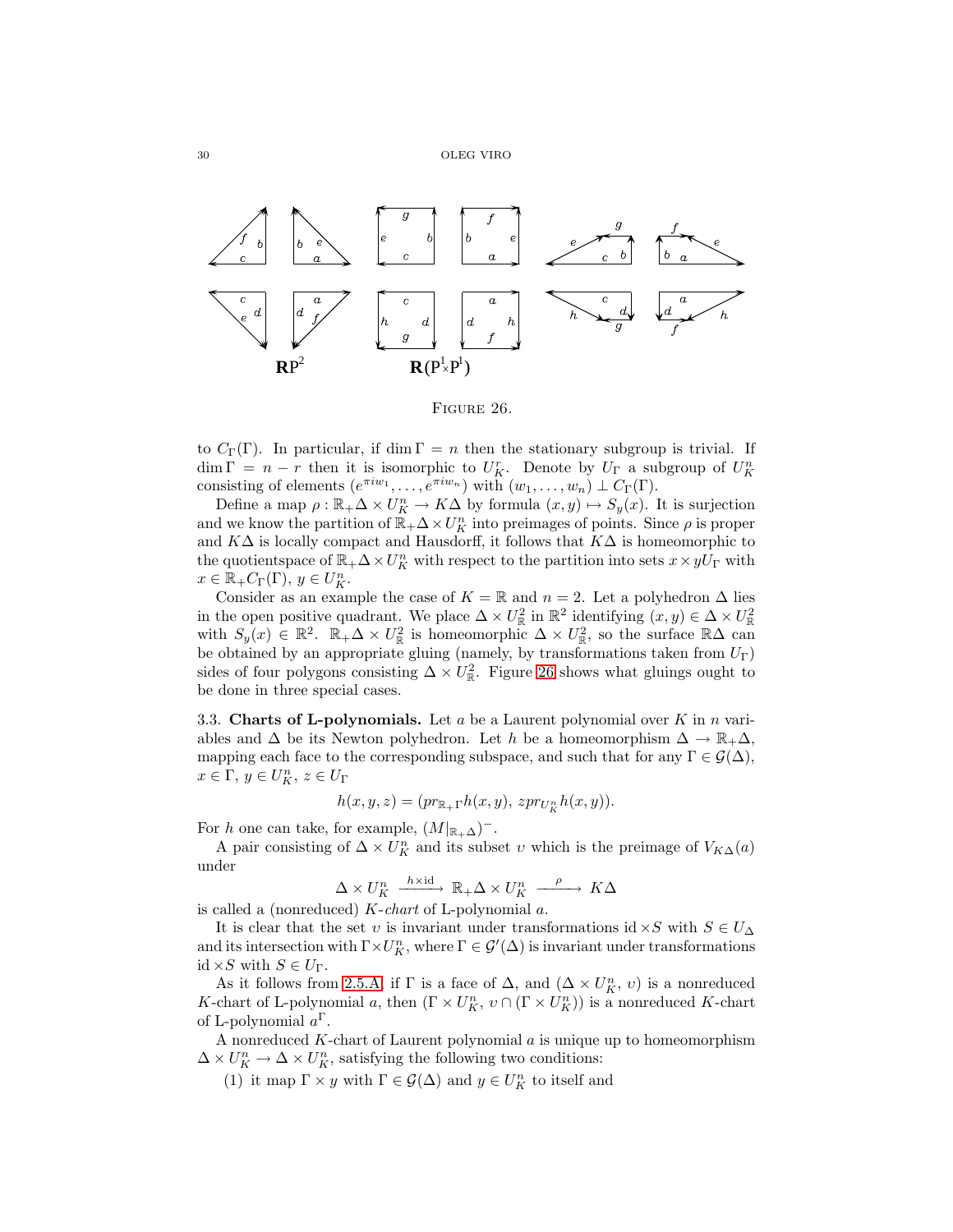FIGURE 26.

to $C_\Gamma(\Gamma)$. In particular, if $\dim \Gamma = n$ then the stationary subgroup is trivial. If $\dim \Gamma = n - r$ then it is isomorphic to $U_K^r$. Denote by $U_\Gamma$ a subgroup of $U_K^n$ consisting of elements $(e^{\pi i w_1}, \dots, e^{\pi i w_n})$ with $(w_1, \dots, w_n) \perp C_\Gamma(\Gamma)$.

Define a map $\rho : \mathbb{R}_+\Delta \times U_K^n \to K\Delta$ by formula $(x, y) \mapsto S_y(x)$. It is surjection and we know the partition of $\mathbb{R}_+\Delta \times U_K^n$ into preimages of points. Since $\rho$ is proper and $K\Delta$ is locally compact and Hausdorff, it follows that $K\Delta$ is homeomorphic to the quotientspace of $\mathbb{R}_+\Delta \times U_K^n$ with respect to the partition into sets $x \times yU_\Gamma$ with $x \in \mathbb{R}_+C_\Gamma(\Gamma)$, $y \in U_K^n$.

Consider as an example the case of $K = \mathbb{R}$ and $n = 2$. Let a polyhedron $\Delta$ lies in the open positive quadrant. We place $\Delta \times U_\mathbb{R}^2$ in $\mathbb{R}^2$ identifying $(x, y) \in \Delta \times U_\mathbb{R}^2$ with $S_y(x) \in \mathbb{R}^2$. $\mathbb{R}_+\Delta \times U_\mathbb{R}^2$ is homeomorphic $\Delta \times U_\mathbb{R}^2$, so the surface $\mathbb{R}\Delta$ can be obtained by an appropriate gluing (namely, by transformations taken from $U_\Gamma$) sides of four polygons consisting $\Delta \times U_\mathbb{R}^2$. Figure 26 shows what gluings ought to be done in three special cases.

3.3. **Charts of L-polynomials.** Let $a$ be a Laurent polynomial over $K$ in $n$ variables and $\Delta$ be its Newton polyhedron. Let $h$ be a homeomorphism $\Delta \to \mathbb{R}_+\Delta$, mapping each face to the corresponding subspace, and such that for any $\Gamma \in \mathcal{G}(\Delta)$, $x \in \Gamma$, $y \in U_K^n$, $z \in U_\Gamma$

$$h(x, y, z) = (pr_{\mathbb{R}_+\Gamma} h(x, y),\ z pr_{U_K^n} h(x, y)).$$

For $h$ one can take, for example, $(M|_{\mathbb{R}_+\Delta})^-$.

A pair consisting of $\Delta \times U_K^n$ and its subset $\upsilon$ which is the preimage of $V_{K\Delta}(a)$ under

$$\Delta \times U_K^n \xrightarrow{h \times \mathrm{id}} \mathbb{R}_+\Delta \times U_K^n \xrightarrow{\rho} K\Delta$$

is called a (nonreduced) *$K$-chart* of L-polynomial $a$.

It is clear that the set $\upsilon$ is invariant under transformations $\mathrm{id} \times S$ with $S \in U_\Delta$ and its intersection with $\Gamma \times U_K^n$, where $\Gamma \in \mathcal{G}'(\Delta)$ is invariant under transformations $\mathrm{id} \times S$ with $S \in U_\Gamma$.

As it follows from 2.5.A, if $\Gamma$ is a face of $\Delta$, and $(\Delta \times U_K^n, \upsilon)$ is a nonreduced $K$-chart of L-polynomial $a$, then $(\Gamma \times U_K^n, \upsilon \cap (\Gamma \times U_K^n))$ is a nonreduced $K$-chart of L-polynomial $a^\Gamma$.

A nonreduced $K$-chart of Laurent polynomial $a$ is unique up to homeomorphism $\Delta \times U_K^n \to \Delta \times U_K^n$, satisfying the following two conditions:

(1) it map $\Gamma \times y$ with $\Gamma \in \mathcal{G}(\Delta)$ and $y \in U_K^n$ to itself and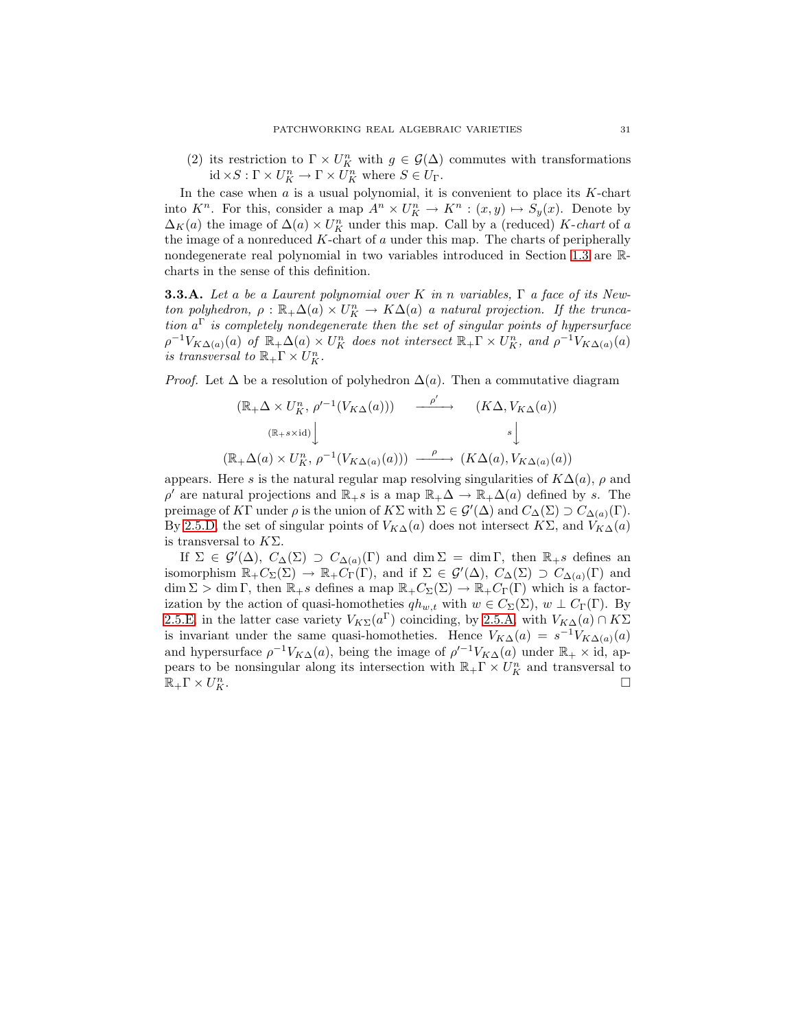(2) its restriction to $\Gamma \times U_K^n$ with $g \in \mathcal{G}(\Delta)$ commutes with transformations $\mathrm{id} \times S : \Gamma \times U_K^n \to \Gamma \times U_K^n$ where $S \in U_\Gamma$.

In the case when $a$ is a usual polynomial, it is convenient to place its $K$-chart into $K^n$. For this, consider a map $A^n \times U_K^n \to K^n : (x, y) \mapsto S_y(x)$. Denote by $\Delta_K(a)$ the image of $\Delta(a) \times U_K^n$ under this map. Call by a (reduced) *$K$-chart* of $a$ the image of a nonreduced $K$-chart of $a$ under this map. The charts of peripherally nondegenerate real polynomial in two variables introduced in Section 1.3 are $\mathbb{R}$-charts in the sense of this definition.

**3.3.A.** *Let $a$ be a Laurent polynomial over $K$ in $n$ variables, $\Gamma$ a face of its Newton polyhedron, $\rho : \mathbb{R}_+\Delta(a) \times U_K^n \to K\Delta(a)$ a natural projection. If the truncation $a^\Gamma$ is completely nondegenerate then the set of singular points of hypersurface $\rho^{-1}V_{K\Delta(a)}(a)$ of $\mathbb{R}_+\Delta(a) \times U_K^n$ does not intersect $\mathbb{R}_+\Gamma \times U_K^n$, and $\rho^{-1}V_{K\Delta(a)}(a)$ is transversal to $\mathbb{R}_+\Gamma \times U_K^n$.*

*Proof.* Let $\Delta$ be a resolution of polyhedron $\Delta(a)$. Then a commutative diagram

$$\begin{array}{ccc}
(\mathbb{R}_+\Delta \times U_K^n,\, \rho'^{-1}(V_{K\Delta}(a))) & \xrightarrow{\rho'} & (K\Delta, V_{K\Delta}(a)) \\
{\scriptstyle (\mathbb{R}_+ s \times \mathrm{id})}\big\downarrow & & {\scriptstyle s}\big\downarrow \\
(\mathbb{R}_+\Delta(a) \times U_K^n,\, \rho^{-1}(V_{K\Delta(a)}(a))) & \xrightarrow{\rho} & (K\Delta(a), V_{K\Delta(a)}(a))
\end{array}$$

appears. Here $s$ is the natural regular map resolving singularities of $K\Delta(a)$, $\rho$ and $\rho'$ are natural projections and $\mathbb{R}_+ s$ is a map $\mathbb{R}_+\Delta \to \mathbb{R}_+\Delta(a)$ defined by $s$. The preimage of $K\Gamma$ under $\rho$ is the union of $K\Sigma$ with $\Sigma \in \mathcal{G}'(\Delta)$ and $C_\Delta(\Sigma) \supset C_{\Delta(a)}(\Gamma)$. By 2.5.D, the set of singular points of $V_{K\Delta}(a)$ does not intersect $K\Sigma$, and $V_{K\Delta}(a)$ is transversal to $K\Sigma$.

If $\Sigma \in \mathcal{G}'(\Delta)$, $C_\Delta(\Sigma) \supset C_{\Delta(a)}(\Gamma)$ and $\dim \Sigma = \dim \Gamma$, then $\mathbb{R}_+ s$ defines an isomorphism $\mathbb{R}_+ C_\Sigma(\Sigma) \to \mathbb{R}_+ C_\Gamma(\Gamma)$, and if $\Sigma \in \mathcal{G}'(\Delta)$, $C_\Delta(\Sigma) \supset C_{\Delta(a)}(\Gamma)$ and $\dim \Sigma > \dim \Gamma$, then $\mathbb{R}_+ s$ defines a map $\mathbb{R}_+ C_\Sigma(\Sigma) \to \mathbb{R}_+ C_\Gamma(\Gamma)$ which is a factorization by the action of quasi-homotheties $qh_{w,t}$ with $w \in C_\Sigma(\Sigma)$, $w \perp C_\Gamma(\Gamma)$. By 2.5.E, in the latter case variety $V_{K\Sigma}(a^\Gamma)$ coinciding, by 2.5.A, with $V_{K\Delta}(a) \cap K\Sigma$ is invariant under the same quasi-homotheties. Hence $V_{K\Delta}(a) = s^{-1}V_{K\Delta(a)}(a)$ and hypersurface $\rho^{-1}V_{K\Delta}(a)$, being the image of $\rho'^{-1}V_{K\Delta}(a)$ under $\mathbb{R}_+ \times \mathrm{id}$, appears to be nonsingular along its intersection with $\mathbb{R}_+\Gamma \times U_K^n$ and transversal to $\mathbb{R}_+\Gamma \times U_K^n$. $\square$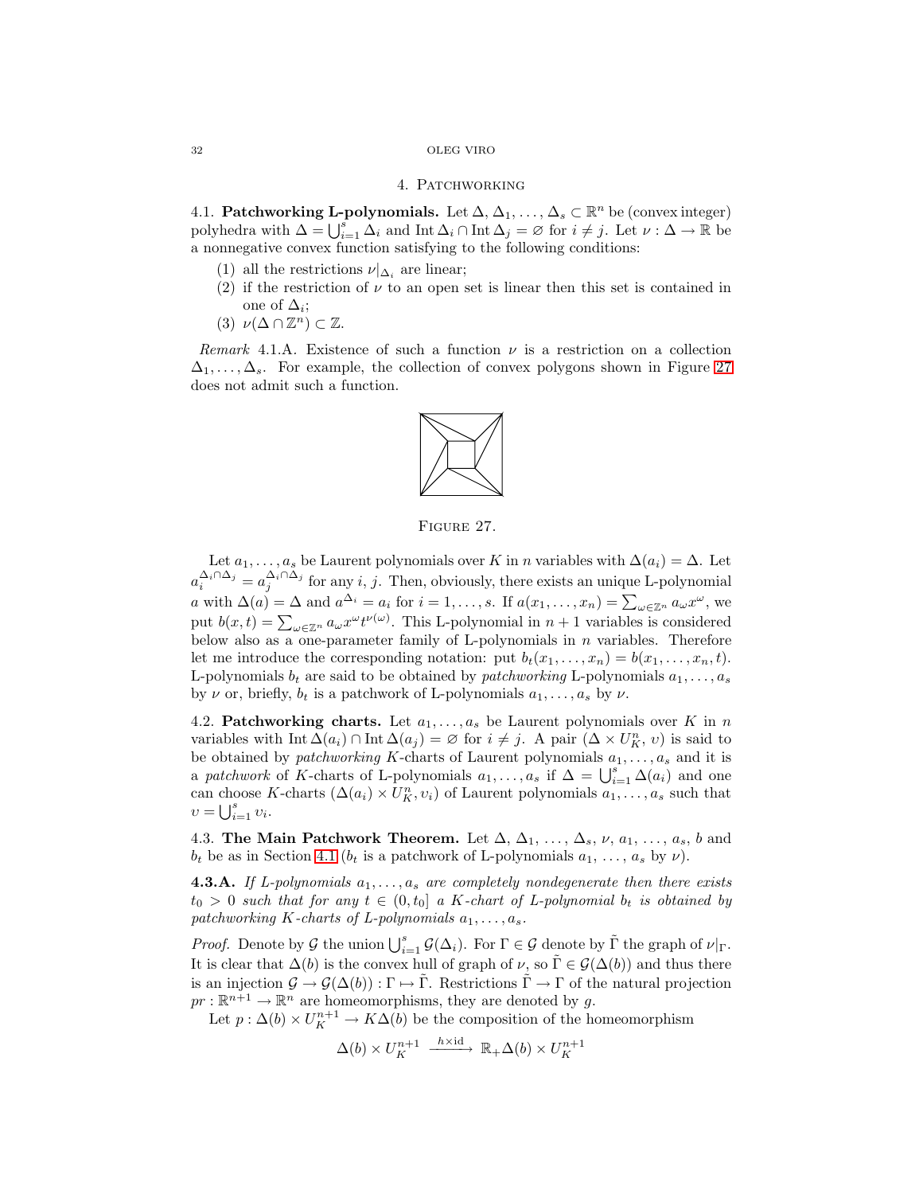## 4. Patchworking

**4.1. Patchworking L-polynomials.** Let $\Delta, \Delta_1, \dots, \Delta_s \subset \mathbb{R}^n$ be (convex integer) polyhedra with $\Delta = \bigcup_{i=1}^{s} \Delta_i$ and $\operatorname{Int} \Delta_i \cap \operatorname{Int} \Delta_j = \varnothing$ for $i \neq j$. Let $\nu : \Delta \to \mathbb{R}$ be a nonnegative convex function satisfying to the following conditions:

1. all the restrictions $\nu|_{\Delta_i}$ are linear;
2. if the restriction of $\nu$ to an open set is linear then this set is contained in one of $\Delta_i$;
3. $\nu(\Delta \cap \mathbb{Z}^n) \subset \mathbb{Z}$.

*Remark* 4.1.A. Existence of such a function $\nu$ is a restriction on a collection $\Delta_1, \dots, \Delta_s$. For example, the collection of convex polygons shown in Figure 27 does not admit such a function.

Figure 27.

Let $a_1, \dots, a_s$ be Laurent polynomials over $K$ in $n$ variables with $\Delta(a_i) = \Delta$. Let $a_i^{\Delta_i \cap \Delta_j} = a_j^{\Delta_i \cap \Delta_j}$ for any $i$, $j$. Then, obviously, there exists an unique L-polynomial $a$ with $\Delta(a) = \Delta$ and $a^{\Delta_i} = a_i$ for $i = 1, \dots, s$. If $a(x_1, \dots, x_n) = \sum_{\omega \in \mathbb{Z}^n} a_\omega x^\omega$, we put $b(x, t) = \sum_{\omega \in \mathbb{Z}^n} a_\omega x^\omega t^{\nu(\omega)}$. This L-polynomial in $n+1$ variables is considered below also as a one-parameter family of L-polynomials in $n$ variables. Therefore let me introduce the corresponding notation: put $b_t(x_1, \dots, x_n) = b(x_1, \dots, x_n, t)$. L-polynomials $b_t$ are said to be obtained by *patchworking* L-polynomials $a_1, \dots, a_s$ by $\nu$ or, briefly, $b_t$ is a patchwork of L-polynomials $a_1, \dots, a_s$ by $\nu$.

**4.2. Patchworking charts.** Let $a_1, \dots, a_s$ be Laurent polynomials over $K$ in $n$ variables with $\operatorname{Int} \Delta(a_i) \cap \operatorname{Int} \Delta(a_j) = \varnothing$ for $i \neq j$. A pair $(\Delta \times U_K^n, \upsilon)$ is said to be obtained by *patchworking* $K$-charts of Laurent polynomials $a_1, \dots, a_s$ and it is a *patchwork* of $K$-charts of L-polynomials $a_1, \dots, a_s$ if $\Delta = \bigcup_{i=1}^{s} \Delta(a_i)$ and one can choose $K$-charts $(\Delta(a_i) \times U_K^n, \upsilon_i)$ of Laurent polynomials $a_1, \dots, a_s$ such that $\upsilon = \bigcup_{i=1}^{s} \upsilon_i$.

**4.3. The Main Patchwork Theorem.** Let $\Delta$, $\Delta_1$, $\dots$, $\Delta_s$, $\nu$, $a_1$, $\dots$, $a_s$, $b$ and $b_t$ be as in Section 4.1 ($b_t$ is a patchwork of L-polynomials $a_1$, $\dots$, $a_s$ by $\nu$).

**4.3.A.** *If L-polynomials $a_1, \dots, a_s$ are completely nondegenerate then there exists $t_0 > 0$ such that for any $t \in (0, t_0]$ a $K$-chart of L-polynomial $b_t$ is obtained by patchworking $K$-charts of L-polynomials $a_1, \dots, a_s$.*

*Proof.* Denote by $\mathcal{G}$ the union $\bigcup_{i=1}^{s} \mathcal{G}(\Delta_i)$. For $\Gamma \in \mathcal{G}$ denote by $\tilde{\Gamma}$ the graph of $\nu|_\Gamma$. It is clear that $\Delta(b)$ is the convex hull of graph of $\nu$, so $\tilde{\Gamma} \in \mathcal{G}(\Delta(b))$ and thus there is an injection $\mathcal{G} \to \mathcal{G}(\Delta(b)) : \Gamma \mapsto \tilde{\Gamma}$. Restrictions $\tilde{\Gamma} \to \Gamma$ of the natural projection $pr : \mathbb{R}^{n+1} \to \mathbb{R}^n$ are homeomorphisms, they are denoted by $g$.

Let $p : \Delta(b) \times U_K^{n+1} \to K\Delta(b)$ be the composition of the homeomorphism

$$\Delta(b) \times U_K^{n+1} \xrightarrow{h \times \mathrm{id}} \mathbb{R}_+ \Delta(b) \times U_K^{n+1}$$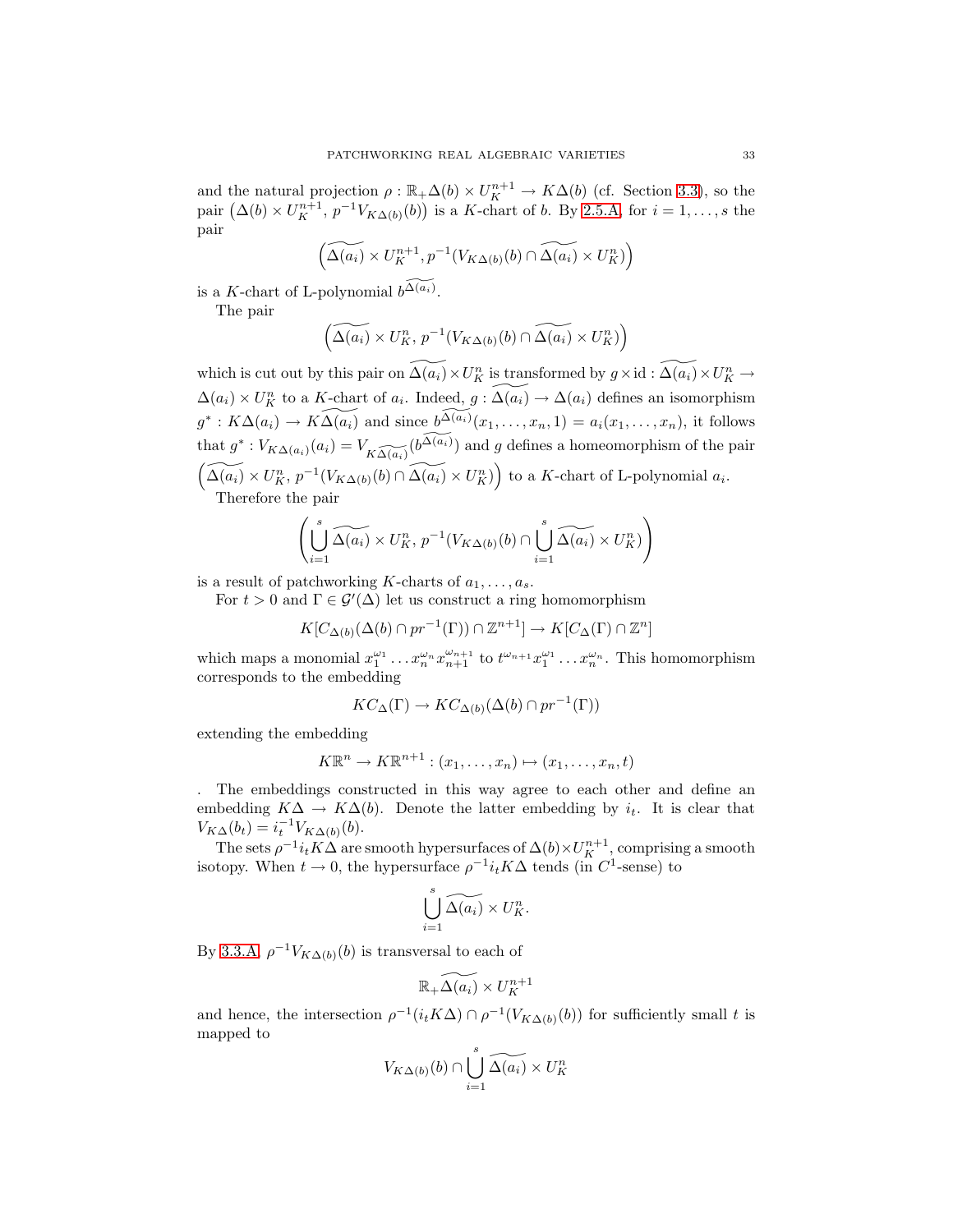and the natural projection $\rho : \mathbb{R}_+\Delta(b) \times U_K^{n+1} \to K\Delta(b)$ (cf. Section 3.3), so the pair $\left(\Delta(b) \times U_K^{n+1},\, p^{-1}V_{K\Delta(b)}(b)\right)$ is a $K$-chart of $b$. By 2.5.A, for $i = 1, \dots, s$ the pair

$$\left(\widetilde{\Delta(a_i)} \times U_K^{n+1}, p^{-1}(V_{K\Delta(b)}(b) \cap \widetilde{\Delta(a_i)} \times U_K^n)\right)$$

is a $K$-chart of L-polynomial $b^{\widetilde{\Delta(a_i)}}$.

The pair

$$\left(\widetilde{\Delta(a_i)} \times U_K^n,\, p^{-1}(V_{K\Delta(b)}(b) \cap \widetilde{\Delta(a_i)} \times U_K^n)\right)$$

which is cut out by this pair on $\widetilde{\Delta(a_i)} \times U_K^n$ is transformed by $g \times \mathrm{id} : \widetilde{\Delta(a_i)} \times U_K^n \to \Delta(a_i) \times U_K^n$ to a $K$-chart of $a_i$. Indeed, $g : \widetilde{\Delta(a_i)} \to \Delta(a_i)$ defines an isomorphism $g^* : K\Delta(a_i) \to K\widetilde{\Delta(a_i)}$ and since $b^{\widetilde{\Delta(a_i)}}(x_1, \dots, x_n, 1) = a_i(x_1, \dots, x_n)$, it follows that $g^* : V_{K\Delta(a_i)}(a_i) = V_{K\widetilde{\Delta(a_i)}}(b^{\widetilde{\Delta(a_i)}})$ and $g$ defines a homeomorphism of the pair $\left(\widetilde{\Delta(a_i)} \times U_K^n,\, p^{-1}(V_{K\Delta(b)}(b) \cap \widetilde{\Delta(a_i)} \times U_K^n)\right)$ to a $K$-chart of L-polynomial $a_i$.

Therefore the pair

$$\left(\bigcup_{i=1}^{s} \widetilde{\Delta(a_i)} \times U_K^n,\, p^{-1}(V_{K\Delta(b)}(b) \cap \bigcup_{i=1}^{s} \widetilde{\Delta(a_i)} \times U_K^n)\right)$$

is a result of patchworking $K$-charts of $a_1, \dots, a_s$.

For $t > 0$ and $\Gamma \in \mathcal{G}'(\Delta)$ let us construct a ring homomorphism

$$K[C_{\Delta(b)}(\Delta(b) \cap pr^{-1}(\Gamma)) \cap \mathbb{Z}^{n+1}] \to K[C_\Delta(\Gamma) \cap \mathbb{Z}^n]$$

which maps a monomial $x_1^{\omega_1} \dots x_n^{\omega_n} x_{n+1}^{\omega_{n+1}}$ to $t^{\omega_{n+1}} x_1^{\omega_1} \dots x_n^{\omega_n}$. This homomorphism corresponds to the embedding

$$KC_\Delta(\Gamma) \to KC_{\Delta(b)}(\Delta(b) \cap pr^{-1}(\Gamma))$$

extending the embedding

$$K\mathbb{R}^n \to K\mathbb{R}^{n+1} : (x_1, \dots, x_n) \mapsto (x_1, \dots, x_n, t)$$

. The embeddings constructed in this way agree to each other and define an embedding $K\Delta \to K\Delta(b)$. Denote the latter embedding by $i_t$. It is clear that $V_{K\Delta}(b_t) = i_t^{-1} V_{K\Delta(b)}(b)$.

The sets $\rho^{-1} i_t K\Delta$ are smooth hypersurfaces of $\Delta(b) \times U_K^{n+1}$, comprising a smooth isotopy. When $t \to 0$, the hypersurface $\rho^{-1} i_t K\Delta$ tends (in $C^1$-sense) to

$$\bigcup_{i=1}^{s} \widetilde{\Delta(a_i)} \times U_K^n.$$

By 3.3.A, $\rho^{-1} V_{K\Delta(b)}(b)$ is transversal to each of

$$\mathbb{R}_+ \widetilde{\Delta(a_i)} \times U_K^{n+1}$$

and hence, the intersection $\rho^{-1}(i_t K\Delta) \cap \rho^{-1}(V_{K\Delta(b)}(b))$ for sufficiently small $t$ is mapped to

$$V_{K\Delta(b)}(b) \cap \bigcup_{i=1}^{s} \widetilde{\Delta(a_i)} \times U_K^n$$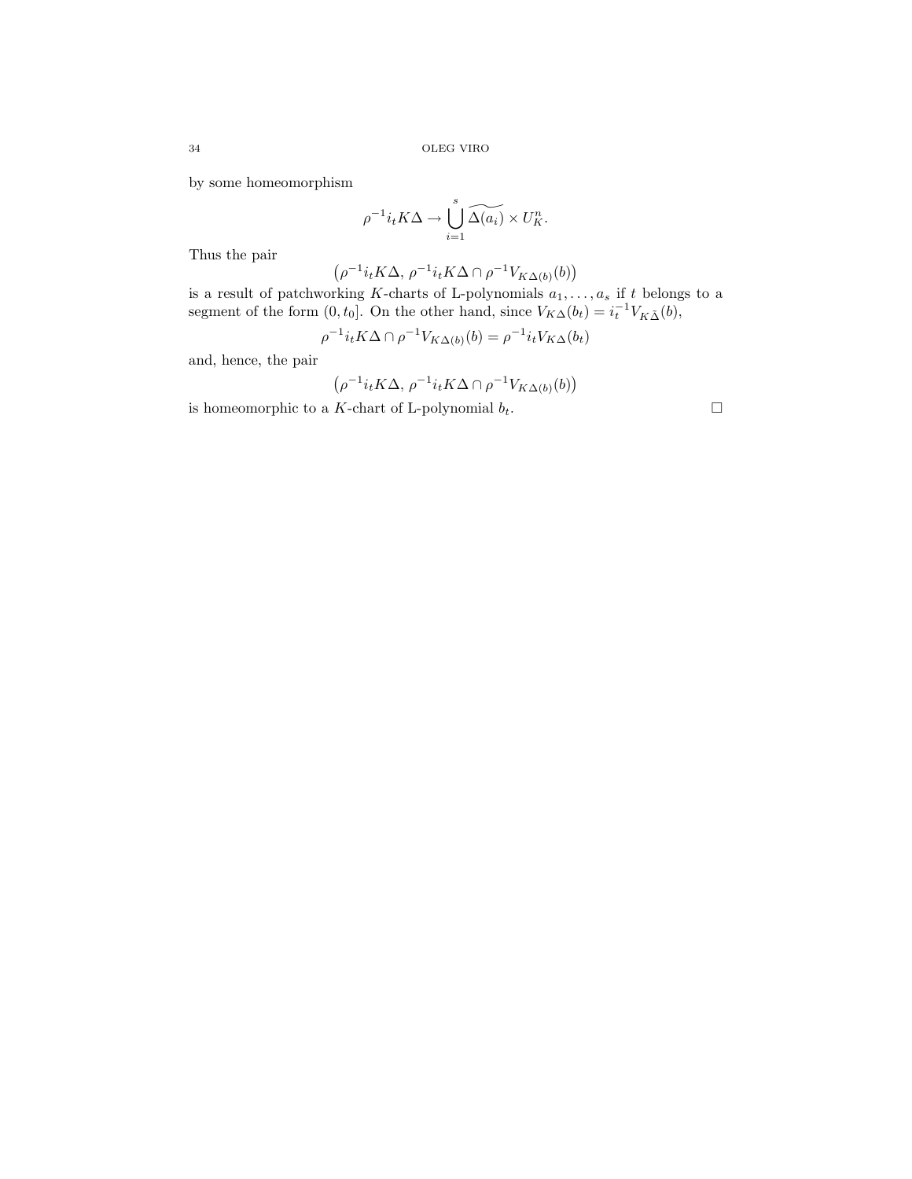by some homeomorphism

$$\rho^{-1} i_t K\Delta \to \bigcup_{i=1}^{s} \widetilde{\Delta(a_i)} \times U_K^n.$$

Thus the pair

$$\left(\rho^{-1} i_t K\Delta,\ \rho^{-1} i_t K\Delta \cap \rho^{-1} V_{K\Delta(b)}(b)\right)$$

is a result of patchworking $K$-charts of L-polynomials $a_1, \dots, a_s$ if $t$ belongs to a segment of the form $(0, t_0]$. On the other hand, since $V_{K\Delta}(b_t) = i_t^{-1} V_{K\tilde{\Delta}}(b)$,

$$\rho^{-1} i_t K\Delta \cap \rho^{-1} V_{K\Delta(b)}(b) = \rho^{-1} i_t V_{K\Delta}(b_t)$$

and, hence, the pair

$$\left(\rho^{-1} i_t K\Delta,\ \rho^{-1} i_t K\Delta \cap \rho^{-1} V_{K\Delta(b)}(b)\right)$$

is homeomorphic to a $K$-chart of L-polynomial $b_t$. $\square$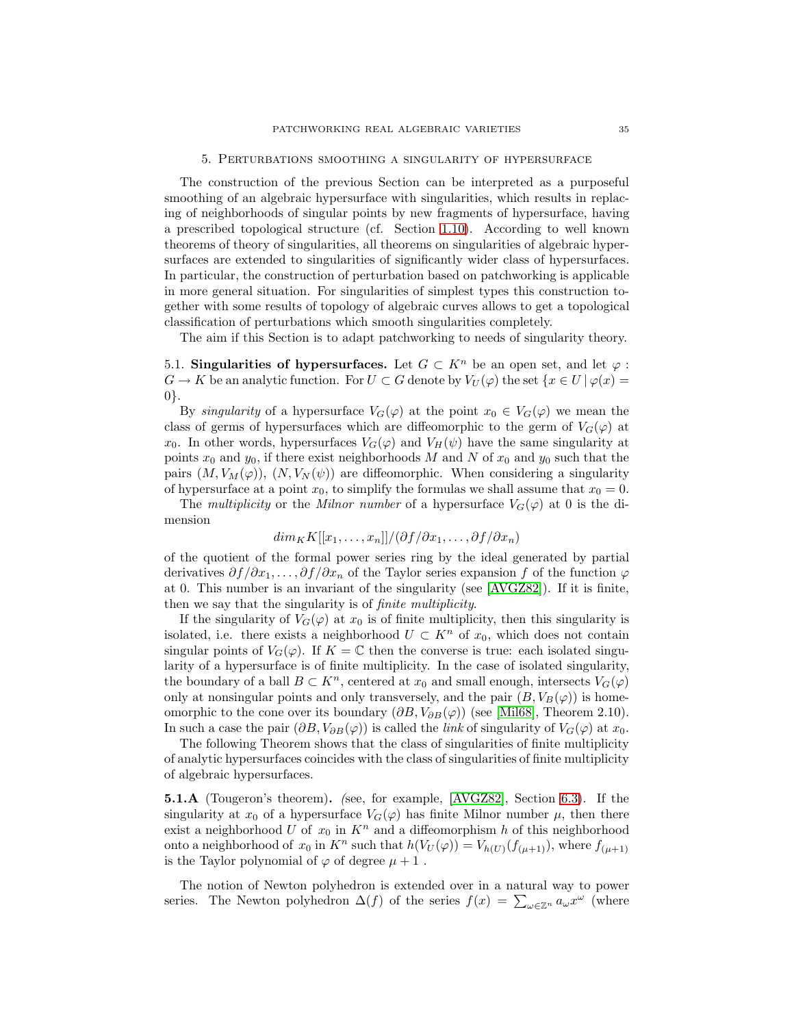## 5. Perturbations smoothing a singularity of hypersurface

The construction of the previous Section can be interpreted as a purposeful smoothing of an algebraic hypersurface with singularities, which results in replacing of neighborhoods of singular points by new fragments of hypersurface, having a prescribed topological structure (cf. Section 1.10). According to well known theorems of theory of singularities, all theorems on singularities of algebraic hypersurfaces are extended to singularities of significantly wider class of hypersurfaces. In particular, the construction of perturbation based on patchworking is applicable in more general situation. For singularities of simplest types this construction together with some results of topology of algebraic curves allows to get a topological classification of perturbations which smooth singularities completely.

The aim if this Section is to adapt patchworking to needs of singularity theory.

5.1. **Singularities of hypersurfaces.** Let $G \subset K^n$ be an open set, and let $\varphi : G \to K$ be an analytic function. For $U \subset G$ denote by $V_U(\varphi)$ the set $\{x \in U \mid \varphi(x) = 0\}$.

By *singularity* of a hypersurface $V_G(\varphi)$ at the point $x_0 \in V_G(\varphi)$ we mean the class of germs of hypersurfaces which are diffeomorphic to the germ of $V_G(\varphi)$ at $x_0$. In other words, hypersurfaces $V_G(\varphi)$ and $V_H(\psi)$ have the same singularity at points $x_0$ and $y_0$, if there exist neighborhoods $M$ and $N$ of $x_0$ and $y_0$ such that the pairs $(M, V_M(\varphi))$, $(N, V_N(\psi))$ are diffeomorphic. When considering a singularity of hypersurface at a point $x_0$, to simplify the formulas we shall assume that $x_0 = 0$.

The *multiplicity* or the *Milnor number* of a hypersurface $V_G(\varphi)$ at 0 is the dimension

$$dim_K K[[x_1, \dots, x_n]]/(\partial f/\partial x_1, \dots, \partial f/\partial x_n)$$

of the quotient of the formal power series ring by the ideal generated by partial derivatives $\partial f/\partial x_1, \dots, \partial f/\partial x_n$ of the Taylor series expansion $f$ of the function $\varphi$ at 0. This number is an invariant of the singularity (see [AVGZ82]). If it is finite, then we say that the singularity is of *finite multiplicity*.

If the singularity of $V_G(\varphi)$ at $x_0$ is of finite multiplicity, then this singularity is isolated, i.e. there exists a neighborhood $U \subset K^n$ of $x_0$, which does not contain singular points of $V_G(\varphi)$. If $K = \mathbb{C}$ then the converse is true: each isolated singularity of a hypersurface is of finite multiplicity. In the case of isolated singularity, the boundary of a ball $B \subset K^n$, centered at $x_0$ and small enough, intersects $V_G(\varphi)$ only at nonsingular points and only transversely, and the pair $(B, V_B(\varphi))$ is homeomorphic to the cone over its boundary $(\partial B, V_{\partial B}(\varphi))$ (see [Mil68], Theorem 2.10). In such a case the pair $(\partial B, V_{\partial B}(\varphi))$ is called the *link* of singularity of $V_G(\varphi)$ at $x_0$.

The following Theorem shows that the class of singularities of finite multiplicity of analytic hypersurfaces coincides with the class of singularities of finite multiplicity of algebraic hypersurfaces.

**5.1.A** (Tougeron's theorem)**.** *(*see, for example, [AVGZ82], Section 6.3). If the singularity at $x_0$ of a hypersurface $V_G(\varphi)$ has finite Milnor number $\mu$, then there exist a neighborhood $U$ of $x_0$ in $K^n$ and a diffeomorphism $h$ of this neighborhood onto a neighborhood of $x_0$ in $K^n$ such that $h(V_U(\varphi)) = V_{h(U)}(f_{(\mu+1)})$, where $f_{(\mu+1)}$ is the Taylor polynomial of $\varphi$ of degree $\mu + 1$ .

The notion of Newton polyhedron is extended over in a natural way to power series. The Newton polyhedron $\Delta(f)$ of the series $f(x) = \sum_{\omega \in \mathbb{Z}^n} a_\omega x^\omega$ (where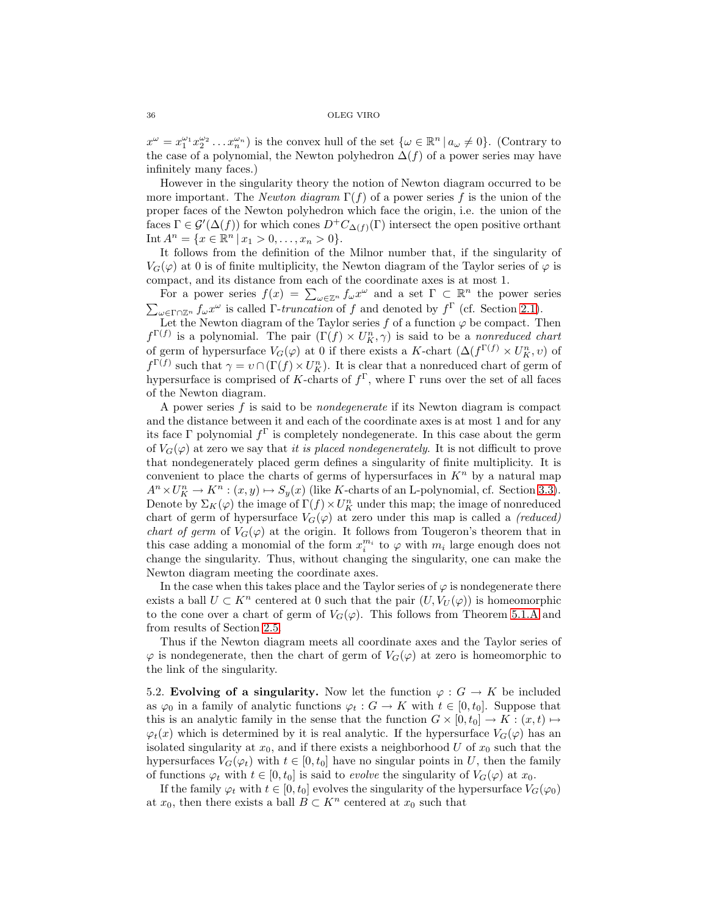$x^\omega = x_1^{\omega_1} x_2^{\omega_2} \dots x_n^{\omega_n}$) is the convex hull of the set $\{\omega \in \mathbb{R}^n \mid a_\omega \neq 0\}$. (Contrary to the case of a polynomial, the Newton polyhedron $\Delta(f)$ of a power series may have infinitely many faces.)

However in the singularity theory the notion of Newton diagram occurred to be more important. The *Newton diagram* $\Gamma(f)$ of a power series $f$ is the union of the proper faces of the Newton polyhedron which face the origin, i.e. the union of the faces $\Gamma \in \mathcal{G}'(\Delta(f))$ for which cones $D^+C_{\Delta(f)}(\Gamma)$ intersect the open positive orthant $\operatorname{Int} A^n = \{x \in \mathbb{R}^n \mid x_1 > 0, \dots, x_n > 0\}$.

It follows from the definition of the Milnor number that, if the singularity of $V_G(\varphi)$ at 0 is of finite multiplicity, the Newton diagram of the Taylor series of $\varphi$ is compact, and its distance from each of the coordinate axes is at most 1.

For a power series $f(x) = \sum_{\omega \in \mathbb{Z}^n} f_\omega x^\omega$ and a set $\Gamma \subset \mathbb{R}^n$ the power series $\sum_{\omega \in \Gamma \cap \mathbb{Z}^n} f_\omega x^\omega$ is called $\Gamma$-*truncation* of $f$ and denoted by $f^\Gamma$ (cf. Section 2.1).

Let the Newton diagram of the Taylor series $f$ of a function $\varphi$ be compact. Then $f^{\Gamma(f)}$ is a polynomial. The pair $(\Gamma(f) \times U_K^n, \gamma)$ is said to be a *nonreduced chart* of germ of hypersurface $V_G(\varphi)$ at 0 if there exists a $K$-chart $(\Delta(f^{\Gamma(f)} \times U_K^n, \upsilon)$ of $f^{\Gamma(f)}$ such that $\gamma = \upsilon \cap (\Gamma(f) \times U_K^n)$. It is clear that a nonreduced chart of germ of hypersurface is comprised of $K$-charts of $f^\Gamma$, where $\Gamma$ runs over the set of all faces of the Newton diagram.

A power series $f$ is said to be *nondegenerate* if its Newton diagram is compact and the distance between it and each of the coordinate axes is at most 1 and for any its face $\Gamma$ polynomial $f^\Gamma$ is completely nondegenerate. In this case about the germ of $V_G(\varphi)$ at zero we say that *it is placed nondegenerately*. It is not difficult to prove that nondegenerately placed germ defines a singularity of finite multiplicity. It is convenient to place the charts of germs of hypersurfaces in $K^n$ by a natural map $A^n \times U_K^n \to K^n : (x, y) \mapsto S_y(x)$ (like $K$-charts of an L-polynomial, cf. Section 3.3). Denote by $\Sigma_K(\varphi)$ the image of $\Gamma(f) \times U_K^n$ under this map; the image of nonreduced chart of germ of hypersurface $V_G(\varphi)$ at zero under this map is called a *(reduced) chart of germ* of $V_G(\varphi)$ at the origin. It follows from Tougeron's theorem that in this case adding a monomial of the form $x_i^{m_i}$ to $\varphi$ with $m_i$ large enough does not change the singularity. Thus, without changing the singularity, one can make the Newton diagram meeting the coordinate axes.

In the case when this takes place and the Taylor series of $\varphi$ is nondegenerate there exists a ball $U \subset K^n$ centered at 0 such that the pair $(U, V_U(\varphi))$ is homeomorphic to the cone over a chart of germ of $V_G(\varphi)$. This follows from Theorem 5.1.A and from results of Section 2.5.

Thus if the Newton diagram meets all coordinate axes and the Taylor series of $\varphi$ is nondegenerate, then the chart of germ of $V_G(\varphi)$ at zero is homeomorphic to the link of the singularity.

5.2. **Evolving of a singularity.** Now let the function $\varphi : G \to K$ be included as $\varphi_0$ in a family of analytic functions $\varphi_t : G \to K$ with $t \in [0, t_0]$. Suppose that this is an analytic family in the sense that the function $G \times [0, t_0] \to K : (x, t) \mapsto \varphi_t(x)$ which is determined by it is real analytic. If the hypersurface $V_G(\varphi)$ has an isolated singularity at $x_0$, and if there exists a neighborhood $U$ of $x_0$ such that the hypersurfaces $V_G(\varphi_t)$ with $t \in [0, t_0]$ have no singular points in $U$, then the family of functions $\varphi_t$ with $t \in [0, t_0]$ is said to *evolve* the singularity of $V_G(\varphi)$ at $x_0$.

If the family $\varphi_t$ with $t \in [0, t_0]$ evolves the singularity of the hypersurface $V_G(\varphi_0)$ at $x_0$, then there exists a ball $B \subset K^n$ centered at $x_0$ such that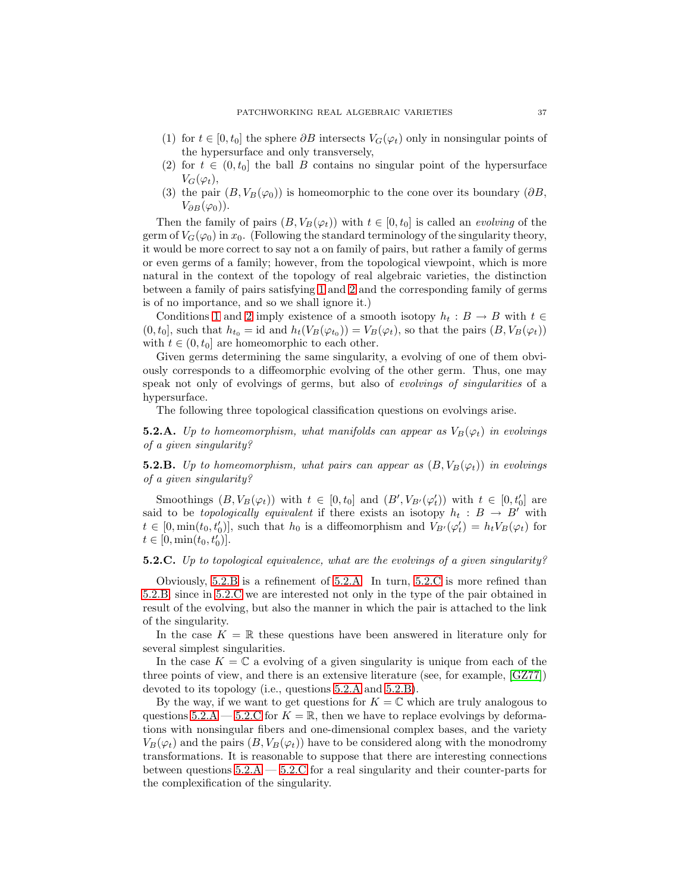(1) for $t \in [0, t_0]$ the sphere $\partial B$ intersects $V_G(\varphi_t)$ only in nonsingular points of the hypersurface and only transversely,
(2) for $t \in (0, t_0]$ the ball $B$ contains no singular point of the hypersurface $V_G(\varphi_t)$,
(3) the pair $(B, V_B(\varphi_0))$ is homeomorphic to the cone over its boundary $(\partial B, V_{\partial B}(\varphi_0))$.

Then the family of pairs $(B, V_B(\varphi_t))$ with $t \in [0, t_0]$ is called an *evolving* of the germ of $V_G(\varphi_0)$ in $x_0$. (Following the standard terminology of the singularity theory, it would be more correct to say not a on family of pairs, but rather a family of germs or even germs of a family; however, from the topological viewpoint, which is more natural in the context of the topology of real algebraic varieties, the distinction between a family of pairs satisfying 1 and 2 and the corresponding family of germs is of no importance, and so we shall ignore it.)

Conditions 1 and 2 imply existence of a smooth isotopy $h_t : B \to B$ with $t \in (0, t_0]$, such that $h_{t_0} = \mathrm{id}$ and $h_t(V_B(\varphi_{t_0})) = V_B(\varphi_t)$, so that the pairs $(B, V_B(\varphi_t))$ with $t \in (0, t_0]$ are homeomorphic to each other.

Given germs determining the same singularity, a evolving of one of them obviously corresponds to a diffeomorphic evolving of the other germ. Thus, one may speak not only of evolvings of germs, but also of *evolvings of singularities* of a hypersurface.

The following three topological classification questions on evolvings arise.

**5.2.A.** *Up to homeomorphism, what manifolds can appear as $V_B(\varphi_t)$ in evolvings of a given singularity?*

**5.2.B.** *Up to homeomorphism, what pairs can appear as $(B, V_B(\varphi_t))$ in evolvings of a given singularity?*

Smoothings $(B, V_B(\varphi_t))$ with $t \in [0, t_0]$ and $(B', V_{B'}(\varphi'_t))$ with $t \in [0, t'_0]$ are said to be *topologically equivalent* if there exists an isotopy $h_t : B \to B'$ with $t \in [0, \min(t_0, t'_0)]$, such that $h_0$ is a diffeomorphism and $V_{B'}(\varphi'_t) = h_t V_B(\varphi_t)$ for $t \in [0, \min(t_0, t'_0)]$.

**5.2.C.** *Up to topological equivalence, what are the evolvings of a given singularity?*

Obviously, 5.2.B is a refinement of 5.2.A. In turn, 5.2.C is more refined than 5.2.B, since in 5.2.C we are interested not only in the type of the pair obtained in result of the evolving, but also the manner in which the pair is attached to the link of the singularity.

In the case $K = \mathbb{R}$ these questions have been answered in literature only for several simplest singularities.

In the case $K = \mathbb{C}$ a evolving of a given singularity is unique from each of the three points of view, and there is an extensive literature (see, for example, [GZ77]) devoted to its topology (i.e., questions 5.2.A and 5.2.B).

By the way, if we want to get questions for $K = \mathbb{C}$ which are truly analogous to questions 5.2.A — 5.2.C for $K = \mathbb{R}$, then we have to replace evolvings by deformations with nonsingular fibers and one-dimensional complex bases, and the variety $V_B(\varphi_t)$ and the pairs $(B, V_B(\varphi_t))$ have to be considered along with the monodromy transformations. It is reasonable to suppose that there are interesting connections between questions 5.2.A — 5.2.C for a real singularity and their counter-parts for the complexification of the singularity.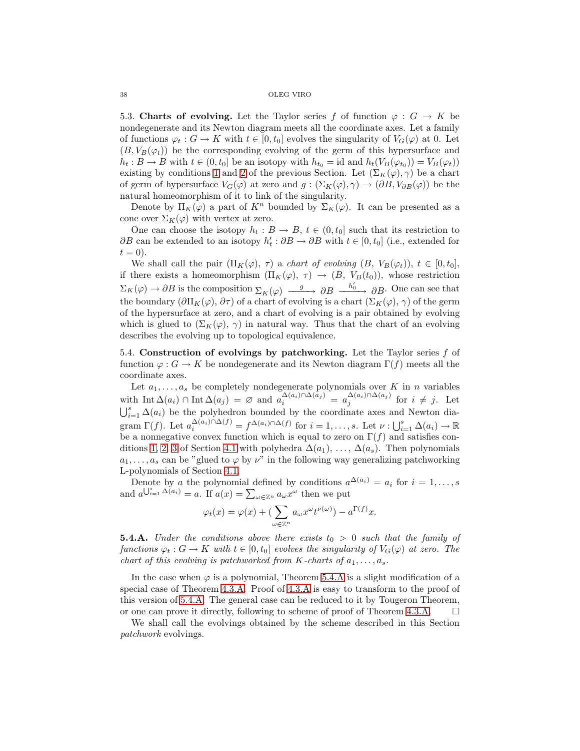5.3. **Charts of evolving.** Let the Taylor series $f$ of function $\varphi : G \to K$ be nondegenerate and its Newton diagram meets all the coordinate axes. Let a family of functions $\varphi_t : G \to K$ with $t \in [0, t_0]$ evolves the singularity of $V_G(\varphi)$ at 0. Let $(B, V_B(\varphi_t))$ be the corresponding evolving of the germ of this hypersurface and $h_t : B \to B$ with $t \in (0, t_0]$ be an isotopy with $h_{t_0} = \text{id}$ and $h_t(V_B(\varphi_{t_0})) = V_B(\varphi_t))$ existing by conditions 1 and 2 of the previous Section. Let $(\Sigma_K(\varphi), \gamma)$ be a chart of germ of hypersurface $V_G(\varphi)$ at zero and $g : (\Sigma_K(\varphi), \gamma) \to (\partial B, V_{\partial B}(\varphi))$ be the natural homeomorphism of it to link of the singularity.

Denote by $\Pi_K(\varphi)$ a part of $K^n$ bounded by $\Sigma_K(\varphi)$. It can be presented as a cone over $\Sigma_K(\varphi)$ with vertex at zero.

One can choose the isotopy $h_t : B \to B$, $t \in (0, t_0]$ such that its restriction to $\partial B$ can be extended to an isotopy $h'_t : \partial B \to \partial B$ with $t \in [0, t_0]$ (i.e., extended for $t = 0$).

We shall call the pair $(\Pi_K(\varphi),\ \tau)$ a *chart of evolving* $(B,\ V_B(\varphi_t))$, $t \in [0, t_0]$, if there exists a homeomorphism $(\Pi_K(\varphi),\ \tau) \to (B,\ V_B(t_0))$, whose restriction $\Sigma_K(\varphi) \to \partial B$ is the composition $\Sigma_K(\varphi) \xrightarrow{\ g\ } \partial B \xrightarrow{\ h'_0\ } \partial B$. One can see that the boundary $(\partial \Pi_K(\varphi), \partial \tau)$ of a chart of evolving is a chart $(\Sigma_K(\varphi), \gamma)$ of the germ of the hypersurface at zero, and a chart of evolving is a pair obtained by evolving which is glued to $(\Sigma_K(\varphi),\ \gamma)$ in natural way. Thus that the chart of an evolving describes the evolving up to topological equivalence.

5.4. **Construction of evolvings by patchworking.** Let the Taylor series $f$ of function $\varphi : G \to K$ be nondegenerate and its Newton diagram $\Gamma(f)$ meets all the coordinate axes.

Let $a_1, \dots, a_s$ be completely nondegenerate polynomials over $K$ in $n$ variables with $\operatorname{Int} \Delta(a_i) \cap \operatorname{Int} \Delta(a_j) = \varnothing$ and $a_i^{\Delta(a_i) \cap \Delta(a_j)} = a_j^{\Delta(a_i) \cap \Delta(a_j)}$ for $i \neq j$. Let $\bigcup_{i=1}^{s} \Delta(a_i)$ be the polyhedron bounded by the coordinate axes and Newton diagram $\Gamma(f)$. Let $a_i^{\Delta(a_i) \cap \Delta(f)} = f^{\Delta(a_i) \cap \Delta(f)}$ for $i = 1, \dots, s$. Let $\nu : \bigcup_{i=1}^{s} \Delta(a_i) \to \mathbb{R}$ be a nonnegative convex function which is equal to zero on $\Gamma(f)$ and satisfies conditions 1, 2, 3 of Section 4.1 with polyhedra $\Delta(a_1),\ \dots,\ \Delta(a_s)$. Then polynomials $a_1, \dots, a_s$ can be "glued to $\varphi$ by $\nu$" in the following way generalizing patchworking L-polynomials of Section 4.1.

Denote by $a$ the polynomial defined by conditions $a^{\Delta(a_i)} = a_i$ for $i = 1, \dots, s$ and $a^{\bigcup_{i=1}^{s} \Delta(a_i)} = a$. If $a(x) = \sum_{\omega \in \mathbb{Z}^n} a_\omega x^\omega$ then we put

$$\varphi_t(x) = \varphi(x) + \Big(\sum_{\omega \in \mathbb{Z}^n} a_\omega x^\omega t^{\nu(\omega)}\Big) - a^{\Gamma(f)} x.$$

**5.4.A.** *Under the conditions above there exists $t_0 > 0$ such that the family of functions $\varphi_t : G \to K$ with $t \in [0, t_0]$ evolves the singularity of $V_G(\varphi)$ at zero. The chart of this evolving is patchworked from $K$-charts of $a_1, \dots, a_s$.*

In the case when $\varphi$ is a polynomial, Theorem 5.4.A is a slight modification of a special case of Theorem 4.3.A. Proof of 4.3.A is easy to transform to the proof of this version of 5.4.A. The general case can be reduced to it by Tougeron Theorem, or one can prove it directly, following to scheme of proof of Theorem 4.3.A. $\square$

We shall call the evolvings obtained by the scheme described in this Section *patchwork* evolvings.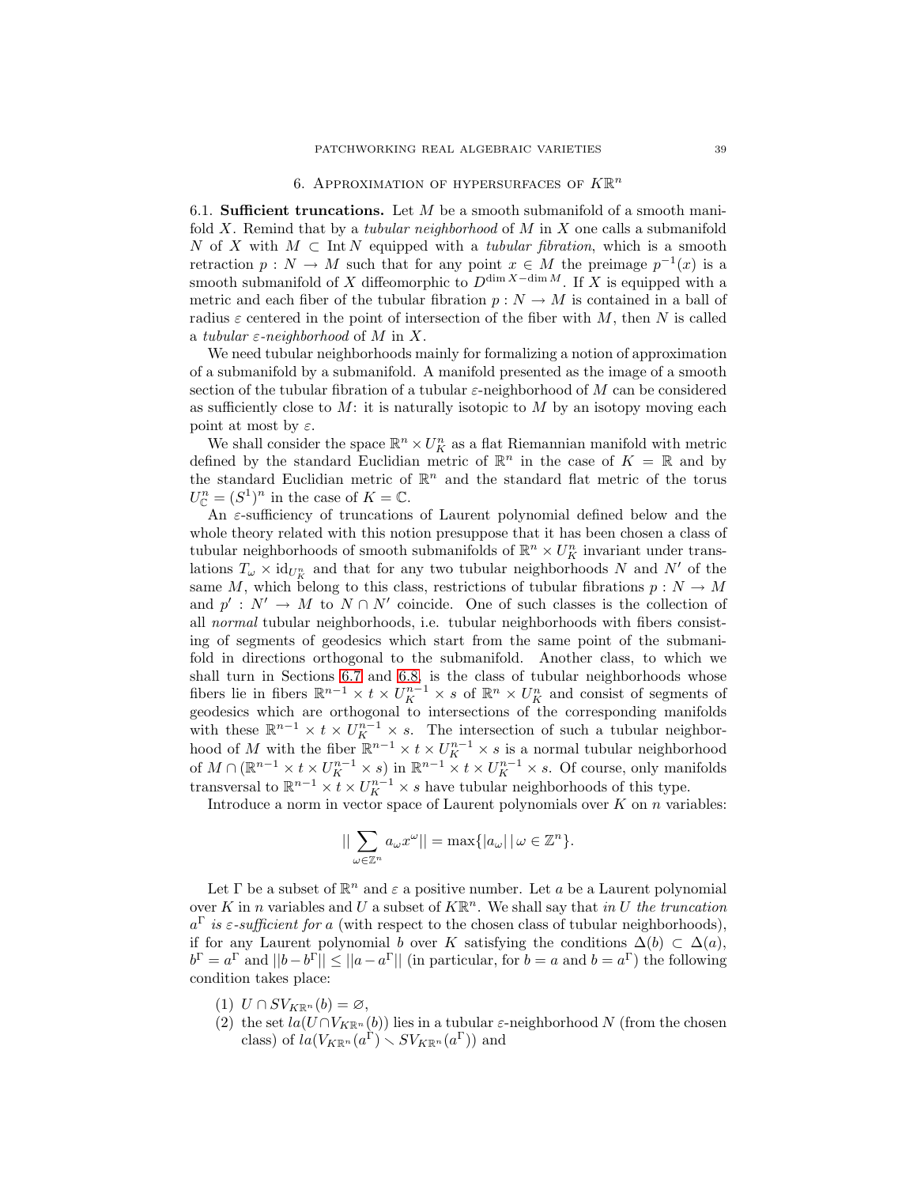# 6. Approximation of hypersurfaces of $K\mathbb{R}^n$

**6.1. Sufficient truncations.** Let $M$ be a smooth submanifold of a smooth manifold $X$. Remind that by a *tubular neighborhood* of $M$ in $X$ one calls a submanifold $N$ of $X$ with $M \subset \operatorname{Int} N$ equipped with a *tubular fibration*, which is a smooth retraction $p : N \to M$ such that for any point $x \in M$ the preimage $p^{-1}(x)$ is a smooth submanifold of $X$ diffeomorphic to $D^{\dim X - \dim M}$. If $X$ is equipped with a metric and each fiber of the tubular fibration $p : N \to M$ is contained in a ball of radius $\varepsilon$ centered in the point of intersection of the fiber with $M$, then $N$ is called a *tubular $\varepsilon$-neighborhood* of $M$ in $X$.

We need tubular neighborhoods mainly for formalizing a notion of approximation of a submanifold by a submanifold. A manifold presented as the image of a smooth section of the tubular fibration of a tubular $\varepsilon$-neighborhood of $M$ can be considered as sufficiently close to $M$: it is naturally isotopic to $M$ by an isotopy moving each point at most by $\varepsilon$.

We shall consider the space $\mathbb{R}^n \times U_K^n$ as a flat Riemannian manifold with metric defined by the standard Euclidian metric of $\mathbb{R}^n$ in the case of $K = \mathbb{R}$ and by the standard Euclidian metric of $\mathbb{R}^n$ and the standard flat metric of the torus $U_{\mathbb{C}}^n = (S^1)^n$ in the case of $K = \mathbb{C}$.

An $\varepsilon$-sufficiency of truncations of Laurent polynomial defined below and the whole theory related with this notion presuppose that it has been chosen a class of tubular neighborhoods of smooth submanifolds of $\mathbb{R}^n \times U_K^n$ invariant under translations $T_\omega \times \mathrm{id}_{U_K^n}$ and that for any two tubular neighborhoods $N$ and $N'$ of the same $M$, which belong to this class, restrictions of tubular fibrations $p : N \to M$ and $p' : N' \to M$ to $N \cap N'$ coincide. One of such classes is the collection of all *normal* tubular neighborhoods, i.e. tubular neighborhoods with fibers consisting of segments of geodesics which start from the same point of the submanifold in directions orthogonal to the submanifold. Another class, to which we shall turn in Sections 6.7 and 6.8, is the class of tubular neighborhoods whose fibers lie in fibers $\mathbb{R}^{n-1} \times t \times U_K^{n-1} \times s$ of $\mathbb{R}^n \times U_K^n$ and consist of segments of geodesics which are orthogonal to intersections of the corresponding manifolds with these $\mathbb{R}^{n-1} \times t \times U_K^{n-1} \times s$. The intersection of such a tubular neighborhood of $M$ with the fiber $\mathbb{R}^{n-1} \times t \times U_K^{n-1} \times s$ is a normal tubular neighborhood of $M \cap (\mathbb{R}^{n-1} \times t \times U_K^{n-1} \times s)$ in $\mathbb{R}^{n-1} \times t \times U_K^{n-1} \times s$. Of course, only manifolds transversal to $\mathbb{R}^{n-1} \times t \times U_K^{n-1} \times s$ have tubular neighborhoods of this type.

Introduce a norm in vector space of Laurent polynomials over $K$ on $n$ variables:

$$|| \sum_{\omega \in \mathbb{Z}^n} a_\omega x^\omega || = \max\{|a_\omega| \mid \omega \in \mathbb{Z}^n\}.$$

Let $\Gamma$ be a subset of $\mathbb{R}^n$ and $\varepsilon$ a positive number. Let $a$ be a Laurent polynomial over $K$ in $n$ variables and $U$ a subset of $K\mathbb{R}^n$. We shall say that *in $U$ the truncation $a^\Gamma$ is $\varepsilon$-sufficient for $a$* (with respect to the chosen class of tubular neighborhoods), if for any Laurent polynomial $b$ over $K$ satisfying the conditions $\Delta(b) \subset \Delta(a)$, $b^\Gamma = a^\Gamma$ and $||b - b^\Gamma|| \le ||a - a^\Gamma||$ (in particular, for $b = a$ and $b = a^\Gamma$) the following condition takes place:

1. $U \cap SV_{K\mathbb{R}^n}(b) = \varnothing$,
2. the set $la(U \cap V_{K\mathbb{R}^n}(b))$ lies in a tubular $\varepsilon$-neighborhood $N$ (from the chosen class) of $la(V_{K\mathbb{R}^n}(a^\Gamma) \smallsetminus SV_{K\mathbb{R}^n}(a^\Gamma))$ and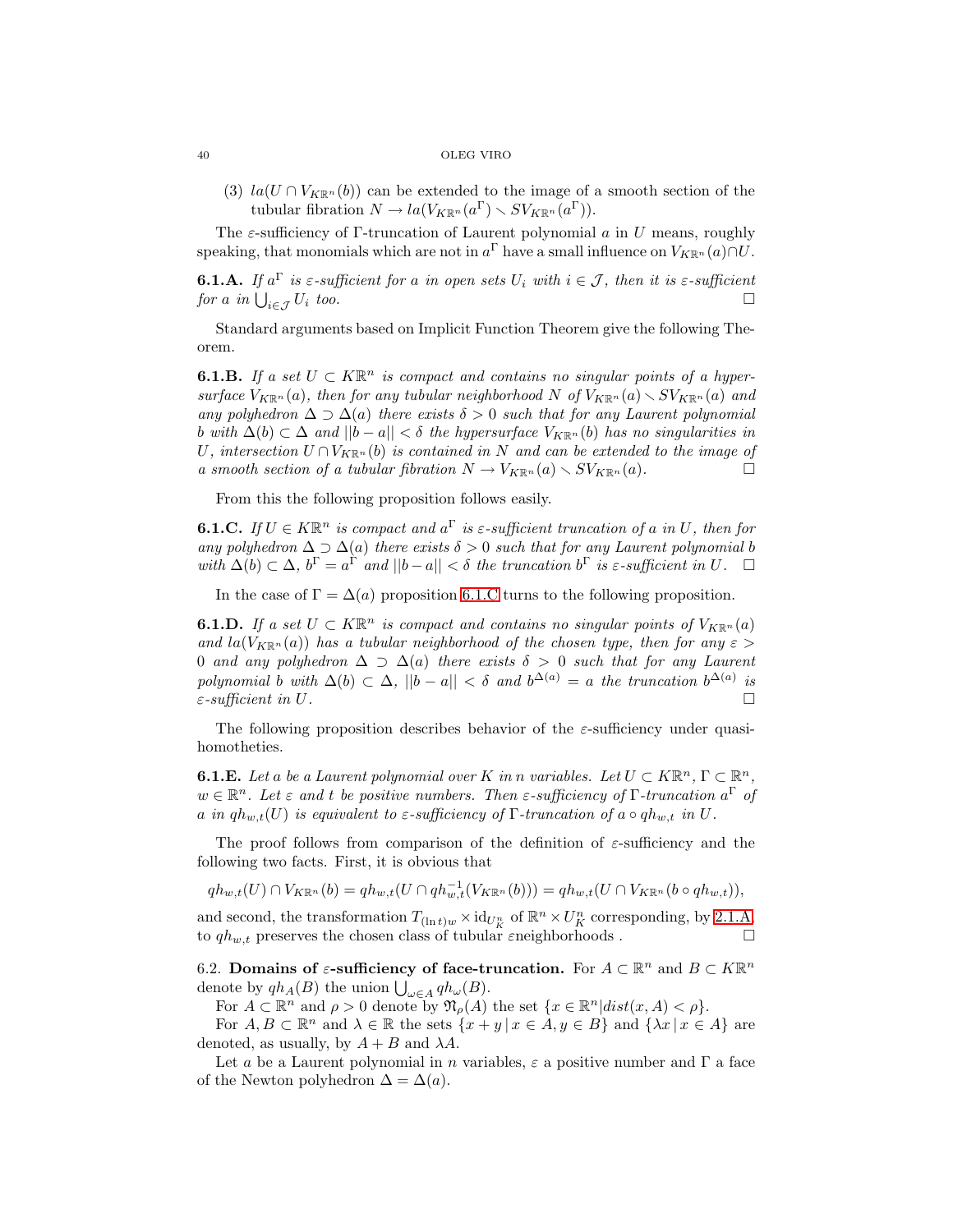(3) $la(U \cap V_{K\mathbb{R}^n}(b))$ can be extended to the image of a smooth section of the tubular fibration $N \to la(V_{K\mathbb{R}^n}(a^\Gamma) \smallsetminus SV_{K\mathbb{R}^n}(a^\Gamma))$.

The $\varepsilon$-sufficiency of $\Gamma$-truncation of Laurent polynomial $a$ in $U$ means, roughly speaking, that monomials which are not in $a^\Gamma$ have a small influence on $V_{K\mathbb{R}^n}(a) \cap U$.

**6.1.A.** *If $a^\Gamma$ is $\varepsilon$-sufficient for $a$ in open sets $U_i$ with $i \in \mathcal{J}$, then it is $\varepsilon$-sufficient for $a$ in $\bigcup_{i \in \mathcal{J}} U_i$ too.* □

Standard arguments based on Implicit Function Theorem give the following Theorem.

**6.1.B.** *If a set $U \subset K\mathbb{R}^n$ is compact and contains no singular points of a hypersurface $V_{K\mathbb{R}^n}(a)$, then for any tubular neighborhood $N$ of $V_{K\mathbb{R}^n}(a) \smallsetminus SV_{K\mathbb{R}^n}(a)$ and any polyhedron $\Delta \supset \Delta(a)$ there exists $\delta > 0$ such that for any Laurent polynomial $b$ with $\Delta(b) \subset \Delta$ and $||b - a|| < \delta$ the hypersurface $V_{K\mathbb{R}^n}(b)$ has no singularities in $U$, intersection $U \cap V_{K\mathbb{R}^n}(b)$ is contained in $N$ and can be extended to the image of a smooth section of a tubular fibration $N \to V_{K\mathbb{R}^n}(a) \smallsetminus SV_{K\mathbb{R}^n}(a)$.* □

From this the following proposition follows easily.

**6.1.C.** *If $U \in K\mathbb{R}^n$ is compact and $a^\Gamma$ is $\varepsilon$-sufficient truncation of $a$ in $U$, then for any polyhedron $\Delta \supset \Delta(a)$ there exists $\delta > 0$ such that for any Laurent polynomial $b$ with $\Delta(b) \subset \Delta$, $b^\Gamma = a^\Gamma$ and $||b - a|| < \delta$ the truncation $b^\Gamma$ is $\varepsilon$-sufficient in $U$.* □

In the case of $\Gamma = \Delta(a)$ proposition 6.1.C turns to the following proposition.

**6.1.D.** *If a set $U \subset K\mathbb{R}^n$ is compact and contains no singular points of $V_{K\mathbb{R}^n}(a)$ and $la(V_{K\mathbb{R}^n}(a))$ has a tubular neighborhood of the chosen type, then for any $\varepsilon > 0$ and any polyhedron $\Delta \supset \Delta(a)$ there exists $\delta > 0$ such that for any Laurent polynomial $b$ with $\Delta(b) \subset \Delta$, $||b - a|| < \delta$ and $b^{\Delta(a)} = a$ the truncation $b^{\Delta(a)}$ is $\varepsilon$-sufficient in $U$.* □

The following proposition describes behavior of the $\varepsilon$-sufficiency under quasi-homotheties.

**6.1.E.** *Let $a$ be a Laurent polynomial over $K$ in $n$ variables. Let $U \subset K\mathbb{R}^n$, $\Gamma \subset \mathbb{R}^n$, $w \in \mathbb{R}^n$. Let $\varepsilon$ and $t$ be positive numbers. Then $\varepsilon$-sufficiency of $\Gamma$-truncation $a^\Gamma$ of $a$ in $qh_{w,t}(U)$ is equivalent to $\varepsilon$-sufficiency of $\Gamma$-truncation of $a \circ qh_{w,t}$ in $U$.*

The proof follows from comparison of the definition of $\varepsilon$-sufficiency and the following two facts. First, it is obvious that

$$qh_{w,t}(U) \cap V_{K\mathbb{R}^n}(b) = qh_{w,t}(U \cap qh_{w,t}^{-1}(V_{K\mathbb{R}^n}(b))) = qh_{w,t}(U \cap V_{K\mathbb{R}^n}(b \circ qh_{w,t})),$$

and second, the transformation $T_{(\ln t)w} \times \mathrm{id}_{U_K^n}$ of $\mathbb{R}^n \times U_K^n$ corresponding, by 2.1.A, to $qh_{w,t}$ preserves the chosen class of tubular $\varepsilon$neighborhoods . □

6.2. **Domains of $\varepsilon$-sufficiency of face-truncation.** For $A \subset \mathbb{R}^n$ and $B \subset K\mathbb{R}^n$ denote by $qh_A(B)$ the union $\bigcup_{\omega \in A} qh_\omega(B)$.

For $A \subset \mathbb{R}^n$ and $\rho > 0$ denote by $\mathfrak{N}_\rho(A)$ the set $\{x \in \mathbb{R}^n | dist(x, A) < \rho\}$.

For $A, B \subset \mathbb{R}^n$ and $\lambda \in \mathbb{R}$ the sets $\{x + y \,|\, x \in A, y \in B\}$ and $\{\lambda x \,|\, x \in A\}$ are denoted, as usually, by $A + B$ and $\lambda A$.

Let $a$ be a Laurent polynomial in $n$ variables, $\varepsilon$ a positive number and $\Gamma$ a face of the Newton polyhedron $\Delta = \Delta(a)$.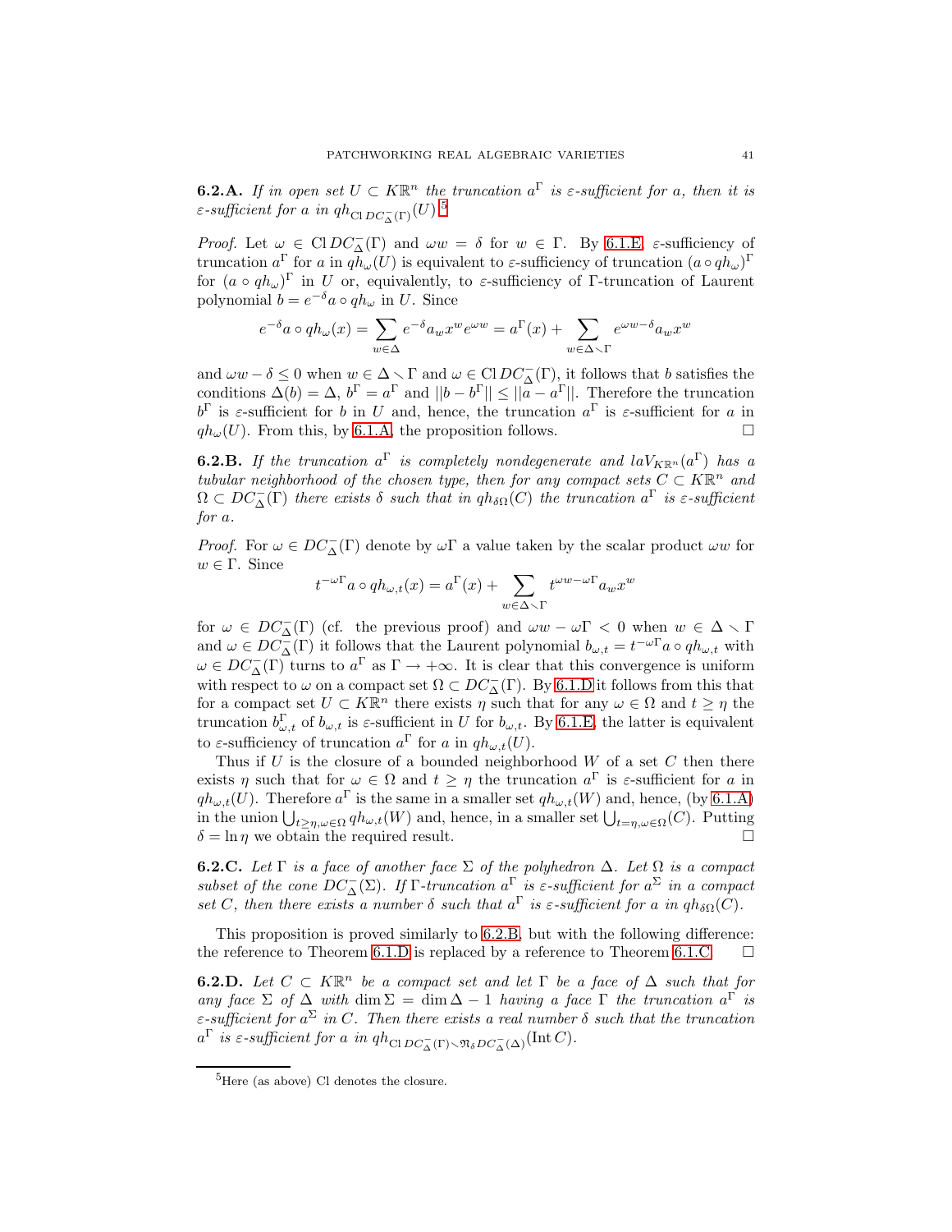**6.2.A.** *If in open set $U \subset K\mathbb{R}^n$ the truncation $a^\Gamma$ is $\varepsilon$-sufficient for $a$, then it is $\varepsilon$-sufficient for $a$ in $qh_{\operatorname{Cl} DC^-_\Delta(\Gamma)}(U)$.*[5]

*Proof.* Let $\omega \in \operatorname{Cl} DC^-_\Delta(\Gamma)$ and $\omega w = \delta$ for $w \in \Gamma$. By 6.1.E, $\varepsilon$-sufficiency of truncation $a^\Gamma$ for $a$ in $qh_\omega(U)$ is equivalent to $\varepsilon$-sufficiency of truncation $(a \circ qh_\omega)^\Gamma$ for $(a \circ qh_\omega)^\Gamma$ in $U$ or, equivalently, to $\varepsilon$-sufficiency of $\Gamma$-truncation of Laurent polynomial $b = e^{-\delta} a \circ qh_\omega$ in $U$. Since

$$e^{-\delta} a \circ qh_\omega(x) = \sum_{w \in \Delta} e^{-\delta} a_w x^w e^{\omega w} = a^\Gamma(x) + \sum_{w \in \Delta \smallsetminus \Gamma} e^{\omega w - \delta} a_w x^w$$

and $\omega w - \delta \leq 0$ when $w \in \Delta \smallsetminus \Gamma$ and $\omega \in \operatorname{Cl} DC^-_\Delta(\Gamma)$, it follows that $b$ satisfies the conditions $\Delta(b) = \Delta$, $b^\Gamma = a^\Gamma$ and $||b - b^\Gamma|| \leq ||a - a^\Gamma||$. Therefore the truncation $b^\Gamma$ is $\varepsilon$-sufficient for $b$ in $U$ and, hence, the truncation $a^\Gamma$ is $\varepsilon$-sufficient for $a$ in $qh_\omega(U)$. From this, by 6.1.A, the proposition follows. $\square$

**6.2.B.** *If the truncation $a^\Gamma$ is completely nondegenerate and $laV_{K\mathbb{R}^n}(a^\Gamma)$ has a tubular neighborhood of the chosen type, then for any compact sets $C \subset K\mathbb{R}^n$ and $\Omega \subset DC^-_\Delta(\Gamma)$ there exists $\delta$ such that in $qh_{\delta\Omega}(C)$ the truncation $a^\Gamma$ is $\varepsilon$-sufficient for $a$.*

*Proof.* For $\omega \in DC^-_\Delta(\Gamma)$ denote by $\omega\Gamma$ a value taken by the scalar product $\omega w$ for $w \in \Gamma$. Since

$$t^{-\omega\Gamma} a \circ qh_{\omega,t}(x) = a^\Gamma(x) + \sum_{w \in \Delta \smallsetminus \Gamma} t^{\omega w - \omega\Gamma} a_w x^w$$

for $\omega \in DC^-_\Delta(\Gamma)$ (cf. the previous proof) and $\omega w - \omega\Gamma < 0$ when $w \in \Delta \smallsetminus \Gamma$ and $\omega \in DC^-_\Delta(\Gamma)$ it follows that the Laurent polynomial $b_{\omega,t} = t^{-\omega\Gamma} a \circ qh_{\omega,t}$ with $\omega \in DC^-_\Delta(\Gamma)$ turns to $a^\Gamma$ as $\Gamma \to +\infty$. It is clear that this convergence is uniform with respect to $\omega$ on a compact set $\Omega \subset DC^-_\Delta(\Gamma)$. By 6.1.D it follows from this that for a compact set $U \subset K\mathbb{R}^n$ there exists $\eta$ such that for any $\omega \in \Omega$ and $t \geq \eta$ the truncation $b^\Gamma_{\omega,t}$ of $b_{\omega,t}$ is $\varepsilon$-sufficient in $U$ for $b_{\omega,t}$. By 6.1.E, the latter is equivalent to $\varepsilon$-sufficiency of truncation $a^\Gamma$ for $a$ in $qh_{\omega,t}(U)$.

Thus if $U$ is the closure of a bounded neighborhood $W$ of a set $C$ then there exists $\eta$ such that for $\omega \in \Omega$ and $t \geq \eta$ the truncation $a^\Gamma$ is $\varepsilon$-sufficient for $a$ in $qh_{\omega,t}(U)$. Therefore $a^\Gamma$ is the same in a smaller set $qh_{\omega,t}(W)$ and, hence, (by 6.1.A) in the union $\bigcup_{t \geq \eta, \omega \in \Omega} qh_{\omega,t}(W)$ and, hence, in a smaller set $\bigcup_{t=\eta, \omega\in\Omega}(C)$. Putting $\delta = \ln \eta$ we obtain the required result. $\square$

**6.2.C.** *Let $\Gamma$ is a face of another face $\Sigma$ of the polyhedron $\Delta$. Let $\Omega$ is a compact subset of the cone $DC^-_\Delta(\Sigma)$. If $\Gamma$-truncation $a^\Gamma$ is $\varepsilon$-sufficient for $a^\Sigma$ in a compact set $C$, then there exists a number $\delta$ such that $a^\Gamma$ is $\varepsilon$-sufficient for $a$ in $qh_{\delta\Omega}(C)$.*

This proposition is proved similarly to 6.2.B, but with the following difference: the reference to Theorem 6.1.D is replaced by a reference to Theorem 6.1.C. $\square$

**6.2.D.** *Let $C \subset K\mathbb{R}^n$ be a compact set and let $\Gamma$ be a face of $\Delta$ such that for any face $\Sigma$ of $\Delta$ with $\dim \Sigma = \dim \Delta - 1$ having a face $\Gamma$ the truncation $a^\Gamma$ is $\varepsilon$-sufficient for $a^\Sigma$ in $C$. Then there exists a real number $\delta$ such that the truncation $a^\Gamma$ is $\varepsilon$-sufficient for $a$ in $qh_{\operatorname{Cl} DC^-_\Delta(\Gamma) \smallsetminus \mathfrak{N}_\delta DC^-_\Delta(\Delta)}(\operatorname{Int} C)$.*

[5] Here (as above) Cl denotes the closure.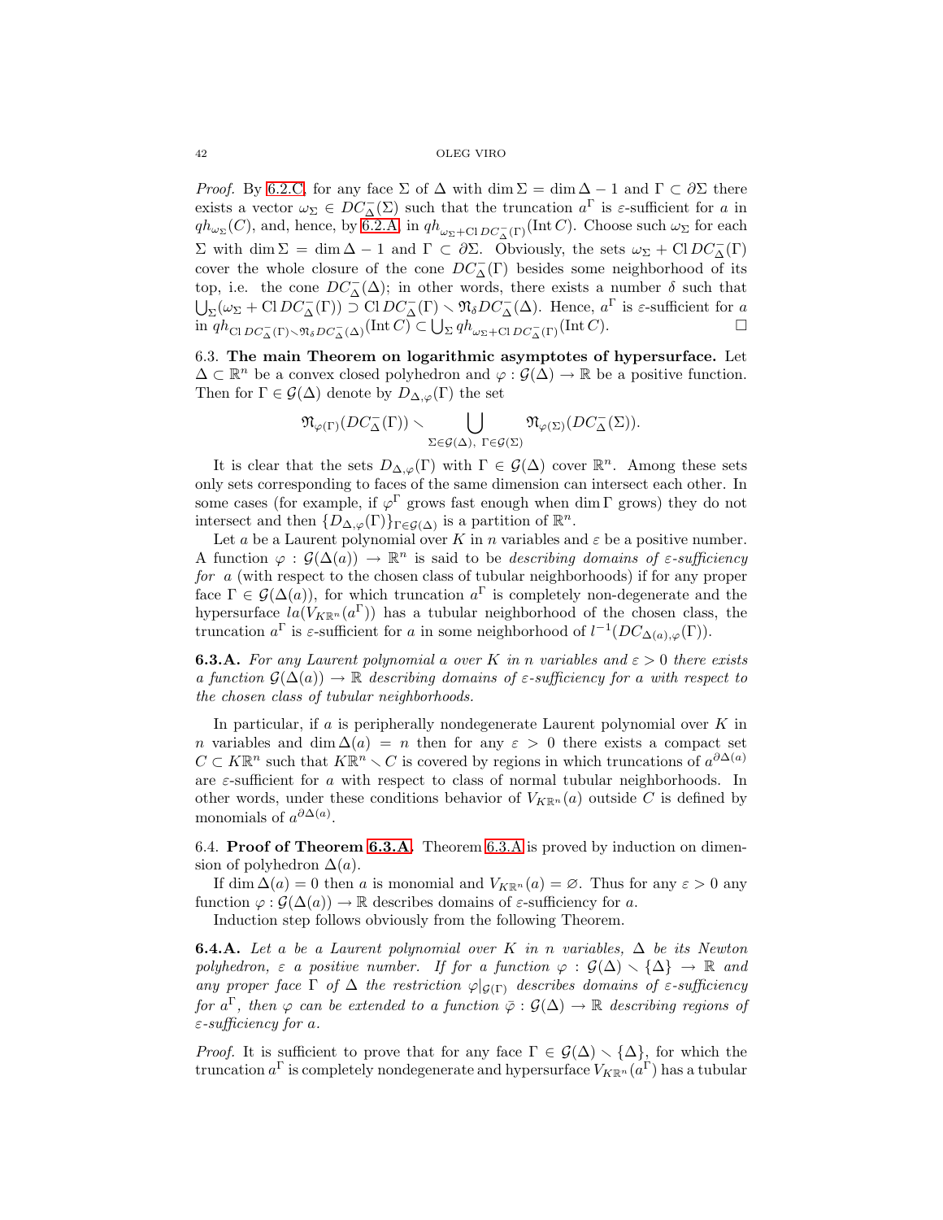*Proof.* By 6.2.C, for any face $\Sigma$ of $\Delta$ with $\dim \Sigma = \dim \Delta - 1$ and $\Gamma \subset \partial\Sigma$ there exists a vector $\omega_\Sigma \in DC^-_\Delta(\Sigma)$ such that the truncation $a^\Gamma$ is $\varepsilon$-sufficient for $a$ in $qh_{\omega_\Sigma}(C)$, and, hence, by 6.2.A, in $qh_{\omega_\Sigma + \operatorname{Cl} DC^-_\Delta(\Gamma)}(\operatorname{Int} C)$. Choose such $\omega_\Sigma$ for each $\Sigma$ with $\dim \Sigma = \dim \Delta - 1$ and $\Gamma \subset \partial\Sigma$. Obviously, the sets $\omega_\Sigma + \operatorname{Cl} DC^-_\Delta(\Gamma)$ cover the whole closure of the cone $DC^-_\Delta(\Gamma)$ besides some neighborhood of its top, i.e. the cone $DC^-_\Delta(\Delta)$; in other words, there exists a number $\delta$ such that $\bigcup_\Sigma(\omega_\Sigma + \operatorname{Cl} DC^-_\Delta(\Gamma)) \supset \operatorname{Cl} DC^-_\Delta(\Gamma) \smallsetminus \mathfrak{N}_\delta DC^-_\Delta(\Delta)$. Hence, $a^\Gamma$ is $\varepsilon$-sufficient for $a$ in $qh_{\operatorname{Cl} DC^-_\Delta(\Gamma) \smallsetminus \mathfrak{N}_\delta DC^-_\Delta(\Delta)}(\operatorname{Int} C) \subset \bigcup_\Sigma qh_{\omega_\Sigma + \operatorname{Cl} DC^-_\Delta(\Gamma)}(\operatorname{Int} C)$. □

6.3. **The main Theorem on logarithmic asymptotes of hypersurface.** Let $\Delta \subset \mathbb{R}^n$ be a convex closed polyhedron and $\varphi : \mathcal{G}(\Delta) \to \mathbb{R}$ be a positive function. Then for $\Gamma \in \mathcal{G}(\Delta)$ denote by $D_{\Delta,\varphi}(\Gamma)$ the set

$$\mathfrak{N}_{\varphi(\Gamma)}(DC^-_\Delta(\Gamma)) \smallsetminus \bigcup_{\Sigma \in \mathcal{G}(\Delta),\ \Gamma \in \mathcal{G}(\Sigma)} \mathfrak{N}_{\varphi(\Sigma)}(DC^-_\Delta(\Sigma)).$$

It is clear that the sets $D_{\Delta,\varphi}(\Gamma)$ with $\Gamma \in \mathcal{G}(\Delta)$ cover $\mathbb{R}^n$. Among these sets only sets corresponding to faces of the same dimension can intersect each other. In some cases (for example, if $\varphi^\Gamma$ grows fast enough when $\dim \Gamma$ grows) they do not intersect and then $\{D_{\Delta,\varphi}(\Gamma)\}_{\Gamma \in \mathcal{G}(\Delta)}$ is a partition of $\mathbb{R}^n$.

Let $a$ be a Laurent polynomial over $K$ in $n$ variables and $\varepsilon$ be a positive number. A function $\varphi : \mathcal{G}(\Delta(a)) \to \mathbb{R}^n$ is said to be *describing domains of $\varepsilon$-sufficiency for $a$* (with respect to the chosen class of tubular neighborhoods) if for any proper face $\Gamma \in \mathcal{G}(\Delta(a))$, for which truncation $a^\Gamma$ is completely non-degenerate and the hypersurface $la(V_{K\mathbb{R}^n}(a^\Gamma))$ has a tubular neighborhood of the chosen class, the truncation $a^\Gamma$ is $\varepsilon$-sufficient for $a$ in some neighborhood of $l^{-1}(DC_{\Delta(a),\varphi}(\Gamma))$.

**6.3.A.** *For any Laurent polynomial $a$ over $K$ in $n$ variables and $\varepsilon > 0$ there exists a function $\mathcal{G}(\Delta(a)) \to \mathbb{R}$ describing domains of $\varepsilon$-sufficiency for $a$ with respect to the chosen class of tubular neighborhoods.*

In particular, if $a$ is peripherally nondegenerate Laurent polynomial over $K$ in $n$ variables and $\dim \Delta(a) = n$ then for any $\varepsilon > 0$ there exists a compact set $C \subset K\mathbb{R}^n$ such that $K\mathbb{R}^n \smallsetminus C$ is covered by regions in which truncations of $a^{\partial\Delta(a)}$ are $\varepsilon$-sufficient for $a$ with respect to class of normal tubular neighborhoods. In other words, under these conditions behavior of $V_{K\mathbb{R}^n}(a)$ outside $C$ is defined by monomials of $a^{\partial\Delta(a)}$.

6.4. **Proof of Theorem 6.3.A.** Theorem 6.3.A is proved by induction on dimension of polyhedron $\Delta(a)$.

If $\dim \Delta(a) = 0$ then $a$ is monomial and $V_{K\mathbb{R}^n}(a) = \varnothing$. Thus for any $\varepsilon > 0$ any function $\varphi : \mathcal{G}(\Delta(a)) \to \mathbb{R}$ describes domains of $\varepsilon$-sufficiency for $a$.

Induction step follows obviously from the following Theorem.

**6.4.A.** *Let $a$ be a Laurent polynomial over $K$ in $n$ variables, $\Delta$ be its Newton polyhedron, $\varepsilon$ a positive number. If for a function $\varphi : \mathcal{G}(\Delta) \smallsetminus \{\Delta\} \to \mathbb{R}$ and any proper face $\Gamma$ of $\Delta$ the restriction $\varphi|_{\mathcal{G}(\Gamma)}$ describes domains of $\varepsilon$-sufficiency for $a^\Gamma$, then $\varphi$ can be extended to a function $\bar\varphi : \mathcal{G}(\Delta) \to \mathbb{R}$ describing regions of $\varepsilon$-sufficiency for $a$.*

*Proof.* It is sufficient to prove that for any face $\Gamma \in \mathcal{G}(\Delta) \smallsetminus \{\Delta\}$, for which the truncation $a^\Gamma$ is completely nondegenerate and hypersurface $V_{K\mathbb{R}^n}(a^\Gamma)$ has a tubular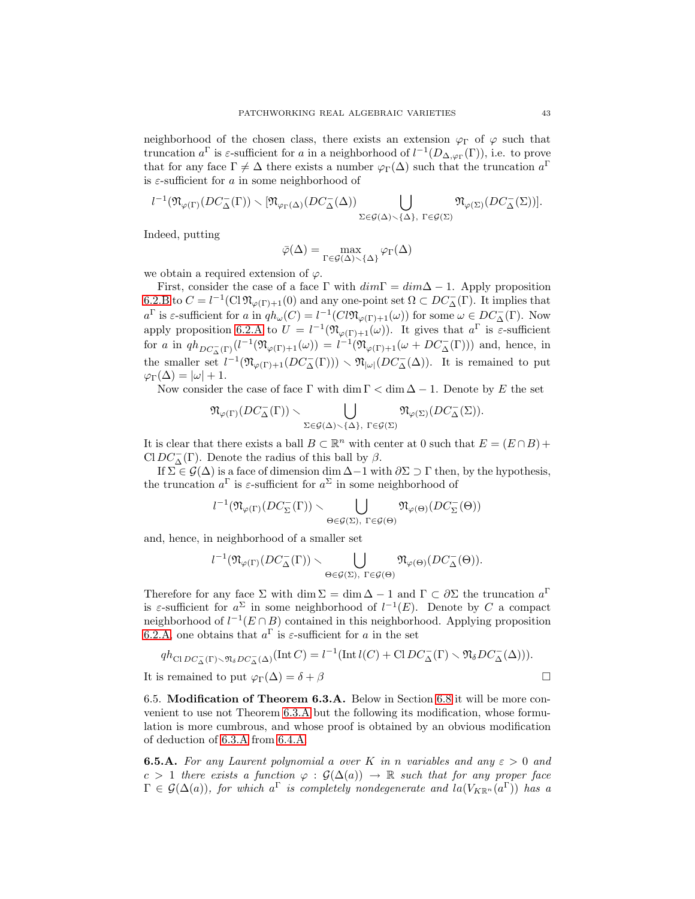neighborhood of the chosen class, there exists an extension $\varphi_\Gamma$ of $\varphi$ such that truncation $a^\Gamma$ is $\varepsilon$-sufficient for $a$ in a neighborhood of $l^{-1}(D_{\Delta,\varphi_\Gamma}(\Gamma))$, i.e. to prove that for any face $\Gamma \neq \Delta$ there exists a number $\varphi_\Gamma(\Delta)$ such that the truncation $a^\Gamma$ is $\varepsilon$-sufficient for $a$ in some neighborhood of

$$l^{-1}(\mathfrak{N}_{\varphi(\Gamma)}(DC^-_\Delta(\Gamma)) \smallsetminus [\mathfrak{N}_{\varphi_\Gamma(\Delta)}(DC^-_\Delta(\Delta)) \bigcup_{\Sigma \in \mathcal{G}(\Delta)\smallsetminus\{\Delta\},\ \Gamma \in \mathcal{G}(\Sigma)} \mathfrak{N}_{\varphi(\Sigma)}(DC^-_\Delta(\Sigma))].$$

Indeed, putting

$$\bar{\varphi}(\Delta) = \max_{\Gamma \in \mathcal{G}(\Delta)\smallsetminus\{\Delta\}} \varphi_\Gamma(\Delta)$$

we obtain a required extension of $\varphi$.

First, consider the case of a face $\Gamma$ with $dim\Gamma = dim\Delta - 1$. Apply proposition 6.2.B to $C = l^{-1}(\mathrm{Cl}\,\mathfrak{N}_{\varphi(\Gamma)+1}(0)$ and any one-point set $\Omega \subset DC^-_\Delta(\Gamma)$. It implies that $a^\Gamma$ is $\varepsilon$-sufficient for $a$ in $qh_\omega(C) = l^{-1}(Cl\mathfrak{N}_{\varphi(\Gamma)+1}(\omega))$ for some $\omega \in DC^-_\Delta(\Gamma)$. Now apply proposition 6.2.A to $U = l^{-1}(\mathfrak{N}_{\varphi(\Gamma)+1}(\omega))$. It gives that $a^\Gamma$ is $\varepsilon$-sufficient for $a$ in $qh_{DC^-_\Delta(\Gamma)}(l^{-1}(\mathfrak{N}_{\varphi(\Gamma)+1}(\omega)) = l^{-1}(\mathfrak{N}_{\varphi(\Gamma)+1}(\omega + DC^-_\Delta(\Gamma)))$ and, hence, in the smaller set $l^{-1}(\mathfrak{N}_{\varphi(\Gamma)+1}(DC^-_\Delta(\Gamma))) \smallsetminus \mathfrak{N}_{|\omega|}(DC^-_\Delta(\Delta))$. It is remained to put $\varphi_\Gamma(\Delta) = |\omega| + 1$.

Now consider the case of face $\Gamma$ with $\dim\Gamma < \dim\Delta - 1$. Denote by $E$ the set

$$\mathfrak{N}_{\varphi(\Gamma)}(DC^-_\Delta(\Gamma)) \smallsetminus \bigcup_{\Sigma \in \mathcal{G}(\Delta)\smallsetminus\{\Delta\},\ \Gamma \in \mathcal{G}(\Sigma)} \mathfrak{N}_{\varphi(\Sigma)}(DC^-_\Delta(\Sigma)).$$

It is clear that there exists a ball $B \subset \mathbb{R}^n$ with center at 0 such that $E = (E \cap B) + \mathrm{Cl}\,DC^-_\Delta(\Gamma)$. Denote the radius of this ball by $\beta$.

If $\Sigma \in \mathcal{G}(\Delta)$ is a face of dimension $\dim\Delta - 1$ with $\partial\Sigma \supset \Gamma$ then, by the hypothesis, the truncation $a^\Gamma$ is $\varepsilon$-sufficient for $a^\Sigma$ in some neighborhood of

$$l^{-1}(\mathfrak{N}_{\varphi(\Gamma)}(DC^-_\Sigma(\Gamma)) \smallsetminus \bigcup_{\Theta \in \mathcal{G}(\Sigma),\ \Gamma \in \mathcal{G}(\Theta)} \mathfrak{N}_{\varphi(\Theta)}(DC^-_\Sigma(\Theta))$$

and, hence, in neighborhood of a smaller set

$$l^{-1}(\mathfrak{N}_{\varphi(\Gamma)}(DC^-_\Delta(\Gamma)) \smallsetminus \bigcup_{\Theta \in \mathcal{G}(\Sigma),\ \Gamma \in \mathcal{G}(\Theta)} \mathfrak{N}_{\varphi(\Theta)}(DC^-_\Delta(\Theta)).$$

Therefore for any face $\Sigma$ with $\dim\Sigma = \dim\Delta - 1$ and $\Gamma \subset \partial\Sigma$ the truncation $a^\Gamma$ is $\varepsilon$-sufficient for $a^\Sigma$ in some neighborhood of $l^{-1}(E)$. Denote by $C$ a compact neighborhood of $l^{-1}(E \cap B)$ contained in this neighborhood. Applying proposition 6.2.A, one obtains that $a^\Gamma$ is $\varepsilon$-sufficient for $a$ in the set

$$qh_{\mathrm{Cl}\,DC^-_\Delta(\Gamma)\smallsetminus\mathfrak{N}_\delta DC^-_\Delta(\Delta)}(\mathrm{Int}\,C) = l^{-1}(\mathrm{Int}\,l(C) + \mathrm{Cl}\,DC^-_\Delta(\Gamma) \smallsetminus \mathfrak{N}_\delta DC^-_\Delta(\Delta))).$$

It is remained to put $\varphi_\Gamma(\Delta) = \delta + \beta$ $\square$

6.5. **Modification of Theorem 6.3.A.** Below in Section 6.8 it will be more convenient to use not Theorem 6.3.A but the following its modification, whose formulation is more cumbrous, and whose proof is obtained by an obvious modification of deduction of 6.3.A from 6.4.A.

**6.5.A.** *For any Laurent polynomial $a$ over $K$ in $n$ variables and any $\varepsilon > 0$ and $c > 1$ there exists a function $\varphi : \mathcal{G}(\Delta(a)) \to \mathbb{R}$ such that for any proper face $\Gamma \in \mathcal{G}(\Delta(a))$, for which $a^\Gamma$ is completely nondegenerate and $la(V_{K\mathbb{R}^n}(a^\Gamma))$ has a*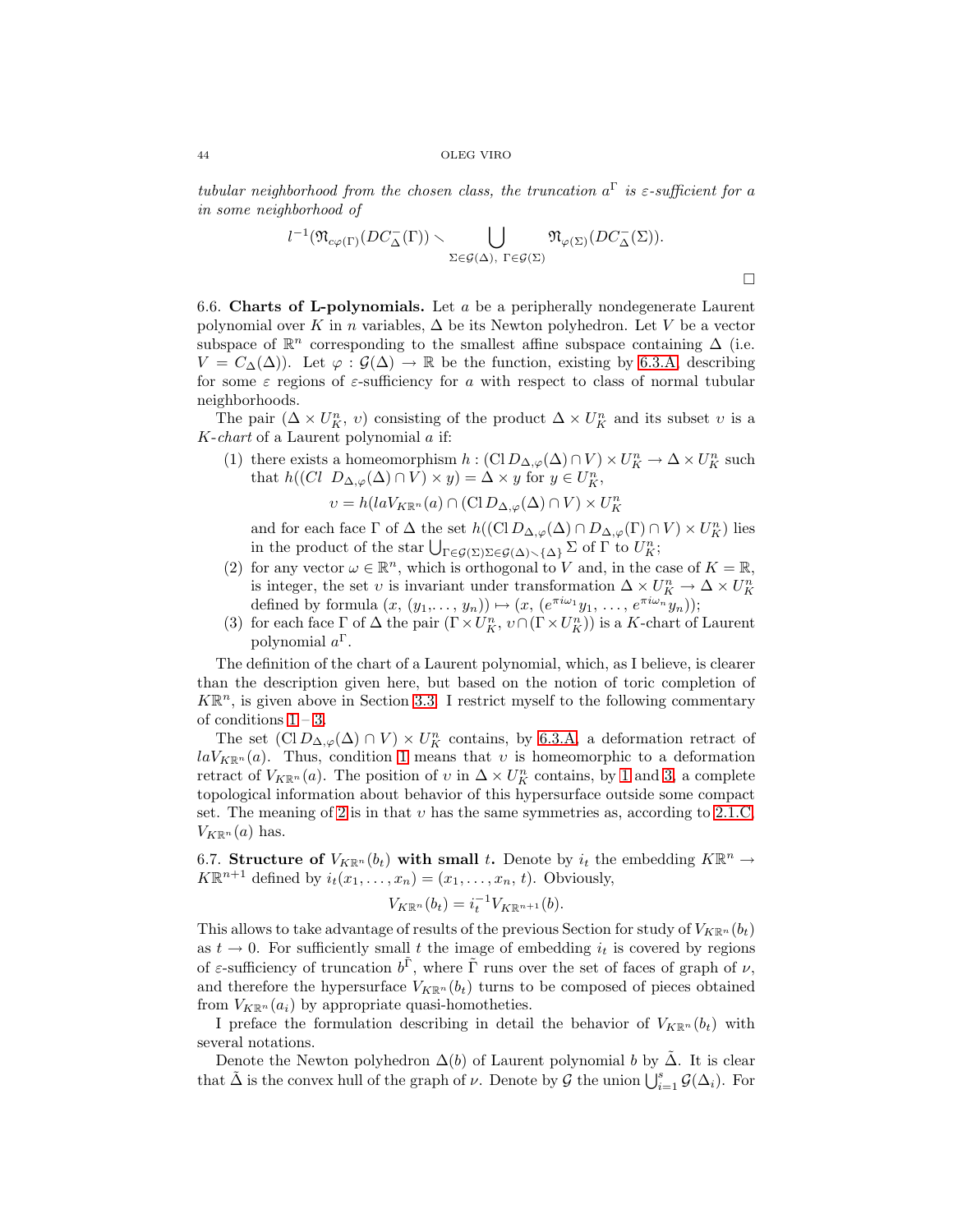*tubular neighborhood from the chosen class, the truncation $a^\Gamma$ is $\varepsilon$-sufficient for $a$ in some neighborhood of*

$$l^{-1}(\mathfrak{N}_{c\varphi(\Gamma)}(DC^-_\Delta(\Gamma)) \smallsetminus \bigcup_{\Sigma\in\mathcal{G}(\Delta),\ \Gamma\in\mathcal{G}(\Sigma)} \mathfrak{N}_{\varphi(\Sigma)}(DC^-_\Delta(\Sigma)).$$

□

6.6. **Charts of L-polynomials.** Let $a$ be a peripherally nondegenerate Laurent polynomial over $K$ in $n$ variables, $\Delta$ be its Newton polyhedron. Let $V$ be a vector subspace of $\mathbb{R}^n$ corresponding to the smallest affine subspace containing $\Delta$ (i.e. $V = C_\Delta(\Delta)$). Let $\varphi : \mathcal{G}(\Delta) \to \mathbb{R}$ be the function, existing by 6.3.A, describing for some $\varepsilon$ regions of $\varepsilon$-sufficiency for $a$ with respect to class of normal tubular neighborhoods.

The pair $(\Delta \times U^n_K,\ \upsilon)$ consisting of the product $\Delta \times U^n_K$ and its subset $\upsilon$ is a *$K$-chart* of a Laurent polynomial $a$ if:

1. there exists a homeomorphism $h : (\operatorname{Cl} D_{\Delta,\varphi}(\Delta) \cap V) \times U^n_K \to \Delta \times U^n_K$ such that $h((Cl\ \ D_{\Delta,\varphi}(\Delta) \cap V) \times y) = \Delta \times y$ for $y \in U^n_K$,
$$\upsilon = h(laV_{K\mathbb{R}^n}(a) \cap (\operatorname{Cl} D_{\Delta,\varphi}(\Delta) \cap V) \times U^n_K$$
and for each face $\Gamma$ of $\Delta$ the set $h((\operatorname{Cl} D_{\Delta,\varphi}(\Delta) \cap D_{\Delta,\varphi}(\Gamma) \cap V) \times U^n_K)$ lies in the product of the star $\bigcup_{\Gamma\in\mathcal{G}(\Sigma)\Sigma\in\mathcal{G}(\Delta)\smallsetminus\{\Delta\}} \Sigma$ of $\Gamma$ to $U^n_K$;
2. for any vector $\omega \in \mathbb{R}^n$, which is orthogonal to $V$ and, in the case of $K = \mathbb{R}$, is integer, the set $\upsilon$ is invariant under transformation $\Delta \times U^n_K \to \Delta \times U^n_K$ defined by formula $(x,\ (y_1,\dots,\ y_n)) \mapsto (x,\ (e^{\pi i\omega_1}y_1,\ \dots,\ e^{\pi i\omega_n}y_n))$;
3. for each face $\Gamma$ of $\Delta$ the pair $(\Gamma \times U^n_K,\ \upsilon \cap (\Gamma \times U^n_K))$ is a $K$-chart of Laurent polynomial $a^\Gamma$.

The definition of the chart of a Laurent polynomial, which, as I believe, is clearer than the description given here, but based on the notion of toric completion of $K\mathbb{R}^n$, is given above in Section 3.3. I restrict myself to the following commentary of conditions 1 – 3.

The set $(\operatorname{Cl} D_{\Delta,\varphi}(\Delta) \cap V) \times U^n_K$ contains, by 6.3.A, a deformation retract of $laV_{K\mathbb{R}^n}(a)$. Thus, condition 1 means that $\upsilon$ is homeomorphic to a deformation retract of $V_{K\mathbb{R}^n}(a)$. The position of $\upsilon$ in $\Delta \times U^n_K$ contains, by 1 and 3, a complete topological information about behavior of this hypersurface outside some compact set. The meaning of 2 is in that $\upsilon$ has the same symmetries as, according to 2.1.C, $V_{K\mathbb{R}^n}(a)$ has.

6.7. **Structure of $V_{K\mathbb{R}^n}(b_t)$ with small $t$.** Denote by $i_t$ the embedding $K\mathbb{R}^n \to K\mathbb{R}^{n+1}$ defined by $i_t(x_1,\dots,x_n) = (x_1,\dots,x_n,\ t)$. Obviously,

$$V_{K\mathbb{R}^n}(b_t) = i_t^{-1}V_{K\mathbb{R}^{n+1}}(b).$$

This allows to take advantage of results of the previous Section for study of $V_{K\mathbb{R}^n}(b_t)$ as $t \to 0$. For sufficiently small $t$ the image of embedding $i_t$ is covered by regions of $\varepsilon$-sufficiency of truncation $b^{\tilde\Gamma}$, where $\tilde\Gamma$ runs over the set of faces of graph of $\nu$, and therefore the hypersurface $V_{K\mathbb{R}^n}(b_t)$ turns to be composed of pieces obtained from $V_{K\mathbb{R}^n}(a_i)$ by appropriate quasi-homotheties.

I preface the formulation describing in detail the behavior of $V_{K\mathbb{R}^n}(b_t)$ with several notations.

Denote the Newton polyhedron $\Delta(b)$ of Laurent polynomial $b$ by $\tilde\Delta$. It is clear that $\tilde\Delta$ is the convex hull of the graph of $\nu$. Denote by $\mathcal{G}$ the union $\bigcup_{i=1}^s \mathcal{G}(\Delta_i)$. For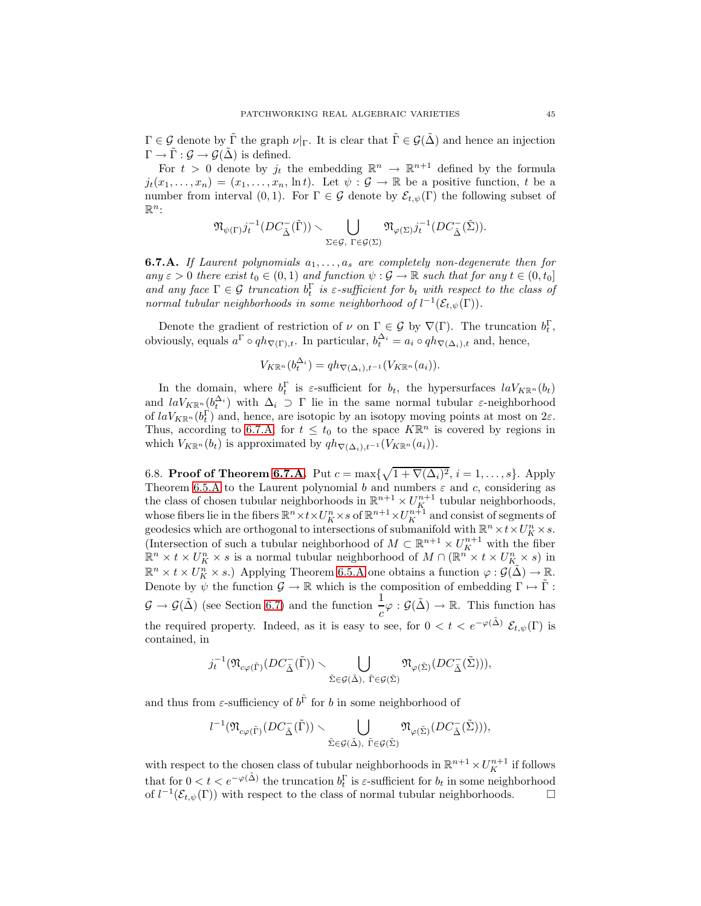$\Gamma \in \mathcal{G}$ denote by $\tilde{\Gamma}$ the graph $\nu|_\Gamma$. It is clear that $\tilde{\Gamma} \in \mathcal{G}(\tilde{\Delta})$ and hence an injection $\Gamma \to \tilde{\Gamma} : \mathcal{G} \to \mathcal{G}(\tilde{\Delta})$ is defined.

For $t > 0$ denote by $j_t$ the embedding $\mathbb{R}^n \to \mathbb{R}^{n+1}$ defined by the formula $j_t(x_1, \dots, x_n) = (x_1, \dots, x_n, \ln t)$. Let $\psi : \mathcal{G} \to \mathbb{R}$ be a positive function, $t$ be a number from interval $(0, 1)$. For $\Gamma \in \mathcal{G}$ denote by $\mathcal{E}_{t,\psi}(\Gamma)$ the following subset of $\mathbb{R}^n$:

$$\mathfrak{N}_{\psi(\Gamma)} j_t^{-1}(DC^-_{\tilde{\Delta}}(\tilde{\Gamma})) \smallsetminus \bigcup_{\Sigma \in \mathcal{G},\ \Gamma \in \mathcal{G}(\Sigma)} \mathfrak{N}_{\varphi(\Sigma)} j_t^{-1}(DC^-_{\tilde{\Delta}}(\tilde{\Sigma})).$$

**6.7.A.** *If Laurent polynomials $a_1, \dots, a_s$ are completely non-degenerate then for any $\varepsilon > 0$ there exist $t_0 \in (0, 1)$ and function $\psi : \mathcal{G} \to \mathbb{R}$ such that for any $t \in (0, t_0]$ and any face $\Gamma \in \mathcal{G}$ truncation $b_t^\Gamma$ is $\varepsilon$-sufficient for $b_t$ with respect to the class of normal tubular neighborhoods in some neighborhood of $l^{-1}(\mathcal{E}_{t,\psi}(\Gamma))$.*

Denote the gradient of restriction of $\nu$ on $\Gamma \in \mathcal{G}$ by $\nabla(\Gamma)$. The truncation $b_t^\Gamma$, obviously, equals $a^\Gamma \circ qh_{\nabla(\Gamma),t}$. In particular, $b_t^{\Delta_i} = a_i \circ qh_{\nabla(\Delta_i),t}$ and, hence,

$$V_{K\mathbb{R}^n}(b_t^{\Delta_i}) = qh_{\nabla(\Delta_i),t^{-1}}(V_{K\mathbb{R}^n}(a_i)).$$

In the domain, where $b_t^\Gamma$ is $\varepsilon$-sufficient for $b_t$, the hypersurfaces $laV_{K\mathbb{R}^n}(b_t)$ and $laV_{K\mathbb{R}^n}(b_t^{\Delta_i})$ with $\Delta_i \supset \Gamma$ lie in the same normal tubular $\varepsilon$-neighborhood of $laV_{K\mathbb{R}^n}(b_t^\Gamma)$ and, hence, are isotopic by an isotopy moving points at most on $2\varepsilon$. Thus, according to 6.7.A for $t \le t_0$ to the space $K\mathbb{R}^n$ is covered by regions in which $V_{K\mathbb{R}^n}(b_t)$ is approximated by $qh_{\nabla(\Delta_i),t^{-1}}(V_{K\mathbb{R}^n}(a_i))$.

6.8. **Proof of Theorem 6.7.A.** Put $c = \max\{\sqrt{1 + \nabla(\Delta_i)^2},\ i = 1, \dots, s\}$. Apply Theorem 6.5.A to the Laurent polynomial $b$ and numbers $\varepsilon$ and $c$, considering as the class of chosen tubular neighborhoods in $\mathbb{R}^{n+1} \times U_K^{n+1}$ tubular neighborhoods, whose fibers lie in the fibers $\mathbb{R}^n \times t \times U_K^n \times s$ of $\mathbb{R}^{n+1} \times U_K^{n+1}$ and consist of segments of geodesics which are orthogonal to intersections of submanifold with $\mathbb{R}^n \times t \times U_K^n \times s$. (Intersection of such a tubular neighborhood of $M \subset \mathbb{R}^{n+1} \times U_K^{n+1}$ with the fiber $\mathbb{R}^n \times t \times U_K^n \times s$ is a normal tubular neighborhood of $M \cap (\mathbb{R}^n \times t \times U_K^n \times s)$ in $\mathbb{R}^n \times t \times U_K^n \times s$.) Applying Theorem 6.5.A one obtains a function $\varphi : \mathcal{G}(\tilde{\Delta}) \to \mathbb{R}$. Denote by $\psi$ the function $\mathcal{G} \to \mathbb{R}$ which is the composition of embedding $\Gamma \mapsto \tilde{\Gamma} : \mathcal{G} \to \mathcal{G}(\tilde{\Delta})$ (see Section 6.7) and the function $\dfrac{1}{c}\varphi : \mathcal{G}(\tilde{\Delta}) \to \mathbb{R}$. This function has the required property. Indeed, as it is easy to see, for $0 < t < e^{-\varphi(\tilde{\Delta})}$ $\mathcal{E}_{t,\psi}(\Gamma)$ is contained, in

$$j_t^{-1}(\mathfrak{N}_{c\varphi(\tilde{\Gamma})}(DC^-_{\tilde{\Delta}}(\tilde{\Gamma})) \smallsetminus \bigcup_{\tilde{\Sigma} \in \mathcal{G}(\tilde{\Delta}),\ \tilde{\Gamma} \in \mathcal{G}(\tilde{\Sigma})} \mathfrak{N}_{\varphi(\tilde{\Sigma})}(DC^-_{\tilde{\Delta}}(\tilde{\Sigma}))),$$

and thus from $\varepsilon$-sufficiency of $b^{\tilde{\Gamma}}$ for $b$ in some neighborhood of

$$l^{-1}(\mathfrak{N}_{c\varphi(\tilde{\Gamma})}(DC^-_{\tilde{\Delta}}(\tilde{\Gamma})) \smallsetminus \bigcup_{\tilde{\Sigma} \in \mathcal{G}(\tilde{\Delta}),\ \tilde{\Gamma} \in \mathcal{G}(\tilde{\Sigma})} \mathfrak{N}_{\varphi(\tilde{\Sigma})}(DC^-_{\tilde{\Delta}}(\tilde{\Sigma}))),$$

with respect to the chosen class of tubular neighborhoods in $\mathbb{R}^{n+1} \times U_K^{n+1}$ if follows that for $0 < t < e^{-\varphi(\tilde{\Delta})}$ the truncation $b_t^\Gamma$ is $\varepsilon$-sufficient for $b_t$ in some neighborhood of $l^{-1}(\mathcal{E}_{t,\psi}(\Gamma))$ with respect to the class of normal tubular neighborhoods. $\square$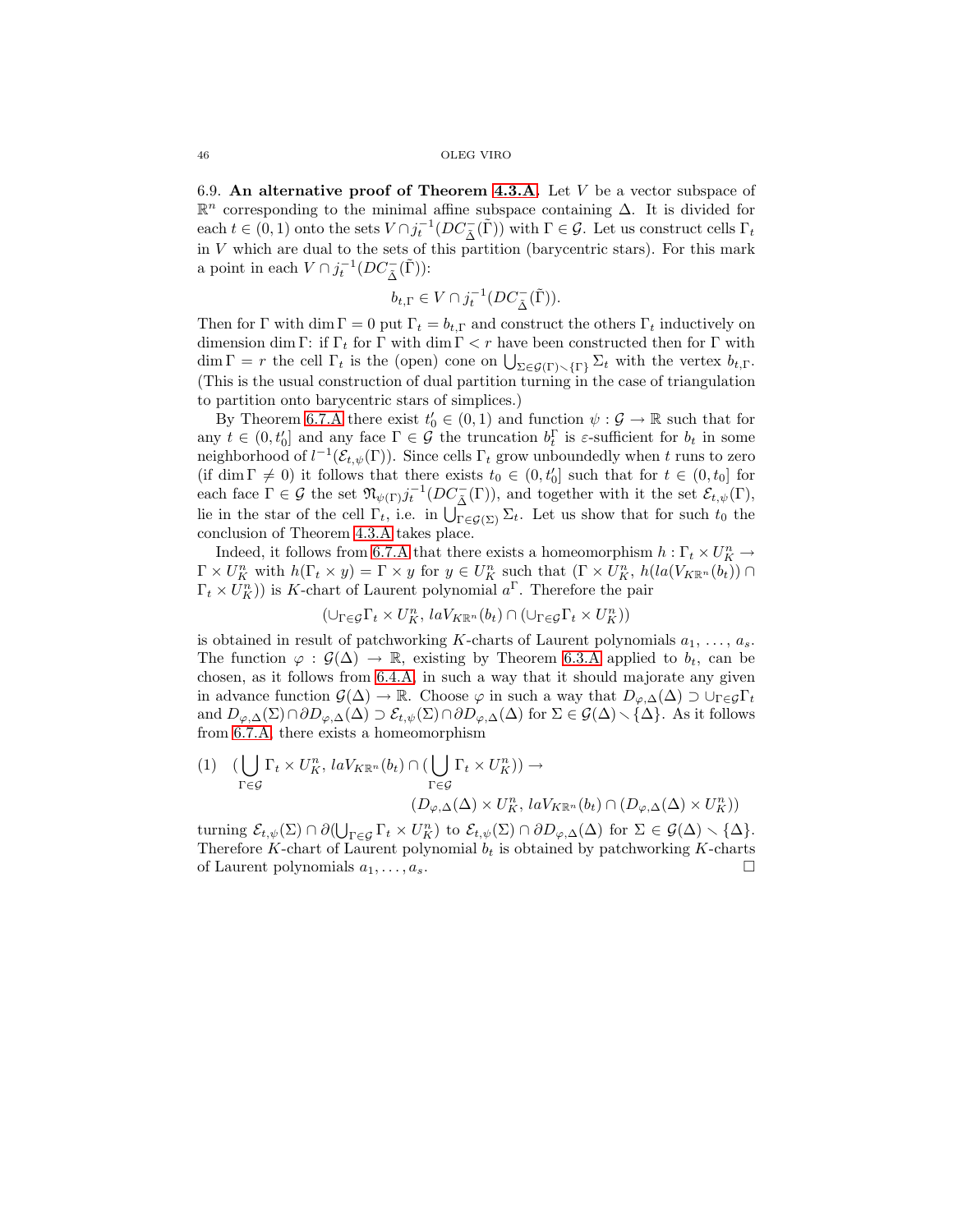6.9. **An alternative proof of Theorem 4.3.A.** Let $V$ be a vector subspace of $\mathbb{R}^n$ corresponding to the minimal affine subspace containing $\Delta$. It is divided for each $t \in (0,1)$ onto the sets $V \cap j_t^{-1}(DC^-_{\tilde{\Delta}}(\tilde{\Gamma}))$ with $\Gamma \in \mathcal{G}$. Let us construct cells $\Gamma_t$ in $V$ which are dual to the sets of this partition (barycentric stars). For this mark a point in each $V \cap j_t^{-1}(DC^-_{\tilde{\Delta}}(\tilde{\Gamma}))$:

$$b_{t,\Gamma} \in V \cap j_t^{-1}(DC^-_{\tilde{\Delta}}(\tilde{\Gamma})).$$

Then for $\Gamma$ with $\dim \Gamma = 0$ put $\Gamma_t = b_{t,\Gamma}$ and construct the others $\Gamma_t$ inductively on dimension $\dim \Gamma$: if $\Gamma_t$ for $\Gamma$ with $\dim \Gamma < r$ have been constructed then for $\Gamma$ with $\dim \Gamma = r$ the cell $\Gamma_t$ is the (open) cone on $\bigcup_{\Sigma \in \mathcal{G}(\Gamma) \smallsetminus \{\Gamma\}} \Sigma_t$ with the vertex $b_{t,\Gamma}$. (This is the usual construction of dual partition turning in the case of triangulation to partition onto barycentric stars of simplices.)

By Theorem 6.7.A there exist $t_0' \in (0,1)$ and function $\psi : \mathcal{G} \to \mathbb{R}$ such that for any $t \in (0, t_0']$ and any face $\Gamma \in \mathcal{G}$ the truncation $b_t^\Gamma$ is $\varepsilon$-sufficient for $b_t$ in some neighborhood of $l^{-1}(\mathcal{E}_{t,\psi}(\Gamma))$. Since cells $\Gamma_t$ grow unboundedly when $t$ runs to zero (if $\dim \Gamma \neq 0$) it follows that there exists $t_0 \in (0, t_0']$ such that for $t \in (0, t_0]$ for each face $\Gamma \in \mathcal{G}$ the set $\mathfrak{N}_{\psi(\Gamma)} j_t^{-1}(DC^-_{\tilde{\Delta}}(\Gamma))$, and together with it the set $\mathcal{E}_{t,\psi}(\Gamma)$, lie in the star of the cell $\Gamma_t$, i.e. in $\bigcup_{\Gamma \in \mathcal{G}(\Sigma)} \Sigma_t$. Let us show that for such $t_0$ the conclusion of Theorem 4.3.A takes place.

Indeed, it follows from 6.7.A that there exists a homeomorphism $h : \Gamma_t \times U_K^n \to \Gamma \times U_K^n$ with $h(\Gamma_t \times y) = \Gamma \times y$ for $y \in U_K^n$ such that $(\Gamma \times U_K^n,\, h(la(V_{K\mathbb{R}^n}(b_t)) \cap \Gamma_t \times U_K^n))$ is $K$-chart of Laurent polynomial $a^\Gamma$. Therefore the pair

$$(\cup_{\Gamma \in \mathcal{G}} \Gamma_t \times U_K^n,\, laV_{K\mathbb{R}^n}(b_t) \cap (\cup_{\Gamma \in \mathcal{G}} \Gamma_t \times U_K^n))$$

is obtained in result of patchworking $K$-charts of Laurent polynomials $a_1, \dots, a_s$. The function $\varphi : \mathcal{G}(\Delta) \to \mathbb{R}$, existing by Theorem 6.3.A applied to $b_t$, can be chosen, as it follows from 6.4.A, in such a way that it should majorate any given in advance function $\mathcal{G}(\Delta) \to \mathbb{R}$. Choose $\varphi$ in such a way that $D_{\varphi,\Delta}(\Delta) \supset \cup_{\Gamma \in \mathcal{G}} \Gamma_t$ and $D_{\varphi,\Delta}(\Sigma) \cap \partial D_{\varphi,\Delta}(\Delta) \supset \mathcal{E}_{t,\psi}(\Sigma) \cap \partial D_{\varphi,\Delta}(\Delta)$ for $\Sigma \in \mathcal{G}(\Delta) \smallsetminus \{\Delta\}$. As it follows from 6.7.A, there exists a homeomorphism

$$(1) \quad \Big(\bigcup_{\Gamma \in \mathcal{G}} \Gamma_t \times U_K^n,\, laV_{K\mathbb{R}^n}(b_t) \cap \big(\bigcup_{\Gamma \in \mathcal{G}} \Gamma_t \times U_K^n\big)\Big) \to \\ (D_{\varphi,\Delta}(\Delta) \times U_K^n,\, laV_{K\mathbb{R}^n}(b_t) \cap (D_{\varphi,\Delta}(\Delta) \times U_K^n))$$

turning $\mathcal{E}_{t,\psi}(\Sigma) \cap \partial(\bigcup_{\Gamma \in \mathcal{G}} \Gamma_t \times U_K^n)$ to $\mathcal{E}_{t,\psi}(\Sigma) \cap \partial D_{\varphi,\Delta}(\Delta)$ for $\Sigma \in \mathcal{G}(\Delta) \smallsetminus \{\Delta\}$. Therefore $K$-chart of Laurent polynomial $b_t$ is obtained by patchworking $K$-charts of Laurent polynomials $a_1, \dots, a_s$. $\square$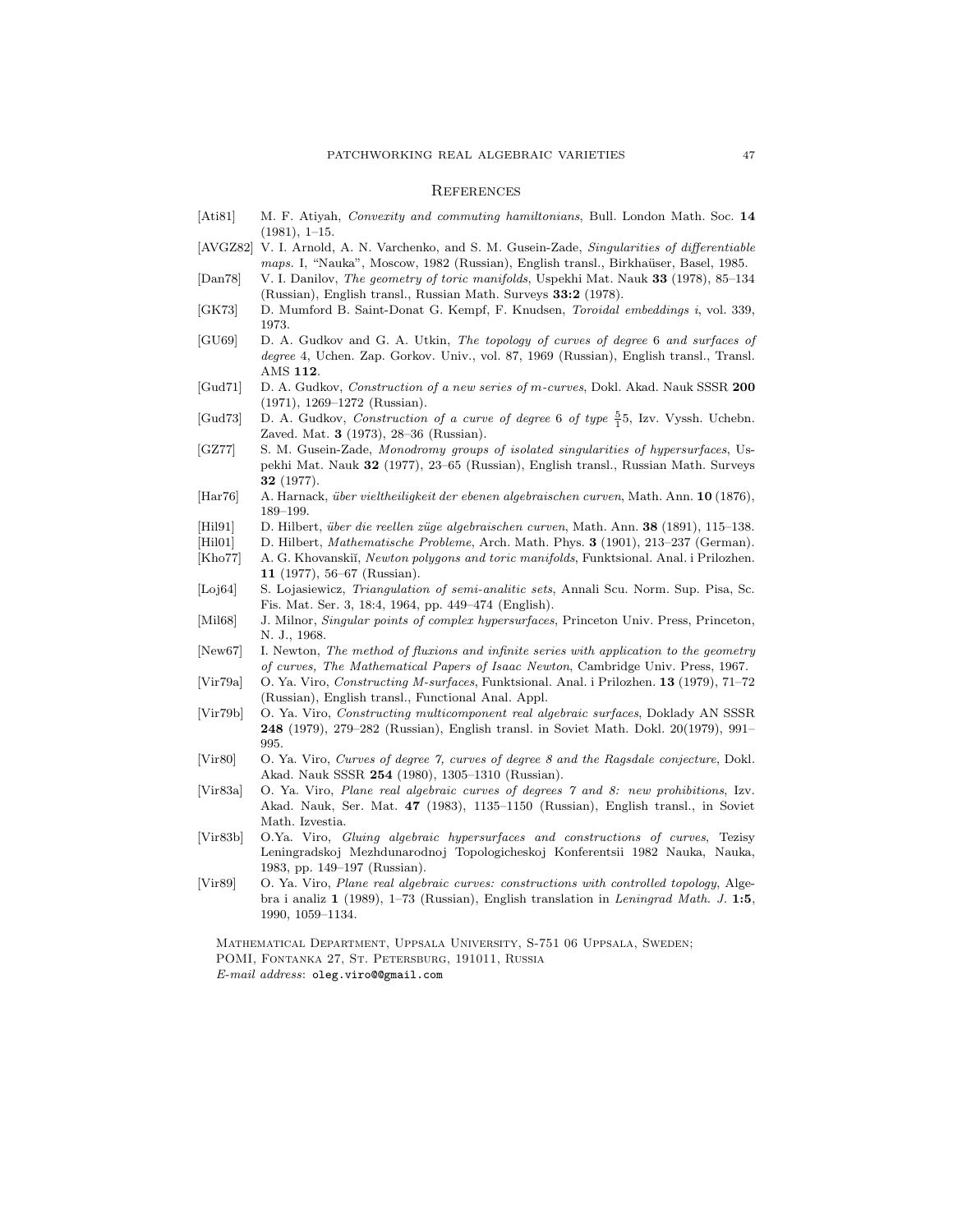## References

[Ati81] M. F. Atiyah, *Convexity and commuting hamiltonians*, Bull. London Math. Soc. **14** (1981), 1–15.

[AVGZ82] V. I. Arnold, A. N. Varchenko, and S. M. Gusein-Zade, *Singularities of differentiable maps*. I, "Nauka", Moscow, 1982 (Russian), English transl., Birkhaüser, Basel, 1985.

[Dan78] V. I. Danilov, *The geometry of toric manifolds*, Uspekhi Mat. Nauk **33** (1978), 85–134 (Russian), English transl., Russian Math. Surveys **33:2** (1978).

[GK73] D. Mumford B. Saint-Donat G. Kempf, F. Knudsen, *Toroidal embeddings i*, vol. 339, 1973.

[GU69] D. A. Gudkov and G. A. Utkin, *The topology of curves of degree* 6 *and surfaces of degree* 4, Uchen. Zap. Gorkov. Univ., vol. 87, 1969 (Russian), English transl., Transl. AMS **112**.

[Gud71] D. A. Gudkov, *Construction of a new series of m-curves*, Dokl. Akad. Nauk SSSR **200** (1971), 1269–1272 (Russian).

[Gud73] D. A. Gudkov, *Construction of a curve of degree* 6 *of type* $\frac{5}{1}5$, Izv. Vyssh. Uchebn. Zaved. Mat. **3** (1973), 28–36 (Russian).

[GZ77] S. M. Gusein-Zade, *Monodromy groups of isolated singularities of hypersurfaces*, Uspekhi Mat. Nauk **32** (1977), 23–65 (Russian), English transl., Russian Math. Surveys **32** (1977).

[Har76] A. Harnack, *über vieltheiligkeit der ebenen algebraischen curven*, Math. Ann. **10** (1876), 189–199.

[Hil91] D. Hilbert, *über die reellen züge algebraischen curven*, Math. Ann. **38** (1891), 115–138.

[Hil01] D. Hilbert, *Mathematische Probleme*, Arch. Math. Phys. **3** (1901), 213–237 (German).

[Kho77] A. G. Khovanskiĭ, *Newton polygons and toric manifolds*, Funktsional. Anal. i Prilozhen. **11** (1977), 56–67 (Russian).

[Loj64] S. Lojasiewicz, *Triangulation of semi-analitic sets*, Annali Scu. Norm. Sup. Pisa, Sc. Fis. Mat. Ser. 3, 18:4, 1964, pp. 449–474 (English).

[Mil68] J. Milnor, *Singular points of complex hypersurfaces*, Princeton Univ. Press, Princeton, N. J., 1968.

[New67] I. Newton, *The method of fluxions and infinite series with application to the geometry of curves, The Mathematical Papers of Isaac Newton*, Cambridge Univ. Press, 1967.

[Vir79a] O. Ya. Viro, *Constructing M-surfaces*, Funktsional. Anal. i Prilozhen. **13** (1979), 71–72 (Russian), English transl., Functional Anal. Appl.

[Vir79b] O. Ya. Viro, *Constructing multicomponent real algebraic surfaces*, Doklady AN SSSR **248** (1979), 279–282 (Russian), English transl. in Soviet Math. Dokl. 20(1979), 991–995.

[Vir80] O. Ya. Viro, *Curves of degree 7, curves of degree 8 and the Ragsdale conjecture*, Dokl. Akad. Nauk SSSR **254** (1980), 1305–1310 (Russian).

[Vir83a] O. Ya. Viro, *Plane real algebraic curves of degrees 7 and 8: new prohibitions*, Izv. Akad. Nauk, Ser. Mat. **47** (1983), 1135–1150 (Russian), English transl., in Soviet Math. Izvestia.

[Vir83b] O.Ya. Viro, *Gluing algebraic hypersurfaces and constructions of curves*, Tezisy Leningradskoj Mezhdunarodnoj Topologicheskoj Konferentsii 1982 Nauka, Nauka, 1983, pp. 149–197 (Russian).

[Vir89] O. Ya. Viro, *Plane real algebraic curves: constructions with controlled topology*, Algebra i analiz **1** (1989), 1–73 (Russian), English translation in *Leningrad Math. J.* **1:5**, 1990, 1059–1134.

Mathematical Department, Uppsala University, S-751 06 Uppsala, Sweden;
POMI, Fontanka 27, St. Petersburg, 191011, Russia
*E-mail address*: oleg.viro@@gmail.com